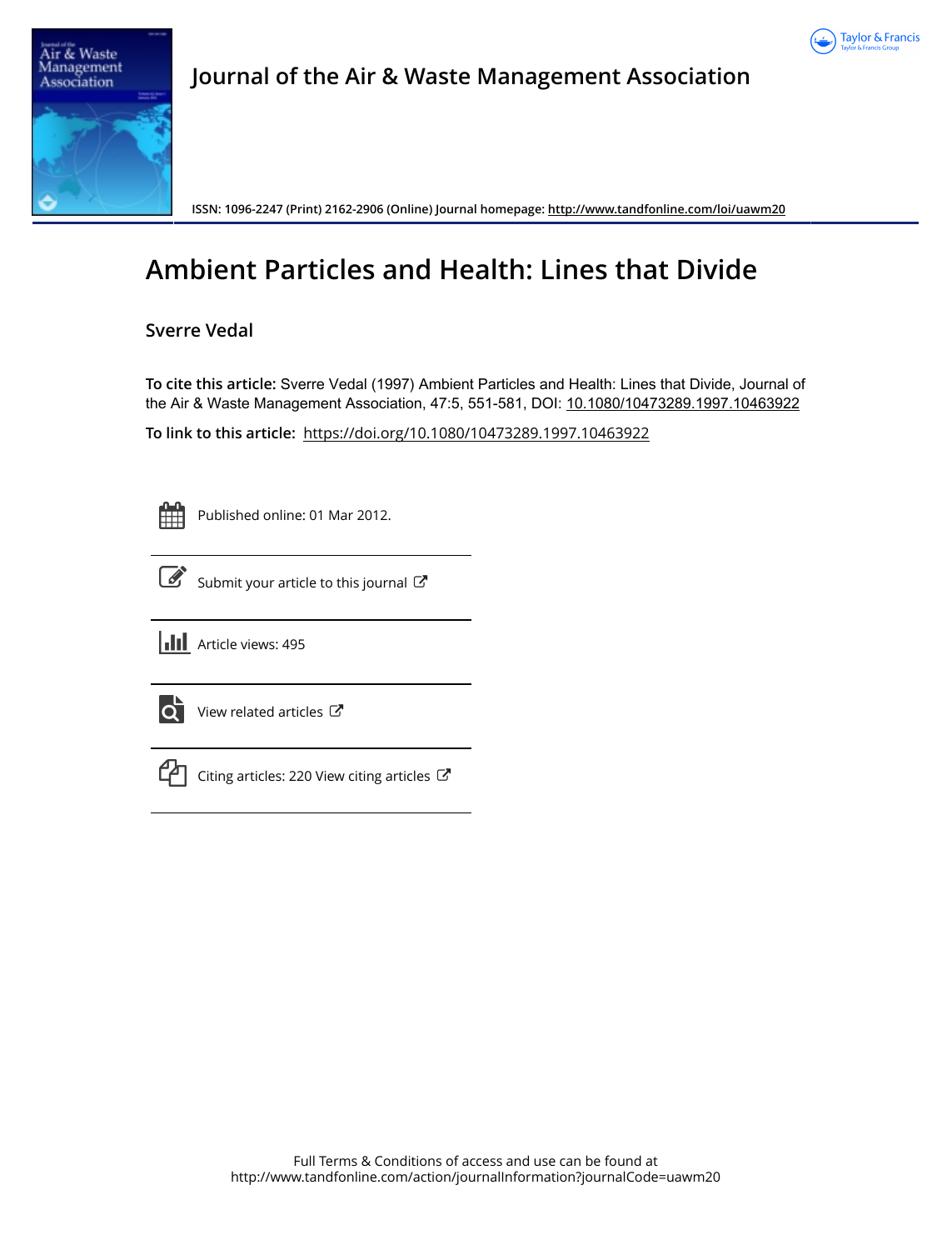Journal of the Air & Waste Management Association

ISSN: 1096-2247 (Print) 2162-2906 (Online) Journal homepage: http://www.tandfonline.com/loi/uawm20

# Ambient Particles and Health: Lines that Divide

**Sverre Vedal**

**To cite this article:** Sverre Vedal (1997) Ambient Particles and Health: Lines that Divide, Journal of the Air & Waste Management Association, 47:5, 551-581, DOI: 10.1080/10473289.1997.10463922

**To link to this article:** https://doi.org/10.1080/10473289.1997.10463922

Published online: 01 Mar 2012.

Submit your article to this journal

Article views: 495

View related articles

Citing articles: 220 View citing articles

Full Terms & Conditions of access and use can be found at http://www.tandfonline.com/action/journalInformation?journalCode=uawm20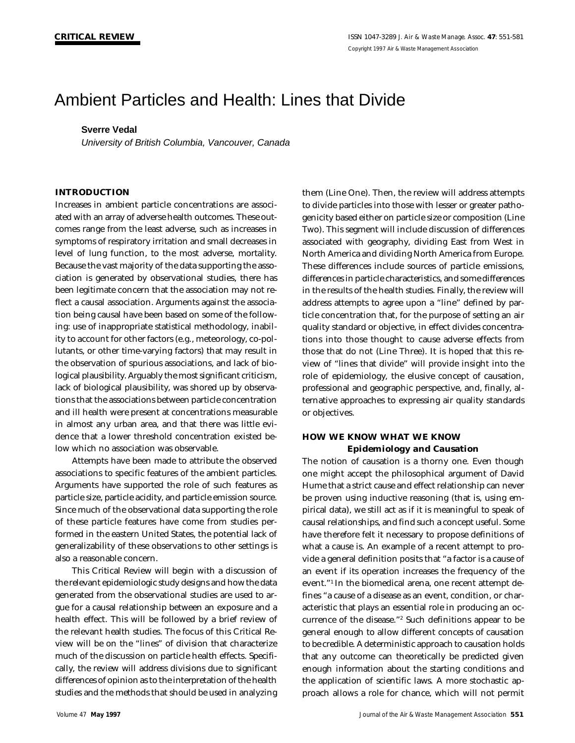CRITICAL REVIEW

# Ambient Particles and Health: Lines that Divide

**Sverre Vedal**

*University of British Columbia, Vancouver, Canada*

## INTRODUCTION

Increases in ambient particle concentrations are associated with an array of adverse health outcomes. These outcomes range from the least adverse, such as increases in symptoms of respiratory irritation and small decreases in level of lung function, to the most adverse, mortality. Because the vast majority of the data supporting the association is generated by observational studies, there has been legitimate concern that the association may not reflect a causal association. Arguments against the association being causal have been based on some of the following: use of inappropriate statistical methodology, inability to account for other factors (e.g., meteorology, co-pollutants, or other time-varying factors) that may result in the observation of spurious associations, and lack of biological plausibility. Arguably the most significant criticism, lack of biological plausibility, was shored up by observations that the associations between particle concentration and ill health were present at concentrations measurable in almost any urban area, and that there was little evidence that a lower threshold concentration existed below which no association was observable.

Attempts have been made to attribute the observed associations to specific features of the ambient particles. Arguments have supported the role of such features as particle size, particle acidity, and particle emission source. Since much of the observational data supporting the role of these particle features have come from studies performed in the eastern United States, the potential lack of generalizability of these observations to other settings is also a reasonable concern.

This Critical Review will begin with a discussion of the relevant epidemiologic study designs and how the data generated from the observational studies are used to argue for a causal relationship between an exposure and a health effect. This will be followed by a brief review of the relevant health studies. The focus of this Critical Review will be on the "lines" of division that characterize much of the discussion on particle health effects. Specifically, the review will address divisions due to significant differences of opinion as to the interpretation of the health studies and the methods that should be used in analyzing them (Line One). Then, the review will address attempts to divide particles into those with lesser or greater pathogenicity based either on particle size or composition (Line Two). This segment will include discussion of differences associated with geography, dividing East from West in North America and dividing North America from Europe. These differences include sources of particle emissions, differences in particle characteristics, and some differences in the results of the health studies. Finally, the review will address attempts to agree upon a "line" defined by particle concentration that, for the purpose of setting an air quality standard or objective, in effect divides concentrations into those thought to cause adverse effects from those that do not (Line Three). It is hoped that this review of "lines that divide" will provide insight into the role of epidemiology, the elusive concept of causation, professional and geographic perspective, and, finally, alternative approaches to expressing air quality standards or objectives.

## HOW WE KNOW WHAT WE KNOW

### Epidemiology and Causation

The notion of causation is a thorny one. Even though one might accept the philosophical argument of David Hume that a strict cause and effect relationship can never be proven using inductive reasoning (that is, using empirical data), we still act as if it is meaningful to speak of causal relationships, and find such a concept useful. Some have therefore felt it necessary to propose definitions of what a cause is. An example of a recent attempt to provide a general definition posits that "a factor is a cause of an event if its operation increases the frequency of the event."[1] In the biomedical arena, one recent attempt defines "a cause of a disease as an event, condition, or characteristic that plays an essential role in producing an occurrence of the disease."[2] Such definitions appear to be general enough to allow different concepts of causation to be credible. A deterministic approach to causation holds that any outcome can theoretically be predicted given enough information about the starting conditions and the application of scientific laws. A more stochastic approach allows a role for chance, which will not permit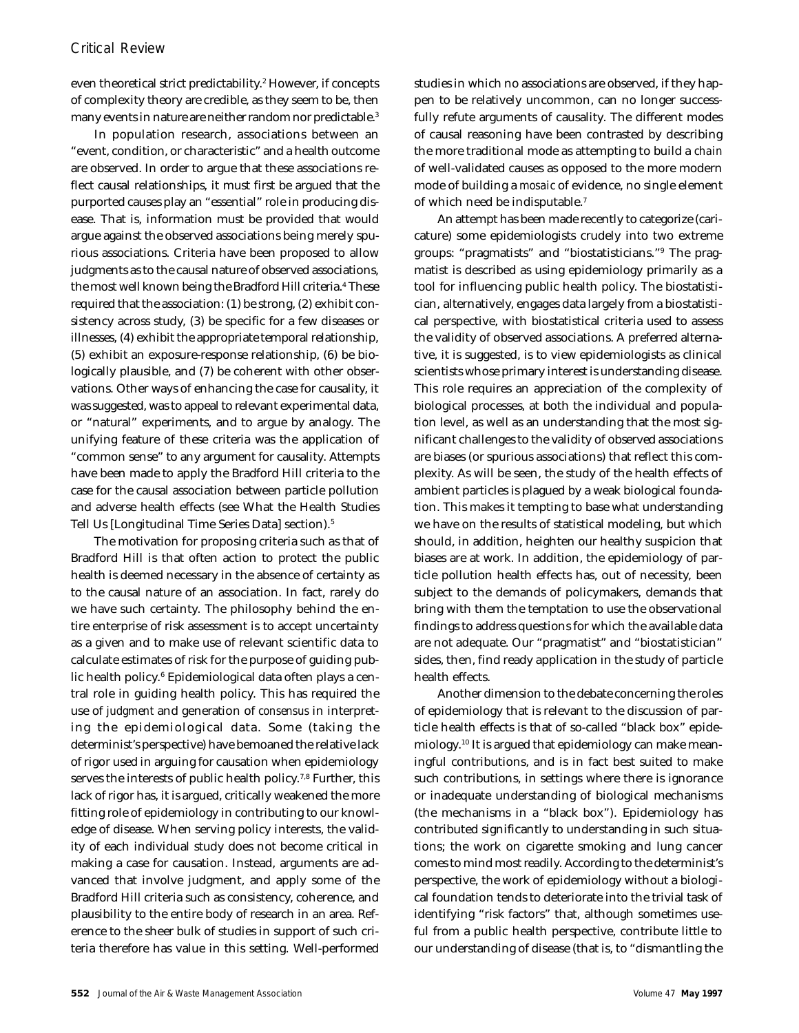even theoretical strict predictability.[2] However, if concepts of complexity theory are credible, as they seem to be, then many events in nature are neither random nor predictable.[3]

In population research, associations between an "event, condition, or characteristic" and a health outcome are observed. In order to argue that these associations reflect causal relationships, it must first be argued that the purported causes play an "essential" role in producing disease. That is, information must be provided that would argue against the observed associations being merely spurious associations. Criteria have been proposed to allow judgments as to the causal nature of observed associations, the most well known being the Bradford Hill criteria.[4] These required that the association: (1) be strong, (2) exhibit consistency across study, (3) be specific for a few diseases or illnesses, (4) exhibit the appropriate temporal relationship, (5) exhibit an exposure-response relationship, (6) be biologically plausible, and (7) be coherent with other observations. Other ways of enhancing the case for causality, it was suggested, was to appeal to relevant experimental data, or "natural" experiments, and to argue by analogy. The unifying feature of these criteria was the application of "common sense" to any argument for causality. Attempts have been made to apply the Bradford Hill criteria to the case for the causal association between particle pollution and adverse health effects (see What the Health Studies Tell Us [Longitudinal Time Series Data] section).[5]

The motivation for proposing criteria such as that of Bradford Hill is that often action to protect the public health is deemed necessary in the absence of certainty as to the causal nature of an association. In fact, rarely do we have such certainty. The philosophy behind the entire enterprise of risk assessment is to accept uncertainty as a given and to make use of relevant scientific data to calculate estimates of risk for the purpose of guiding public health policy.[6] Epidemiological data often plays a central role in guiding health policy. This has required the use of *judgment* and generation of *consensus* in interpreting the epidemiological data. Some (taking the determinist's perspective) have bemoaned the relative lack of rigor used in arguing for causation when epidemiology serves the interests of public health policy.[7,8] Further, this lack of rigor has, it is argued, critically weakened the more fitting role of epidemiology in contributing to our knowledge of disease. When serving policy interests, the validity of each individual study does not become critical in making a case for causation. Instead, arguments are advanced that involve judgment, and apply some of the Bradford Hill criteria such as consistency, coherence, and plausibility to the entire body of research in an area. Reference to the sheer bulk of studies in support of such criteria therefore has value in this setting. Well-performed studies in which no associations are observed, if they happen to be relatively uncommon, can no longer successfully refute arguments of causality. The different modes of causal reasoning have been contrasted by describing the more traditional mode as attempting to build a *chain* of well-validated causes as opposed to the more modern mode of building a *mosaic* of evidence, no single element of which need be indisputable.[7]

An attempt has been made recently to categorize (caricature) some epidemiologists crudely into two extreme groups: "pragmatists" and "biostatisticians."[9] The pragmatist is described as using epidemiology primarily as a tool for influencing public health policy. The biostatistician, alternatively, engages data largely from a biostatistical perspective, with biostatistical criteria used to assess the validity of observed associations. A preferred alternative, it is suggested, is to view epidemiologists as clinical scientists whose primary interest is understanding disease. This role requires an appreciation of the complexity of biological processes, at both the individual and population level, as well as an understanding that the most significant challenges to the validity of observed associations are biases (or spurious associations) that reflect this complexity. As will be seen, the study of the health effects of ambient particles is plagued by a weak biological foundation. This makes it tempting to base what understanding we have on the results of statistical modeling, but which should, in addition, heighten our healthy suspicion that biases are at work. In addition, the epidemiology of particle pollution health effects has, out of necessity, been subject to the demands of policymakers, demands that bring with them the temptation to use the observational findings to address questions for which the available data are not adequate. Our "pragmatist" and "biostatistician" sides, then, find ready application in the study of particle health effects.

Another dimension to the debate concerning the roles of epidemiology that is relevant to the discussion of particle health effects is that of so-called "black box" epidemiology.[10] It is argued that epidemiology can make meaningful contributions, and is in fact best suited to make such contributions, in settings where there is ignorance or inadequate understanding of biological mechanisms (the mechanisms in a "black box"). Epidemiology has contributed significantly to understanding in such situations; the work on cigarette smoking and lung cancer comes to mind most readily. According to the determinist's perspective, the work of epidemiology without a biological foundation tends to deteriorate into the trivial task of identifying "risk factors" that, although sometimes useful from a public health perspective, contribute little to our understanding of disease (that is, to "dismantling the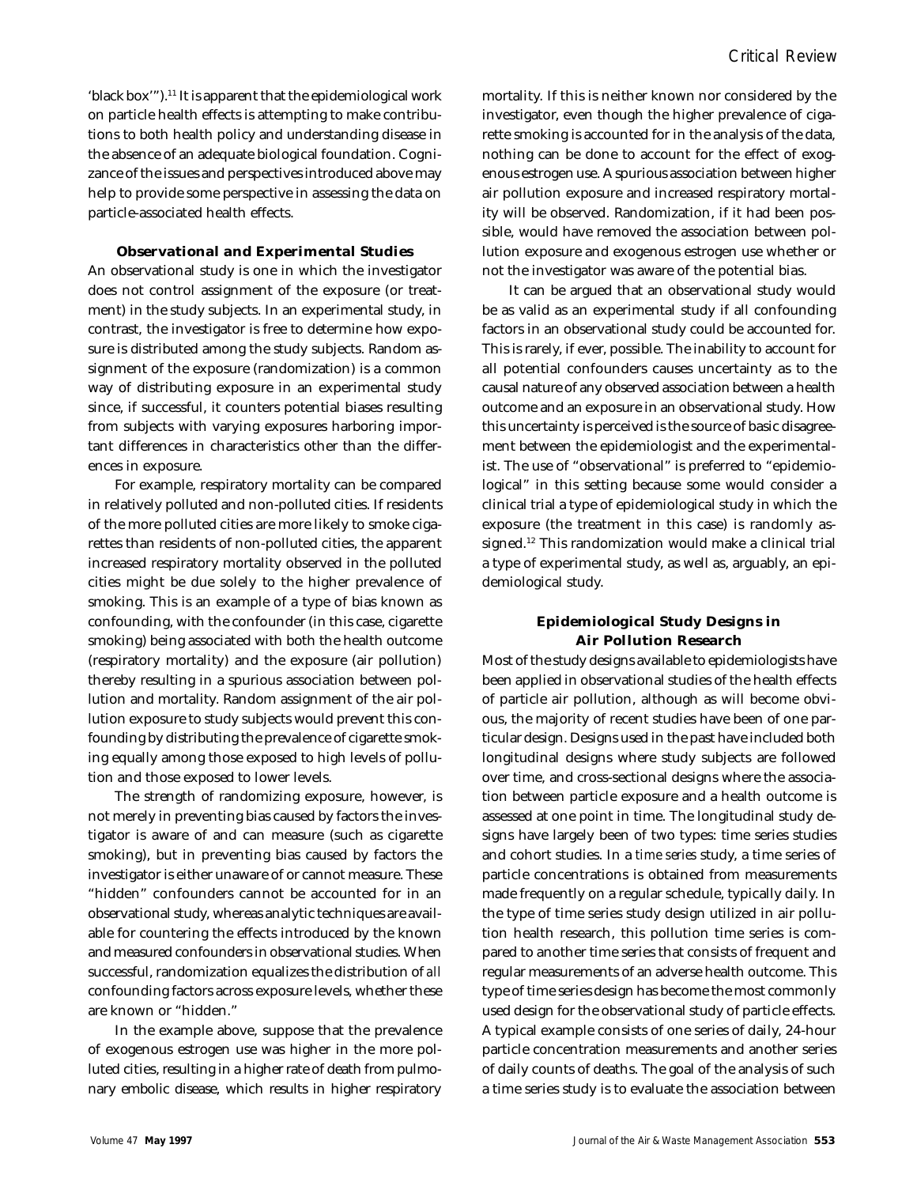'black box'").[11] It is apparent that the epidemiological work on particle health effects is attempting to make contributions to both health policy and understanding disease in the absence of an adequate biological foundation. Cognizance of the issues and perspectives introduced above may help to provide some perspective in assessing the data on particle-associated health effects.

### Observational and Experimental Studies

An observational study is one in which the investigator does not control assignment of the exposure (or treatment) in the study subjects. In an experimental study, in contrast, the investigator is free to determine how exposure is distributed among the study subjects. Random assignment of the exposure (randomization) is a common way of distributing exposure in an experimental study since, if successful, it counters potential biases resulting from subjects with varying exposures harboring important differences in characteristics other than the differences in exposure.

For example, respiratory mortality can be compared in relatively polluted and non-polluted cities. If residents of the more polluted cities are more likely to smoke cigarettes than residents of non-polluted cities, the apparent increased respiratory mortality observed in the polluted cities might be due solely to the higher prevalence of smoking. This is an example of a type of bias known as confounding, with the confounder (in this case, cigarette smoking) being associated with both the health outcome (respiratory mortality) and the exposure (air pollution) thereby resulting in a spurious association between pollution and mortality. Random assignment of the air pollution exposure to study subjects would prevent this confounding by distributing the prevalence of cigarette smoking equally among those exposed to high levels of pollution and those exposed to lower levels.

The strength of randomizing exposure, however, is not merely in preventing bias caused by factors the investigator is aware of and can measure (such as cigarette smoking), but in preventing bias caused by factors the investigator is either unaware of or cannot measure. These "hidden" confounders cannot be accounted for in an observational study, whereas analytic techniques are available for countering the effects introduced by the known and measured confounders in observational studies. When successful, randomization equalizes the distribution of *all* confounding factors across exposure levels, whether these are known or "hidden."

In the example above, suppose that the prevalence of exogenous estrogen use was higher in the more polluted cities, resulting in a higher rate of death from pulmonary embolic disease, which results in higher respiratory mortality. If this is neither known nor considered by the investigator, even though the higher prevalence of cigarette smoking is accounted for in the analysis of the data, nothing can be done to account for the effect of exogenous estrogen use. A spurious association between higher air pollution exposure and increased respiratory mortality will be observed. Randomization, if it had been possible, would have removed the association between pollution exposure and exogenous estrogen use whether or not the investigator was aware of the potential bias.

It can be argued that an observational study would be as valid as an experimental study if all confounding factors in an observational study could be accounted for. This is rarely, if ever, possible. The inability to account for all potential confounders causes uncertainty as to the causal nature of any observed association between a health outcome and an exposure in an observational study. How this uncertainty is perceived is the source of basic disagreement between the epidemiologist and the experimentalist. The use of "observational" is preferred to "epidemiological" in this setting because some would consider a clinical trial a type of epidemiological study in which the exposure (the treatment in this case) is randomly assigned.[12] This randomization would make a clinical trial a type of experimental study, as well as, arguably, an epidemiological study.

### Epidemiological Study Designs in Air Pollution Research

Most of the study designs available to epidemiologists have been applied in observational studies of the health effects of particle air pollution, although as will become obvious, the majority of recent studies have been of one particular design. Designs used in the past have included both longitudinal designs where study subjects are followed over time, and cross-sectional designs where the association between particle exposure and a health outcome is assessed at one point in time. The longitudinal study designs have largely been of two types: time series studies and cohort studies. In a *time series* study, a time series of particle concentrations is obtained from measurements made frequently on a regular schedule, typically daily. In the type of time series study design utilized in air pollution health research, this pollution time series is compared to another time series that consists of frequent and regular measurements of an adverse health outcome. This type of time series design has become the most commonly used design for the observational study of particle effects. A typical example consists of one series of daily, 24-hour particle concentration measurements and another series of daily counts of deaths. The goal of the analysis of such a time series study is to evaluate the association between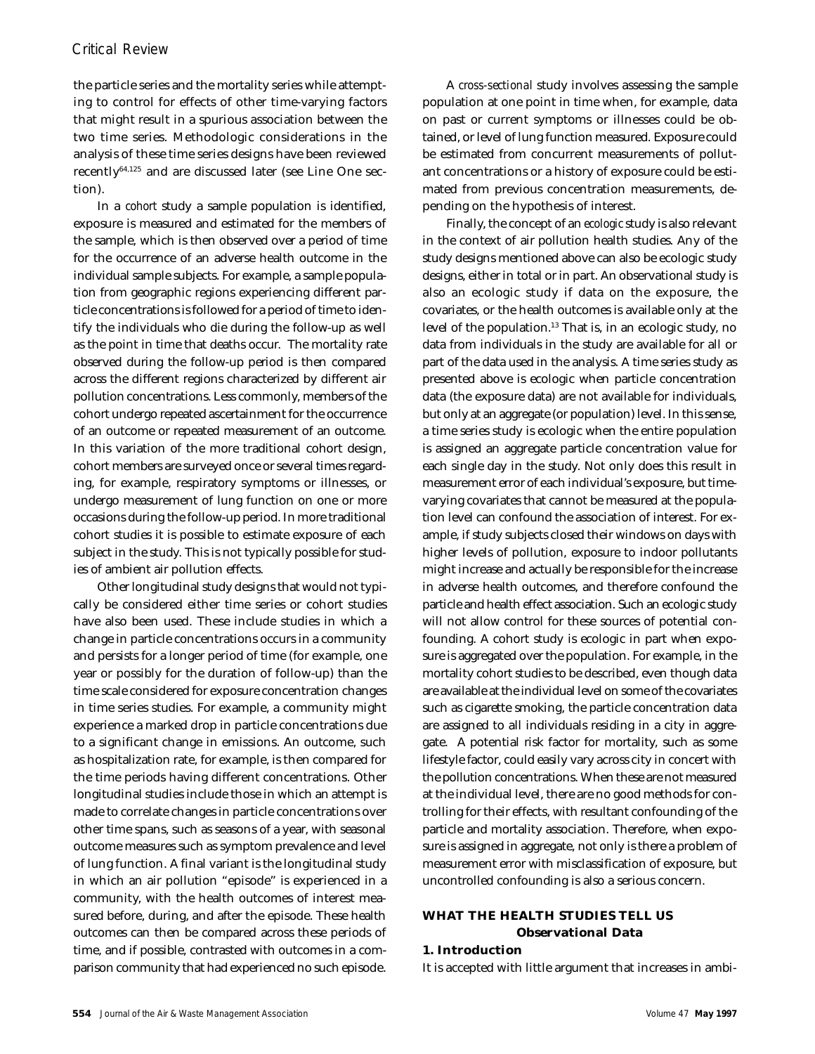the particle series and the mortality series while attempting to control for effects of other time-varying factors that might result in a spurious association between the two time series. Methodologic considerations in the analysis of these time series designs have been reviewed recently[64,125] and are discussed later (see Line One section).

In a *cohort* study a sample population is identified, exposure is measured and estimated for the members of the sample, which is then observed over a period of time for the occurrence of an adverse health outcome in the individual sample subjects. For example, a sample population from geographic regions experiencing different particle concentrations is followed for a period of time to identify the individuals who die during the follow-up as well as the point in time that deaths occur. The mortality rate observed during the follow-up period is then compared across the different regions characterized by different air pollution concentrations. Less commonly, members of the cohort undergo repeated ascertainment for the occurrence of an outcome or repeated measurement of an outcome. In this variation of the more traditional cohort design, cohort members are surveyed once or several times regarding, for example, respiratory symptoms or illnesses, or undergo measurement of lung function on one or more occasions during the follow-up period. In more traditional cohort studies it is possible to estimate exposure of each subject in the study. This is not typically possible for studies of ambient air pollution effects.

Other longitudinal study designs that would not typically be considered either time series or cohort studies have also been used. These include studies in which a change in particle concentrations occurs in a community and persists for a longer period of time (for example, one year or possibly for the duration of follow-up) than the time scale considered for exposure concentration changes in time series studies. For example, a community might experience a marked drop in particle concentrations due to a significant change in emissions. An outcome, such as hospitalization rate, for example, is then compared for the time periods having different concentrations. Other longitudinal studies include those in which an attempt is made to correlate changes in particle concentrations over other time spans, such as seasons of a year, with seasonal outcome measures such as symptom prevalence and level of lung function. A final variant is the longitudinal study in which an air pollution "episode" is experienced in a community, with the health outcomes of interest measured before, during, and after the episode. These health outcomes can then be compared across these periods of time, and if possible, contrasted with outcomes in a comparison community that had experienced no such episode.

A *cross-sectional* study involves assessing the sample population at one point in time when, for example, data on past or current symptoms or illnesses could be obtained, or level of lung function measured. Exposure could be estimated from concurrent measurements of pollutant concentrations or a history of exposure could be estimated from previous concentration measurements, depending on the hypothesis of interest.

Finally, the concept of an *ecologic* study is also relevant in the context of air pollution health studies. Any of the study designs mentioned above can also be ecologic study designs, either in total or in part. An observational study is also an ecologic study if data on the exposure, the covariates, or the health outcomes is available only at the level of the population.[13] That is, in an ecologic study, no data from individuals in the study are available for all or part of the data used in the analysis. A time series study as presented above is ecologic when particle concentration data (the exposure data) are not available for individuals, but only at an aggregate (or population) level. In this sense, a time series study is ecologic when the entire population is assigned an aggregate particle concentration value for each single day in the study. Not only does this result in measurement error of each individual's exposure, but time-varying covariates that cannot be measured at the population level can confound the association of interest. For example, if study subjects closed their windows on days with higher levels of pollution, exposure to indoor pollutants might increase and actually be responsible for the increase in adverse health outcomes, and therefore confound the particle and health effect association. Such an ecologic study will not allow control for these sources of potential confounding. A cohort study is ecologic in part when exposure is aggregated over the population. For example, in the mortality cohort studies to be described, even though data are available at the individual level on some of the covariates such as cigarette smoking, the particle concentration data are assigned to all individuals residing in a city in aggregate. A potential risk factor for mortality, such as some lifestyle factor, could easily vary across city in concert with the pollution concentrations. When these are not measured at the individual level, there are no good methods for controlling for their effects, with resultant confounding of the particle and mortality association. Therefore, when exposure is assigned in aggregate, not only is there a problem of measurement error with misclassification of exposure, but uncontrolled confounding is also a serious concern.

## WHAT THE HEALTH STUDIES TELL US

### Observational Data

#### 1. Introduction

It is accepted with little argument that increases in ambi-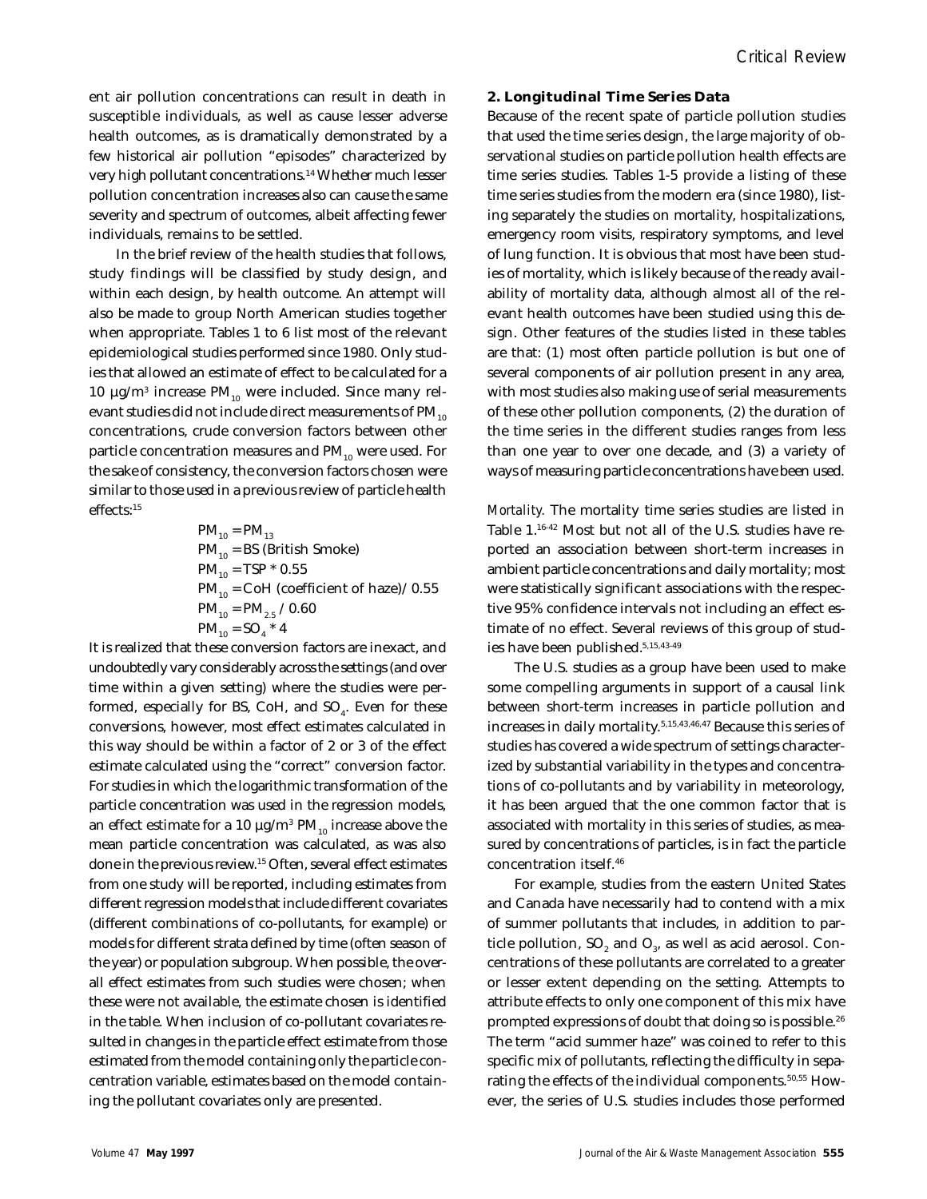ent air pollution concentrations can result in death in susceptible individuals, as well as cause lesser adverse health outcomes, as is dramatically demonstrated by a few historical air pollution "episodes" characterized by very high pollutant concentrations.[14] Whether much lesser pollution concentration increases also can cause the same severity and spectrum of outcomes, albeit affecting fewer individuals, remains to be settled.

In the brief review of the health studies that follows, study findings will be classified by study design, and within each design, by health outcome. An attempt will also be made to group North American studies together when appropriate. Tables 1 to 6 list most of the relevant epidemiological studies performed since 1980. Only studies that allowed an estimate of effect to be calculated for a 10 µg/m$^3$ increase $PM_{10}$ were included. Since many relevant studies did not include direct measurements of $PM_{10}$ concentrations, crude conversion factors between other particle concentration measures and $PM_{10}$ were used. For the sake of consistency, the conversion factors chosen were similar to those used in a previous review of particle health effects:[15]

$PM_{10} = PM_{13}$

$PM_{10}$ = BS (British Smoke)

$PM_{10} = TSP * 0.55$

$PM_{10}$ = CoH (coefficient of haze)/ 0.55

$PM_{10} = PM_{2.5} / 0.60$

$PM_{10} = SO_4 * 4$

It is realized that these conversion factors are inexact, and undoubtedly vary considerably across the settings (and over time within a given setting) where the studies were performed, especially for BS, CoH, and $SO_4$. Even for these conversions, however, most effect estimates calculated in this way should be within a factor of 2 or 3 of the effect estimate calculated using the "correct" conversion factor. For studies in which the logarithmic transformation of the particle concentration was used in the regression models, an effect estimate for a 10 µg/m$^3$ $PM_{10}$ increase above the mean particle concentration was calculated, as was also done in the previous review.[15] Often, several effect estimates from one study will be reported, including estimates from different regression models that include different covariates (different combinations of co-pollutants, for example) or models for different strata defined by time (often season of the year) or population subgroup. When possible, the overall effect estimates from such studies were chosen; when these were not available, the estimate chosen is identified in the table. When inclusion of co-pollutant covariates resulted in changes in the particle effect estimate from those estimated from the model containing only the particle concentration variable, estimates based on the model containing the pollutant covariates only are presented.

### 2. Longitudinal Time Series Data

Because of the recent spate of particle pollution studies that used the time series design, the large majority of observational studies on particle pollution health effects are time series studies. Tables 1-5 provide a listing of these time series studies from the modern era (since 1980), listing separately the studies on mortality, hospitalizations, emergency room visits, respiratory symptoms, and level of lung function. It is obvious that most have been studies of mortality, which is likely because of the ready availability of mortality data, although almost all of the relevant health outcomes have been studied using this design. Other features of the studies listed in these tables are that: (1) most often particle pollution is but one of several components of air pollution present in any area, with most studies also making use of serial measurements of these other pollution components, (2) the duration of the time series in the different studies ranges from less than one year to over one decade, and (3) a variety of ways of measuring particle concentrations have been used.

*Mortality.* The mortality time series studies are listed in Table 1.[16-42] Most but not all of the U.S. studies have reported an association between short-term increases in ambient particle concentrations and daily mortality; most were statistically significant associations with the respective 95% confidence intervals not including an effect estimate of no effect. Several reviews of this group of studies have been published.[5,15,43-49]

The U.S. studies as a group have been used to make some compelling arguments in support of a causal link between short-term increases in particle pollution and increases in daily mortality.[5,15,43,46,47] Because this series of studies has covered a wide spectrum of settings characterized by substantial variability in the types and concentrations of co-pollutants and by variability in meteorology, it has been argued that the one common factor that is associated with mortality in this series of studies, as measured by concentrations of particles, is in fact the particle concentration itself.[46]

For example, studies from the eastern United States and Canada have necessarily had to contend with a mix of summer pollutants that includes, in addition to particle pollution, $SO_2$ and $O_3$, as well as acid aerosol. Concentrations of these pollutants are correlated to a greater or lesser extent depending on the setting. Attempts to attribute effects to only one component of this mix have prompted expressions of doubt that doing so is possible.[26] The term "acid summer haze" was coined to refer to this specific mix of pollutants, reflecting the difficulty in separating the effects of the individual components.[50,55] However, the series of U.S. studies includes those performed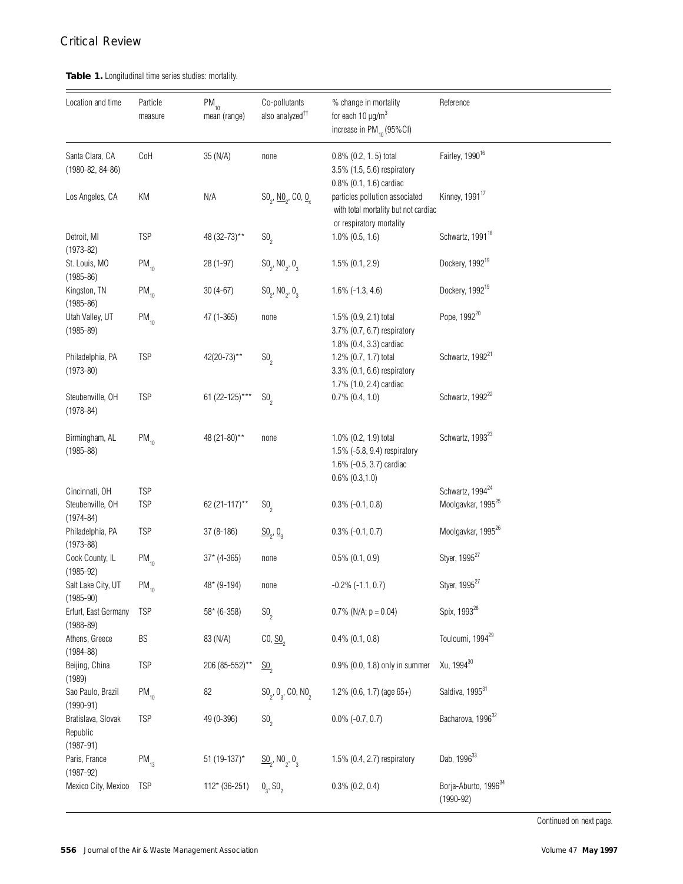**Table 1.** Longitudinal time series studies: mortality.

| Location and time | Particle measure | $PM_{10}$ mean (range) | Co-pollutants also analyzed[††] | % change in mortality for each 10 μg/m$^3$ increase in $PM_{10}$ (95%CI) | Reference |
|---|---|---|---|---|---|
| Santa Clara, CA (1980-82, 84-86) | CoH | 35 (N/A) | none | 0.8% (0.2, 1. 5) total<br>3.5% (1.5, 5.6) respiratory<br>0.8% (0.1, 1.6) cardiac | Fairley, 1990[16] |
| Los Angeles, CA | KM | N/A | $SO_2$, $\underline{NO_2}$, CO, $\underline{O_x}$ | particles pollution associated with total mortality but not cardiac or respiratory mortality | Kinney, 1991[17] |
| Detroit, MI (1973-82) | TSP | 48 (32-73)** | $SO_2$ | 1.0% (0.5, 1.6) | Schwartz, 1991[18] |
| St. Louis, MO (1985-86) | $PM_{10}$ | 28 (1-97) | $SO_2$, $NO_2$, $O_3$ | 1.5% (0.1, 2.9) | Dockery, 1992[19] |
| Kingston, TN (1985-86) | $PM_{10}$ | 30 (4-67) | $SO_2$, $NO_2$, $O_3$ | 1.6% (-1.3, 4.6) | Dockery, 1992[19] |
| Utah Valley, UT (1985-89) | $PM_{10}$ | 47 (1-365) | none | 1.5% (0.9, 2.1) total<br>3.7% (0.7, 6.7) respiratory<br>1.8% (0.4, 3.3) cardiac | Pope, 1992[20] |
| Philadelphia, PA (1973-80) | TSP | 42(20-73)** | $SO_2$ | 1.2% (0.7, 1.7) total<br>3.3% (0.1, 6.6) respiratory<br>1.7% (1.0, 2.4) cardiac | Schwartz, 1992[21] |
| Steubenville, OH (1978-84) | TSP | 61 (22-125)*** | $SO_2$ | 0.7% (0.4, 1.0) | Schwartz, 1992[22] |
| Birmingham, AL (1985-88) | $PM_{10}$ | 48 (21-80)** | none | 1.0% (0.2, 1.9) total<br>1.5% (-5.8, 9.4) respiratory<br>1.6% (-0.5, 3.7) cardiac | Schwartz, 1993[23] |
| Cincinnati, OH | TSP | | | 0.6% (0.3,1.0) | Schwartz, 1994[24] |
| Steubenville, OH (1974-84) | TSP | 62 (21-117)** | $SO_2$ | 0.3% (-0.1, 0.8) | Moolgavkar, 1995[25] |
| Philadelphia, PA (1973-88) | TSP | 37 (8-186) | $\underline{SO_2}$, $\underline{O_3}$ | 0.3% (-0.1, 0.7) | Moolgavkar, 1995[26] |
| Cook County, IL (1985-92) | $PM_{10}$ | 37* (4-365) | none | 0.5% (0.1, 0.9) | Styer, 1995[27] |
| Salt Lake City, UT (1985-90) | $PM_{10}$ | 48* (9-194) | none | -0.2% (-1.1, 0.7) | Styer, 1995[27] |
| Erfurt, East Germany (1988-89) | TSP | 58* (6-358) | $SO_2$ | 0.7% (N/A; p = 0.04) | Spix, 1993[28] |
| Athens, Greece (1984-88) | BS | 83 (N/A) | CO, $\underline{SO_2}$ | 0.4% (0.1, 0.8) | Touloumi, 1994[29] |
| Beijing, China (1989) | TSP | 206 (85-552)** | $\underline{SO_2}$ | 0.9% (0.0, 1.8) only in summer | Xu, 1994[30] |
| Sao Paulo, Brazil (1990-91) | $PM_{10}$ | 82 | $SO_2$, $O_3$, CO, $NO_2$ | 1.2% (0.6, 1.7) (age 65+) | Saldiva, 1995[31] |
| Bratislava, Slovak Republic (1987-91) | TSP | 49 (0-396) | $SO_2$ | 0.0% (-0.7, 0.7) | Bacharova, 1996[32] |
| Paris, France (1987-92) | $PM_{13}$ | 51 (19-137)* | $\underline{SO_2}$, $NO_2$, $O_3$ | 1.5% (0.4, 2.7) respiratory | Dab, 1996[33] |
| Mexico City, Mexico | TSP | 112* (36-251) | $O_3$, $SO_2$ | 0.3% (0.2, 0.4) | Borja-Aburto, 1996[34] (1990-92) |

Continued on next page.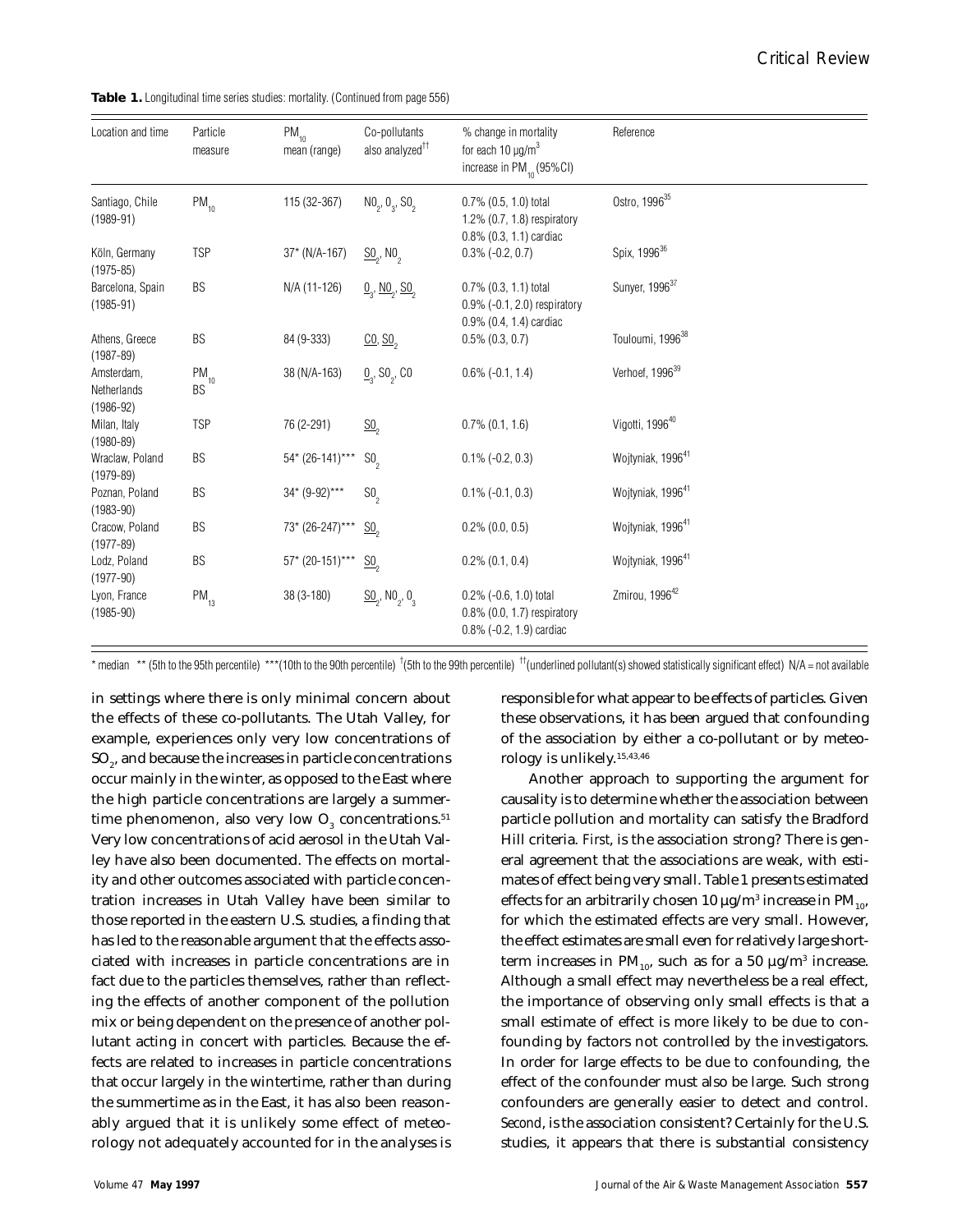**Table 1.** Longitudinal time series studies: mortality. (Continued from page 556)

| Location and time | Particle measure | $PM_{10}$ mean (range) | Co-pollutants also analyzed[††] | % change in mortality for each 10 µg/m³ increase in $PM_{10}$ (95%CI) | Reference |
|---|---|---|---|---|---|
| Santiago, Chile (1989-91) | $PM_{10}$ | 115 (32-367) | $NO_2$, $O_3$, $SO_2$ | 0.7% (0.5, 1.0) total<br>1.2% (0.7, 1.8) respiratory<br>0.8% (0.3, 1.1) cardiac | Ostro, 1996[35] |
| Köln, Germany (1975-85) | TSP | 37* (N/A-167) | <u>$SO_2$</u>, $NO_2$ | 0.3% (-0.2, 0.7) | Spix, 1996[36] |
| Barcelona, Spain (1985-91) | BS | N/A (11-126) | <u>$O_3$</u>, <u>$NO_2$</u>, <u>$SO_2$</u> | 0.7% (0.3, 1.1) total<br>0.9% (-0.1, 2.0) respiratory<br>0.9% (0.4, 1.4) cardiac | Sunyer, 1996[37] |
| Athens, Greece (1987-89) | BS | 84 (9-333) | <u>CO</u>, <u>$SO_2$</u> | 0.5% (0.3, 0.7) | Touloumi, 1996[38] |
| Amsterdam, Netherlands (1986-92) | $PM_{10}$<br>BS | 38 (N/A-163) | <u>$O_3$</u>, $SO_2$, CO | 0.6% (-0.1, 1.4) | Verhoef, 1996[39] |
| Milan, Italy (1980-89) | TSP | 76 (2-291) | <u>$SO_2$</u> | 0.7% (0.1, 1.6) | Vigotti, 1996[40] |
| Wraclaw, Poland (1979-89) | BS | 54* (26-141)*** | $SO_2$ | 0.1% (-0.2, 0.3) | Wojtyniak, 1996[41] |
| Poznan, Poland (1983-90) | BS | 34* (9-92)*** | $SO_2$ | 0.1% (-0.1, 0.3) | Wojtyniak, 1996[41] |
| Cracow, Poland (1977-89) | BS | 73* (26-247)*** | <u>$SO_2$</u> | 0.2% (0.0, 0.5) | Wojtyniak, 1996[41] |
| Lodz, Poland (1977-90) | BS | 57* (20-151)*** | <u>$SO_2$</u> | 0.2% (0.1, 0.4) | Wojtyniak, 1996[41] |
| Lyon, France (1985-90) | $PM_{13}$ | 38 (3-180) | <u>$SO_2$</u>, $NO_2$, $O_3$ | 0.2% (-0.6, 1.0) total<br>0.8% (0.0, 1.7) respiratory<br>0.8% (-0.2, 1.9) cardiac | Zmirou, 1996[42] |

\* median \*\* (5th to the 95th percentile) \*\*\*(10th to the 90th percentile) †(5th to the 99th percentile) ††(underlined pollutant(s) showed statistically significant effect) N/A = not available

in settings where there is only minimal concern about the effects of these co-pollutants. The Utah Valley, for example, experiences only very low concentrations of $SO_2$, and because the increases in particle concentrations occur mainly in the winter, as opposed to the East where the high particle concentrations are largely a summertime phenomenon, also very low $O_3$ concentrations.[51] Very low concentrations of acid aerosol in the Utah Valley have also been documented. The effects on mortality and other outcomes associated with particle concentration increases in Utah Valley have been similar to those reported in the eastern U.S. studies, a finding that has led to the reasonable argument that the effects associated with increases in particle concentrations are in fact due to the particles themselves, rather than reflecting the effects of another component of the pollution mix or being dependent on the presence of another pollutant acting in concert with particles. Because the effects are related to increases in particle concentrations that occur largely in the wintertime, rather than during the summertime as in the East, it has also been reasonably argued that it is unlikely some effect of meteorology not adequately accounted for in the analyses is responsible for what appear to be effects of particles. Given these observations, it has been argued that confounding of the association by either a co-pollutant or by meteorology is unlikely.[15,43,46]

Another approach to supporting the argument for causality is to determine whether the association between particle pollution and mortality can satisfy the Bradford Hill criteria. *First*, is the association strong? There is general agreement that the associations are weak, with estimates of effect being very small. Table 1 presents estimated effects for an arbitrarily chosen 10 µg/m³ increase in $PM_{10}$, for which the estimated effects are very small. However, the effect estimates are small even for relatively large short-term increases in $PM_{10}$, such as for a 50 µg/m³ increase. Although a small effect may nevertheless be a real effect, the importance of observing only small effects is that a small estimate of effect is more likely to be due to confounding by factors not controlled by the investigators. In order for large effects to be due to confounding, the effect of the confounder must also be large. Such strong confounders are generally easier to detect and control. *Second*, is the association consistent? Certainly for the U.S. studies, it appears that there is substantial consistency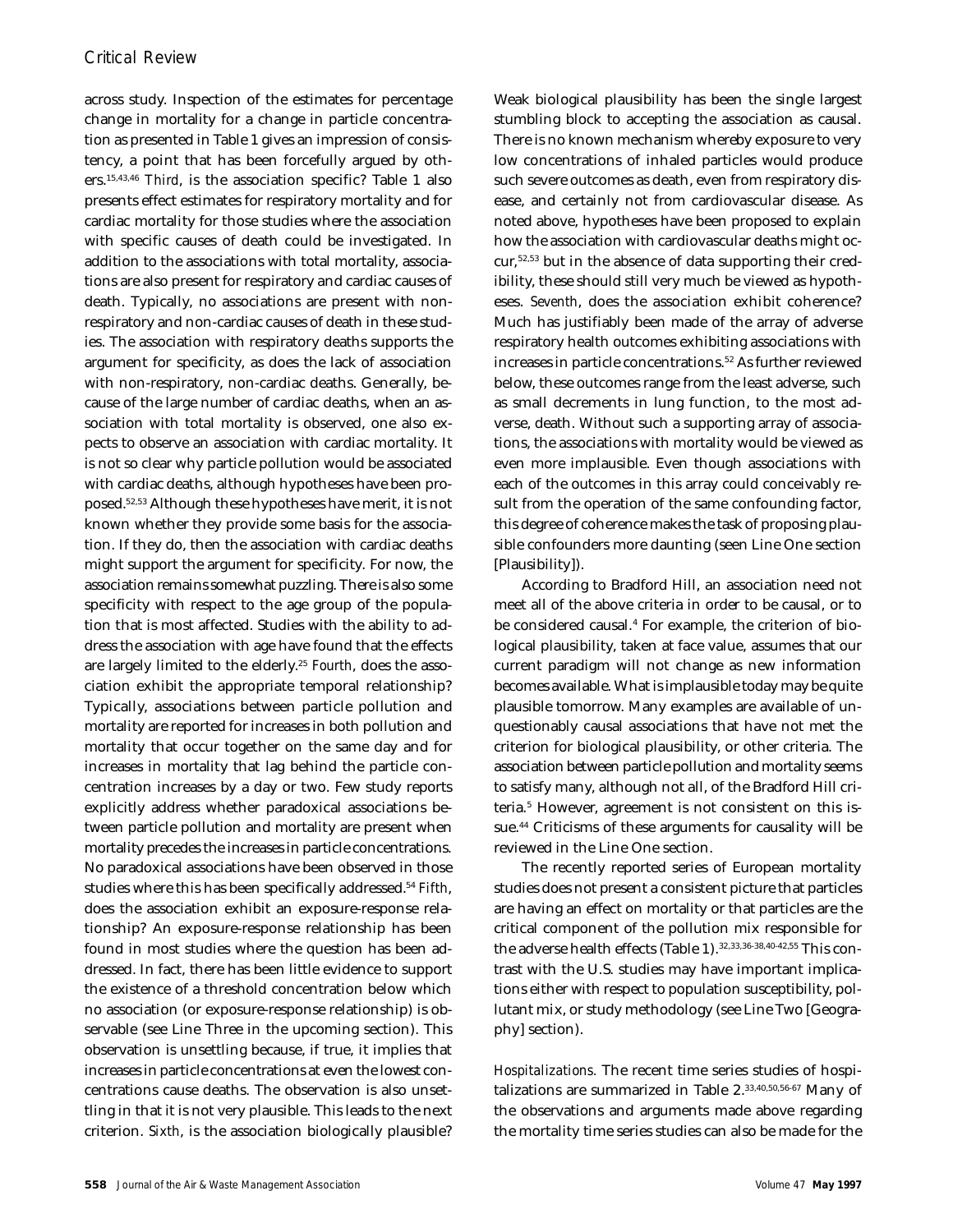across study. Inspection of the estimates for percentage change in mortality for a change in particle concentration as presented in Table 1 gives an impression of consistency, a point that has been forcefully argued by others.[15,43,46] *Third*, is the association specific? Table 1 also presents effect estimates for respiratory mortality and for cardiac mortality for those studies where the association with specific causes of death could be investigated. In addition to the associations with total mortality, associations are also present for respiratory and cardiac causes of death. Typically, no associations are present with non-respiratory and non-cardiac causes of death in these studies. The association with respiratory deaths supports the argument for specificity, as does the lack of association with non-respiratory, non-cardiac deaths. Generally, because of the large number of cardiac deaths, when an association with total mortality is observed, one also expects to observe an association with cardiac mortality. It is not so clear why particle pollution would be associated with cardiac deaths, although hypotheses have been proposed.[52,53] Although these hypotheses have merit, it is not known whether they provide some basis for the association. If they do, then the association with cardiac deaths might support the argument for specificity. For now, the association remains somewhat puzzling. There is also some specificity with respect to the age group of the population that is most affected. Studies with the ability to address the association with age have found that the effects are largely limited to the elderly.[25] *Fourth*, does the association exhibit the appropriate temporal relationship? Typically, associations between particle pollution and mortality are reported for increases in both pollution and mortality that occur together on the same day and for increases in mortality that lag behind the particle concentration increases by a day or two. Few study reports explicitly address whether paradoxical associations between particle pollution and mortality are present when mortality precedes the increases in particle concentrations. No paradoxical associations have been observed in those studies where this has been specifically addressed.[54] *Fifth*, does the association exhibit an exposure-response relationship? An exposure-response relationship has been found in most studies where the question has been addressed. In fact, there has been little evidence to support the existence of a threshold concentration below which no association (or exposure-response relationship) is observable (see Line Three in the upcoming section). This observation is unsettling because, if true, it implies that increases in particle concentrations at even the lowest concentrations cause deaths. The observation is also unsettling in that it is not very plausible. This leads to the next criterion. *Sixth*, is the association biologically plausible? Weak biological plausibility has been the single largest stumbling block to accepting the association as causal. There is no known mechanism whereby exposure to very low concentrations of inhaled particles would produce such severe outcomes as death, even from respiratory disease, and certainly not from cardiovascular disease. As noted above, hypotheses have been proposed to explain how the association with cardiovascular deaths might occur,[52,53] but in the absence of data supporting their credibility, these should still very much be viewed as hypotheses. *Seventh*, does the association exhibit coherence? Much has justifiably been made of the array of adverse respiratory health outcomes exhibiting associations with increases in particle concentrations.[52] As further reviewed below, these outcomes range from the least adverse, such as small decrements in lung function, to the most adverse, death. Without such a supporting array of associations, the associations with mortality would be viewed as even more implausible. Even though associations with each of the outcomes in this array could conceivably result from the operation of the same confounding factor, this degree of coherence makes the task of proposing plausible confounders more daunting (seen Line One section [Plausibility]).

According to Bradford Hill, an association need not meet all of the above criteria in order to be causal, or to be considered causal.[4] For example, the criterion of biological plausibility, taken at face value, assumes that our current paradigm will not change as new information becomes available. What is implausible today may be quite plausible tomorrow. Many examples are available of unquestionably causal associations that have not met the criterion for biological plausibility, or other criteria. The association between particle pollution and mortality seems to satisfy many, although not all, of the Bradford Hill criteria.[5] However, agreement is not consistent on this issue.[44] Criticisms of these arguments for causality will be reviewed in the Line One section.

The recently reported series of European mortality studies does not present a consistent picture that particles are having an effect on mortality or that particles are the critical component of the pollution mix responsible for the adverse health effects (Table 1).[32,33,36-38,40-42,55] This contrast with the U.S. studies may have important implications either with respect to population susceptibility, pollutant mix, or study methodology (see Line Two [Geography] section).

*Hospitalizations.* The recent time series studies of hospitalizations are summarized in Table 2.[33,40,50,56-67] Many of the observations and arguments made above regarding the mortality time series studies can also be made for the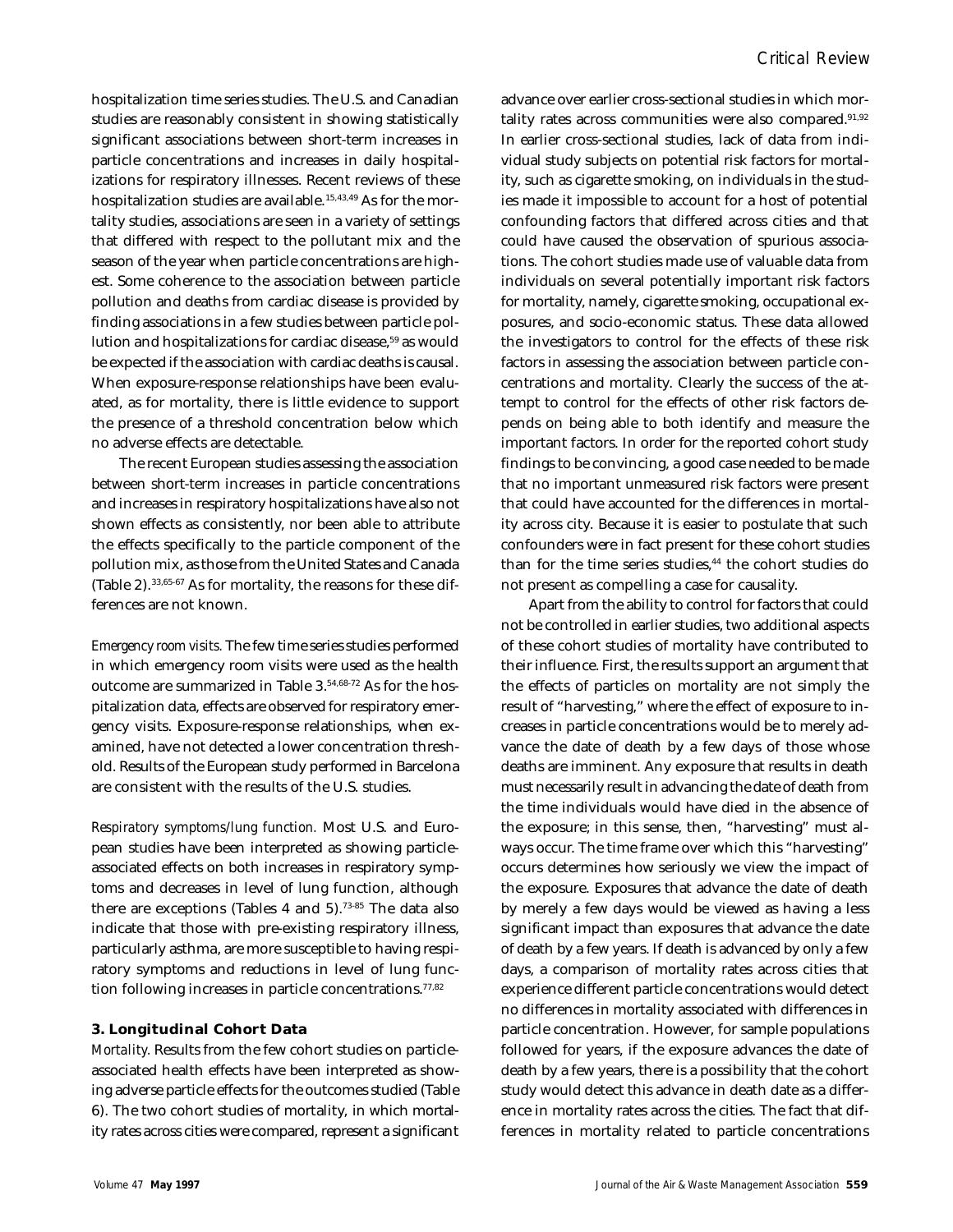hospitalization time series studies. The U.S. and Canadian studies are reasonably consistent in showing statistically significant associations between short-term increases in particle concentrations and increases in daily hospitalizations for respiratory illnesses. Recent reviews of these hospitalization studies are available.[15,43,49] As for the mortality studies, associations are seen in a variety of settings that differed with respect to the pollutant mix and the season of the year when particle concentrations are highest. Some coherence to the association between particle pollution and deaths from cardiac disease is provided by finding associations in a few studies between particle pollution and hospitalizations for cardiac disease,[59] as would be expected if the association with cardiac deaths is causal. When exposure-response relationships have been evaluated, as for mortality, there is little evidence to support the presence of a threshold concentration below which no adverse effects are detectable.

The recent European studies assessing the association between short-term increases in particle concentrations and increases in respiratory hospitalizations have also not shown effects as consistently, nor been able to attribute the effects specifically to the particle component of the pollution mix, as those from the United States and Canada (Table 2).[33,65-67] As for mortality, the reasons for these differences are not known.

*Emergency room visits.* The few time series studies performed in which emergency room visits were used as the health outcome are summarized in Table 3.[54,68-72] As for the hospitalization data, effects are observed for respiratory emergency visits. Exposure-response relationships, when examined, have not detected a lower concentration threshold. Results of the European study performed in Barcelona are consistent with the results of the U.S. studies.

*Respiratory symptoms/lung function.* Most U.S. and European studies have been interpreted as showing particle-associated effects on both increases in respiratory symptoms and decreases in level of lung function, although there are exceptions (Tables 4 and 5).[73-85] The data also indicate that those with pre-existing respiratory illness, particularly asthma, are more susceptible to having respiratory symptoms and reductions in level of lung function following increases in particle concentrations.[77,82]

### 3. Longitudinal Cohort Data

*Mortality.* Results from the few cohort studies on particle-associated health effects have been interpreted as showing adverse particle effects for the outcomes studied (Table 6). The two cohort studies of mortality, in which mortality rates across cities were compared, represent a significant advance over earlier cross-sectional studies in which mortality rates across communities were also compared.[91,92] In earlier cross-sectional studies, lack of data from individual study subjects on potential risk factors for mortality, such as cigarette smoking, on individuals in the studies made it impossible to account for a host of potential confounding factors that differed across cities and that could have caused the observation of spurious associations. The cohort studies made use of valuable data from individuals on several potentially important risk factors for mortality, namely, cigarette smoking, occupational exposures, and socio-economic status. These data allowed the investigators to control for the effects of these risk factors in assessing the association between particle concentrations and mortality. Clearly the success of the attempt to control for the effects of other risk factors depends on being able to both identify and measure the important factors. In order for the reported cohort study findings to be convincing, a good case needed to be made that no important unmeasured risk factors were present that could have accounted for the differences in mortality across city. Because it is easier to postulate that such confounders were in fact present for these cohort studies than for the time series studies,[44] the cohort studies do not present as compelling a case for causality.

Apart from the ability to control for factors that could not be controlled in earlier studies, two additional aspects of these cohort studies of mortality have contributed to their influence. First, the results support an argument that the effects of particles on mortality are not simply the result of "harvesting," where the effect of exposure to increases in particle concentrations would be to merely advance the date of death by a few days of those whose deaths are imminent. Any exposure that results in death must necessarily result in advancing the date of death from the time individuals would have died in the absence of the exposure; in this sense, then, "harvesting" must always occur. The time frame over which this "harvesting" occurs determines how seriously we view the impact of the exposure. Exposures that advance the date of death by merely a few days would be viewed as having a less significant impact than exposures that advance the date of death by a few years. If death is advanced by only a few days, a comparison of mortality rates across cities that experience different particle concentrations would detect no differences in mortality associated with differences in particle concentration. However, for sample populations followed for years, if the exposure advances the date of death by a few years, there is a possibility that the cohort study would detect this advance in death date as a difference in mortality rates across the cities. The fact that differences in mortality related to particle concentrations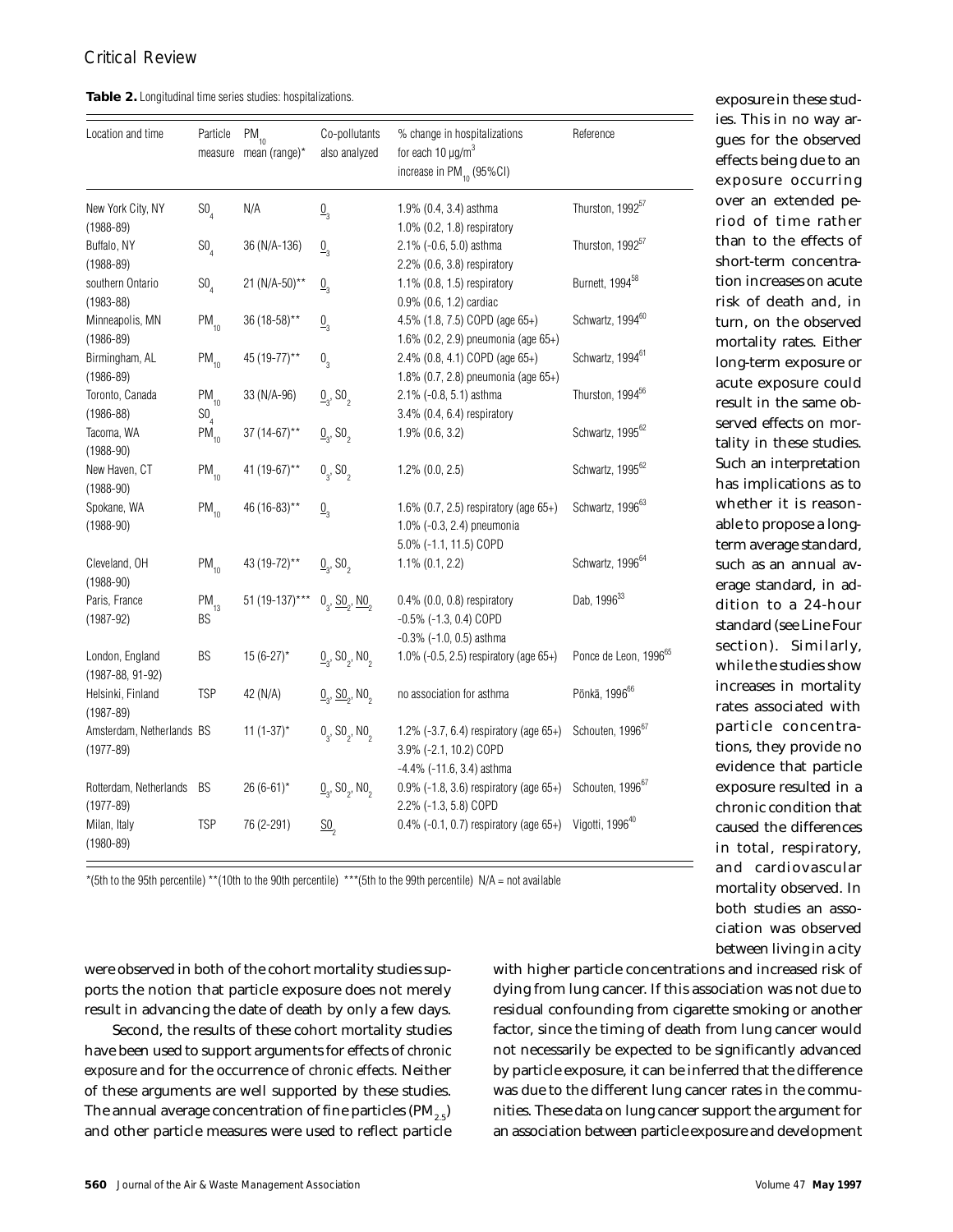**Table 2.** Longitudinal time series studies: hospitalizations.

| Location and time | Particle measure | $PM_{10}$ mean (range)* | Co-pollutants also analyzed | % change in hospitalizations for each 10 µg/m$^3$ increase in $PM_{10}$ (95%CI) | Reference |
|---|---|---|---|---|---|
| New York City, NY (1988-89) | $SO_4$ | N/A | $\underline{O}_3$ | 1.9% (0.4, 3.4) asthma<br>1.0% (0.2, 1.8) respiratory | Thurston, 1992[57] |
| Buffalo, NY (1988-89) | $SO_4$ | 36 (N/A-136) | $\underline{O}_3$ | 2.1% (-0.6, 5.0) asthma<br>2.2% (0.6, 3.8) respiratory | Thurston, 1992[57] |
| southern Ontario (1983-88) | $SO_4$ | 21 (N/A-50)** | $\underline{O}_3$ | 1.1% (0.8, 1.5) respiratory<br>0.9% (0.6, 1.2) cardiac | Burnett, 1994[58] |
| Minneapolis, MN (1986-89) | $PM_{10}$ | 36 (18-58)** | $\underline{O}_3$ | 4.5% (1.8, 7.5) COPD (age 65+)<br>1.6% (0.2, 2.9) pneumonia (age 65+) | Schwartz, 1994[60] |
| Birmingham, AL (1986-89) | $PM_{10}$ | 45 (19-77)** | $O_3$ | 2.4% (0.8, 4.1) COPD (age 65+)<br>1.8% (0.7, 2.8) pneumonia (age 65+) | Schwartz, 1994[61] |
| Toronto, Canada (1986-88) | $PM_{10}$<br>$SO_4$ | 33 (N/A-96) | $\underline{O}_3$, $SO_2$ | 2.1% (-0.8, 5.1) asthma<br>3.4% (0.4, 6.4) respiratory | Thurston, 1994[56] |
| Tacoma, WA (1988-90) | $PM_{10}$ | 37 (14-67)** | $\underline{O}_3$, $SO_2$ | 1.9% (0.6, 3.2) | Schwartz, 1995[62] |
| New Haven, CT (1988-90) | $PM_{10}$ | 41 (19-67)** | $O_3$, $SO_2$ | 1.2% (0.0, 2.5) | Schwartz, 1995[62] |
| Spokane, WA (1988-90) | $PM_{10}$ | 46 (16-83)** | $\underline{O}_3$ | 1.6% (0.7, 2.5) respiratory (age 65+)<br>1.0% (-0.3, 2.4) pneumonia<br>5.0% (-1.1, 11.5) COPD | Schwartz, 1996[63] |
| Cleveland, OH (1988-90) | $PM_{10}$ | 43 (19-72)** | $\underline{O}_3$, $SO_2$ | 1.1% (0.1, 2.2) | Schwartz, 1996[64] |
| Paris, France (1987-92) | $PM_{13}$<br>BS | 51 (19-137)*** | $O_3$, $\underline{SO}_2$, $\underline{NO}_2$ | 0.4% (0.0, 0.8) respiratory<br>-0.5% (-1.3, 0.4) COPD<br>-0.3% (-1.0, 0.5) asthma | Dab, 1996[33] |
| London, England (1987-88, 91-92) | BS | 15 (6-27)* | $\underline{O}_3$, $SO_2$, $NO_2$ | 1.0% (-0.5, 2.5) respiratory (age 65+) | Ponce de Leon, 1996[65] |
| Helsinki, Finland (1987-89) | TSP | 42 (N/A) | $\underline{O}_3$, $\underline{SO}_2$, $NO_2$ | no association for asthma | Pönkä, 1996[66] |
| Amsterdam, Netherlands (1977-89) | BS | 11 (1-37)* | $O_3$, $SO_2$, $NO_2$ | 1.2% (-3.7, 6.4) respiratory (age 65+)<br>3.9% (-2.1, 10.2) COPD<br>-4.4% (-11.6, 3.4) asthma | Schouten, 1996[67] |
| Rotterdam, Netherlands (1977-89) | BS | 26 (6-61)* | $\underline{O}_3$, $SO_2$, $NO_2$ | 0.9% (-1.8, 3.6) respiratory (age 65+)<br>2.2% (-1.3, 5.8) COPD | Schouten, 1996[67] |
| Milan, Italy (1980-89) | TSP | 76 (2-291) | $\underline{SO}_2$ | 0.4% (-0.1, 0.7) respiratory (age 65+) | Vigotti, 1996[40] |

*(5th to the 95th percentile) **(10th to the 90th percentile) ***(5th to the 99th percentile) N/A = not available

were observed in both of the cohort mortality studies supports the notion that particle exposure does not merely result in advancing the date of death by only a few days.

Second, the results of these cohort mortality studies have been used to support arguments for effects of *chronic exposure* and for the occurrence of *chronic effects*. Neither of these arguments are well supported by these studies. The annual average concentration of fine particles ($PM_{2.5}$) and other particle measures were used to reflect particle exposure in these studies. This in no way argues for the observed effects being due to an exposure occurring over an extended period of time rather than to the effects of short-term concentration increases on acute risk of death and, in turn, on the observed mortality rates. Either long-term exposure or acute exposure could result in the same observed effects on mortality in these studies. Such an interpretation has implications as to whether it is reasonable to propose a long-term average standard, such as an annual average standard, in addition to a 24-hour standard (see Line Four section). Similarly, while the studies show increases in mortality rates associated with particle concentrations, they provide no evidence that particle exposure resulted in a chronic condition that caused the differences in total, respiratory, and cardiovascular mortality observed. In both studies an association was observed between living in a city with higher particle concentrations and increased risk of dying from lung cancer. If this association was not due to residual confounding from cigarette smoking or another factor, since the timing of death from lung cancer would not necessarily be expected to be significantly advanced by particle exposure, it can be inferred that the difference was due to the different lung cancer rates in the communities. These data on lung cancer support the argument for an association between particle exposure and development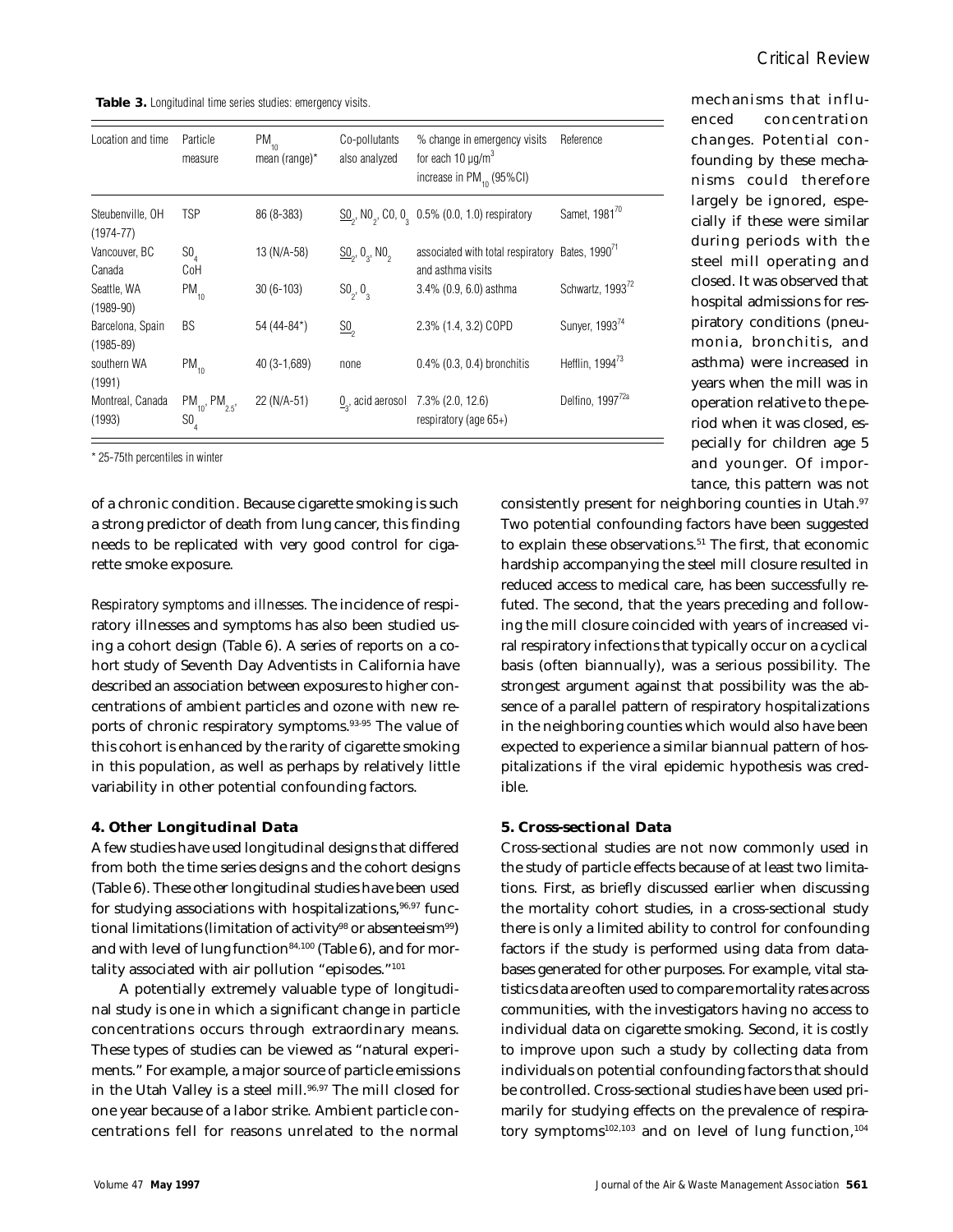**Table 3.** Longitudinal time series studies: emergency visits.

| Location and time | Particle measure | $PM_{10}$ mean (range)* | Co-pollutants also analyzed | % change in emergency visits for each 10 µg/m$^3$ increase in $PM_{10}$ (95%CI) | Reference |
|---|---|---|---|---|---|
| Steubenville, OH (1974-77) | TSP | 86 (8-383) | $\underline{SO_2}$, $NO_2$, CO, $O_3$ | 0.5% (0.0, 1.0) respiratory | Samet, 1981[70] |
| Vancouver, BC Canada | $SO_4$ CoH | 13 (N/A-58) | $\underline{SO_2}$, $O_3$, $NO_2$ | associated with total respiratory and asthma visits | Bates, 1990[71] |
| Seattle, WA (1989-90) | $PM_{10}$ | 30 (6-103) | $SO_2$, $O_3$ | 3.4% (0.9, 6.0) asthma | Schwartz, 1993[72] |
| Barcelona, Spain (1985-89) | BS | 54 (44-84*) | $\underline{SO_2}$ | 2.3% (1.4, 3.2) COPD | Sunyer, 1993[74] |
| southern WA (1991) | $PM_{10}$ | 40 (3-1,689) | none | 0.4% (0.3, 0.4) bronchitis | Hefflin, 1994[73] |
| Montreal, Canada (1993) | $PM_{10}$, $PM_{2.5}$, $SO_4$ | 22 (N/A-51) | $\underline{O_3}$, acid aerosol | 7.3% (2.0, 12.6) respiratory (age 65+) | Delfino, 1997[72a] |

\* 25-75th percentiles in winter

of a chronic condition. Because cigarette smoking is such a strong predictor of death from lung cancer, this finding needs to be replicated with very good control for cigarette smoke exposure.

*Respiratory symptoms and illnesses.* The incidence of respiratory illnesses and symptoms has also been studied using a cohort design (Table 6). A series of reports on a cohort study of Seventh Day Adventists in California have described an association between exposures to higher concentrations of ambient particles and ozone with new reports of chronic respiratory symptoms.[93-95] The value of this cohort is enhanced by the rarity of cigarette smoking in this population, as well as perhaps by relatively little variability in other potential confounding factors.

### 4. Other Longitudinal Data

A few studies have used longitudinal designs that differed from both the time series designs and the cohort designs (Table 6). These other longitudinal studies have been used for studying associations with hospitalizations,[96,97] functional limitations (limitation of activity[98] or absenteeism[99]) and with level of lung function[84,100] (Table 6), and for mortality associated with air pollution "episodes."[101]

A potentially extremely valuable type of longitudinal study is one in which a significant change in particle concentrations occurs through extraordinary means. These types of studies can be viewed as "natural experiments." For example, a major source of particle emissions in the Utah Valley is a steel mill.[96,97] The mill closed for one year because of a labor strike. Ambient particle concentrations fell for reasons unrelated to the normal mechanisms that influenced concentration changes. Potential confounding by these mechanisms could therefore largely be ignored, especially if these were similar during periods with the steel mill operating and closed. It was observed that hospital admissions for respiratory conditions (pneumonia, bronchitis, and asthma) were increased in years when the mill was in operation relative to the period when it was closed, especially for children age 5 and younger. Of importance, this pattern was not consistently present for neighboring counties in Utah.[97] Two potential confounding factors have been suggested to explain these observations.[51] The first, that economic hardship accompanying the steel mill closure resulted in reduced access to medical care, has been successfully refuted. The second, that the years preceding and following the mill closure coincided with years of increased viral respiratory infections that typically occur on a cyclical basis (often biannually), was a serious possibility. The strongest argument against that possibility was the absence of a parallel pattern of respiratory hospitalizations in the neighboring counties which would also have been expected to experience a similar biannual pattern of hospitalizations if the viral epidemic hypothesis was credible.

### 5. Cross-sectional Data

Cross-sectional studies are not now commonly used in the study of particle effects because of at least two limitations. First, as briefly discussed earlier when discussing the mortality cohort studies, in a cross-sectional study there is only a limited ability to control for confounding factors if the study is performed using data from databases generated for other purposes. For example, vital statistics data are often used to compare mortality rates across communities, with the investigators having no access to individual data on cigarette smoking. Second, it is costly to improve upon such a study by collecting data from individuals on potential confounding factors that should be controlled. Cross-sectional studies have been used primarily for studying effects on the prevalence of respiratory symptoms[102,103] and on level of lung function,[104]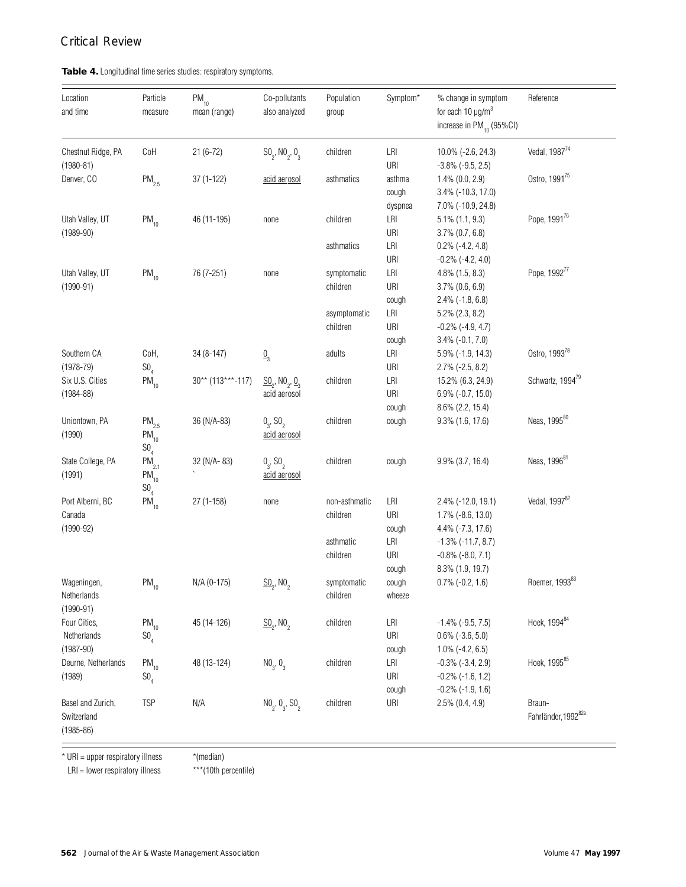**Table 4.** Longitudinal time series studies: respiratory symptoms.

| Location and time | Particle measure | $PM_{10}$ mean (range) | Co-pollutants also analyzed | Population group | Symptom* | % change in symptom for each 10 µg/m$^3$ increase in $PM_{10}$ (95%CI) | Reference |
|---|---|---|---|---|---|---|---|
| Chestnut Ridge, PA (1980-81) | CoH | 21 (6-72) | $SO_2$, $NO_2$, $O_3$ | children | LRI | 10.0% (-2.6, 24.3) | Vedal, 1987[74] |
| | | | | | URI | -3.8% (-9.5, 2.5) | |
| Denver, CO | $PM_{2.5}$ | 37 (1-122) | acid aerosol | asthmatics | asthma | 1.4% (0.0, 2.9) | Ostro, 1991[75] |
| | | | | | cough | 3.4% (-10.3, 17.0) | |
| | | | | | dyspnea | 7.0% (-10.9, 24.8) | |
| Utah Valley, UT (1989-90) | $PM_{10}$ | 46 (11-195) | none | children | LRI | 5.1% (1.1, 9.3) | Pope, 1991[76] |
| | | | | | URI | 3.7% (0.7, 6.8) | |
| | | | | asthmatics | LRI | 0.2% (-4.2, 4.8) | |
| | | | | | URI | -0.2% (-4.2, 4.0) | |
| Utah Valley, UT (1990-91) | $PM_{10}$ | 76 (7-251) | none | symptomatic children | LRI | 4.8% (1.5, 8.3) | Pope, 1992[77] |
| | | | | | URI | 3.7% (0.6, 6.9) | |
| | | | | | cough | 2.4% (-1.8, 6.8) | |
| | | | | asymptomatic children | LRI | 5.2% (2.3, 8.2) | |
| | | | | | URI | -0.2% (-4.9, 4.7) | |
| | | | | | cough | 3.4% (-0.1, 7.0) | |
| Southern CA (1978-79) | CoH, $SO_4$ | 34 (8-147) | $O_3$ | adults | LRI | 5.9% (-1.9, 14.3) | Ostro, 1993[78] |
| | | | | | URI | 2.7% (-2.5, 8.2) | |
| Six U.S. Cities (1984-88) | $PM_{10}$ | 30** (113***-117) | $SO_2$, $NO_2$, $O_3$ acid aerosol | children | LRI | 15.2% (6.3, 24.9) | Schwartz, 1994[79] |
| | | | | | URI | 6.9% (-0.7, 15.0) | |
| | | | | | cough | 8.6% (2.2, 15.4) | |
| Uniontown, PA (1990) | $PM_{2.5}$ $PM_{10}$ $SO_4$ | 36 (N/A-83) | $O_3$, $SO_2$ acid aerosol | children | cough | 9.3% (1.6, 17.6) | Neas, 1995[80] |
| State College, PA (1991) | $PM_{2.1}$ $PM_{10}$ $SO_4$ | 32 (N/A- 83) | $O_3$, $SO_2$ acid aerosol | children | cough | 9.9% (3.7, 16.4) | Neas, 1996[81] |
| Port Alberni, BC Canada (1990-92) | $PM_{10}$ | 27 (1-158) | none | non-asthmatic children | LRI | 2.4% (-12.0, 19.1) | Vedal, 1997[82] |
| | | | | | URI | 1.7% (-8.6, 13.0) | |
| | | | | | cough | 4.4% (-7.3, 17.6) | |
| | | | | asthmatic children | LRI | -1.3% (-11.7, 8.7) | |
| | | | | | URI | -0.8% (-8.0, 7.1) | |
| | | | | | cough | 8.3% (1.9, 19.7) | |
| Wageningen, Netherlands (1990-91) | $PM_{10}$ | N/A (0-175) | $SO_2$, $NO_2$ | symptomatic children | cough wheeze | 0.7% (-0.2, 1.6) | Roemer, 1993[83] |
| Four Cities, Netherlands (1987-90) | $PM_{10}$ $SO_4$ | 45 (14-126) | $SO_2$, $NO_2$ | children | LRI | -1.4% (-9.5, 7.5) | Hoek, 1994[84] |
| | | | | | URI | 0.6% (-3.6, 5.0) | |
| | | | | | cough | 1.0% (-4.2, 6.5) | |
| Deurne, Netherlands (1989) | $PM_{10}$ $SO_4$ | 48 (13-124) | $NO_3$, $O_3$ | children | LRI | -0.3% (-3.4, 2.9) | Hoek, 1995[85] |
| | | | | | URI | -0.2% (-1.6, 1.2) | |
| | | | | | cough | -0.2% (-1.9, 1.6) | |
| Basel and Zurich, Switzerland (1985-86) | TSP | N/A | $NO_2$, $O_3$, $SO_2$ | children | URI | 2.5% (0.4, 4.9) | Braun-Fahrländer, 1992[82a] |

\* URI = upper respiratory illness; LRI = lower respiratory illness

\*(median)

\*\*\*(10th percentile)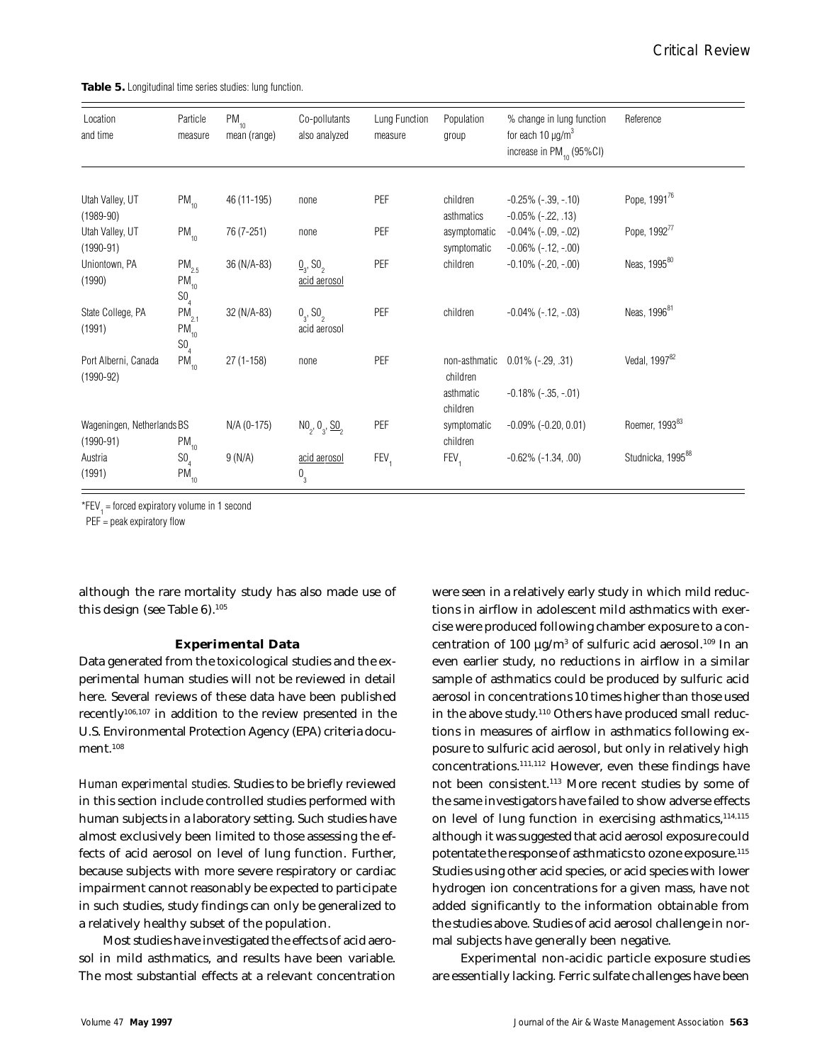**Table 5.** Longitudinal time series studies: lung function.

| Location and time | Particle measure | $PM_{10}$ mean (range) | Co-pollutants also analyzed | Lung Function measure | Population group | % change in lung function for each 10 µg/m$^3$ increase in $PM_{10}$ (95%CI) | Reference |
|---|---|---|---|---|---|---|---|
| Utah Valley, UT (1989-90) | $PM_{10}$ | 46 (11-195) | none | PEF | children<br>asthmatics | -0.25% (-.39, -.10)<br>-0.05% (-.22, .13) | Pope, 1991[76] |
| Utah Valley, UT (1990-91) | $PM_{10}$ | 76 (7-251) | none | PEF | asymptomatic<br>symptomatic | -0.04% (-.09, -.02)<br>-0.06% (-.12, -.00) | Pope, 1992[77] |
| Uniontown, PA (1990) | $PM_{2.5}$<br>$PM_{10}$<br>$SO_4$ | 36 (N/A-83) | <u>$O_3$</u>, $SO_2$<br><u>acid aerosol</u> | PEF | children | -0.10% (-.20, -.00) | Neas, 1995[80] |
| State College, PA (1991) | $PM_{2.1}$<br>$PM_{10}$<br>$SO_4$ | 32 (N/A-83) | $O_3$, $SO_2$<br>acid aerosol | PEF | children | -0.04% (-.12, -.03) | Neas, 1996[81] |
| Port Alberni, Canada (1990-92) | $PM_{10}$ | 27 (1-158) | none | PEF | non-asthmatic children<br>asthmatic children | 0.01% (-.29, .31)<br>-0.18% (-.35, -.01) | Vedal, 1997[82] |
| Wageningen, Netherlands (1990-91) | BS<br>$PM_{10}$ | N/A (0-175) | $NO_2$, $O_3$, <u>$SO_2$</u> | PEF | symptomatic children | -0.09% (-0.20, 0.01) | Roemer, 1993[83] |
| Austria (1991) | $SO_4$<br>$PM_{10}$ | 9 (N/A) | <u>acid aerosol</u><br>$O_3$ | $FEV_1$ | $FEV_1$ | -0.62% (-1.34, .00) | Studnicka, 1995[88] |

*$FEV_1$ = forced expiratory volume in 1 second
PEF = peak expiratory flow

although the rare mortality study has also made use of this design (see Table 6).[105]

### Experimental Data

Data generated from the toxicological studies and the experimental human studies will not be reviewed in detail here. Several reviews of these data have been published recently[106,107] in addition to the review presented in the U.S. Environmental Protection Agency (EPA) criteria document.[108]

*Human experimental studies.* Studies to be briefly reviewed in this section include controlled studies performed with human subjects in a laboratory setting. Such studies have almost exclusively been limited to those assessing the effects of acid aerosol on level of lung function. Further, because subjects with more severe respiratory or cardiac impairment cannot reasonably be expected to participate in such studies, study findings can only be generalized to a relatively healthy subset of the population.

Most studies have investigated the effects of acid aerosol in mild asthmatics, and results have been variable. The most substantial effects at a relevant concentration were seen in a relatively early study in which mild reductions in airflow in adolescent mild asthmatics with exercise were produced following chamber exposure to a concentration of 100 µg/m$^3$ of sulfuric acid aerosol.[109] In an even earlier study, no reductions in airflow in a similar sample of asthmatics could be produced by sulfuric acid aerosol in concentrations 10 times higher than those used in the above study.[110] Others have produced small reductions in measures of airflow in asthmatics following exposure to sulfuric acid aerosol, but only in relatively high concentrations.[111,112] However, even these findings have not been consistent.[113] More recent studies by some of the same investigators have failed to show adverse effects on level of lung function in exercising asthmatics,[114,115] although it was suggested that acid aerosol exposure could potentate the response of asthmatics to ozone exposure.[115] Studies using other acid species, or acid species with lower hydrogen ion concentrations for a given mass, have not added significantly to the information obtainable from the studies above. Studies of acid aerosol challenge in normal subjects have generally been negative.

Experimental non-acidic particle exposure studies are essentially lacking. Ferric sulfate challenges have been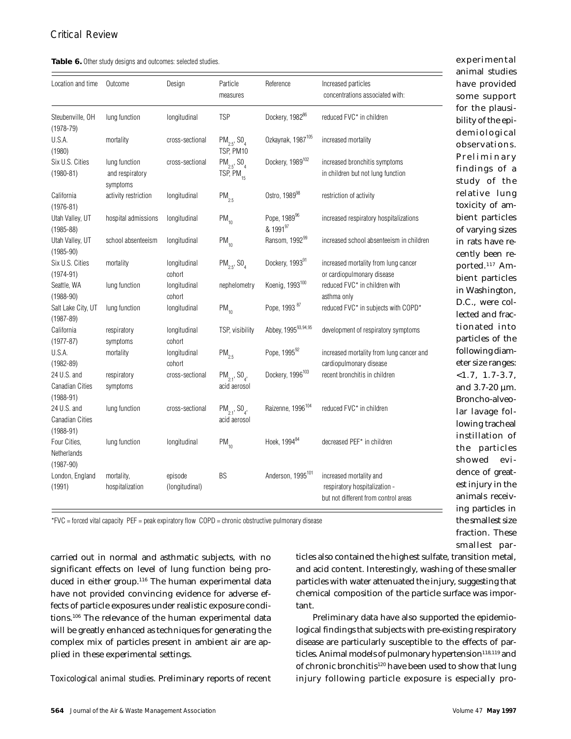**Table 6.** Other study designs and outcomes: selected studies.

| Location and time | Outcome | Design | Particle measures | Reference | Increased particles concentrations associated with: |
|---|---|---|---|---|---|
| Steubenville, OH (1978-79) | lung function | longitudinal | TSP | Dockery, 1982[86] | reduced FVC* in children |
| U.S.A. (1980) | mortality | cross-sectional | $PM_{2.5}$, $SO_4$ TSP, PM10 | Ozkaynak, 1987[105] | increased mortality |
| Six U.S. Cities (1980-81) | lung function and respiratory symptoms | cross-sectional | $PM_{2.5}$, $SO_4$ TSP, $PM_{15}$ | Dockery, 1989[102] | increased bronchitis symptoms in children but not lung function |
| California (1976-81) | activity restriction | longitudinal | $PM_{2.5}$ | Ostro, 1989[98] | restriction of activity |
| Utah Valley, UT (1985-88) | hospital admissions | longitudinal | $PM_{10}$ | Pope, 1989[96] & 1991[97] | increased respiratory hospitalizations |
| Utah Valley, UT (1985-90) | school absenteeism | longitudinal | $PM_{10}$ | Ransom, 1992[99] | increased school absenteeism in children |
| Six U.S. Cities (1974-91) | mortality | longitudinal cohort | $PM_{2.5}$, $SO_4$ | Dockery, 1993[91] | increased mortality from lung cancer or cardiopulmonary disease |
| Seattle, WA (1988-90) | lung function | longitudinal cohort | nephelometry | Koenig, 1993[100] | reduced FVC* in children with asthma only |
| Salt Lake City, UT (1987-89) | lung function | longitudinal | $PM_{10}$ | Pope, 1993[87] | reduced FVC* in subjects with COPD* |
| California (1977-87) | respiratory symptoms | longitudinal cohort | TSP, visibility | Abbey, 1995[93,94,95] | development of respiratory symptoms |
| U.S.A. (1982-89) | mortality | longitudinal cohort | $PM_{2.5}$ | Pope, 1995[92] | increased mortality from lung cancer and cardiopulmonary disease |
| 24 U.S. and Canadian Cities (1988-91) | respiratory symptoms | cross-sectional | $PM_{2.1}$, $SO_4$, acid aerosol | Dockery, 1996[103] | recent bronchitis in children |
| 24 U.S. and Canadian Cities (1988-91) | lung function | cross-sectional | $PM_{2.1}$, $SO_4$, acid aerosol | Raizenne, 1996[104] | reduced FVC* in children |
| Four Cities, Netherlands (1987-90) | lung function | longitudinal | $PM_{10}$ | Hoek, 1994[84] | decreased PEF* in children |
| London, England (1991) | mortality, hospitalization | episode (longitudinal) | BS | Anderson, 1995[101] | increased mortality and respiratory hospitalization - but not different from control areas |

*FVC = forced vital capacity PEF = peak expiratory flow COPD = chronic obstructive pulmonary disease

carried out in normal and asthmatic subjects, with no significant effects on level of lung function being produced in either group.[116] The human experimental data have not provided convincing evidence for adverse effects of particle exposures under realistic exposure conditions.[106] The relevance of the human experimental data will be greatly enhanced as techniques for generating the complex mix of particles present in ambient air are applied in these experimental settings.

*Toxicological animal studies.* Preliminary reports of recent experimental animal studies have provided some support for the plausibility of the epidemiological observations. Preliminary findings of a study of the relative lung toxicity of ambient particles of varying sizes in rats have recently been reported.[117] Ambient particles in Washington, D.C., were collected and fractionated into particles of the following diameter size ranges: <1.7, 1.7-3.7, and 3.7-20 µm. Broncho-alveolar lavage following tracheal instillation of the particles showed evidence of greatest injury in the animals receiving particles in the smallest size fraction. These smallest particles also contained the highest sulfate, transition metal, and acid content. Interestingly, washing of these smaller particles with water attenuated the injury, suggesting that chemical composition of the particle surface was important.

Preliminary data have also supported the epidemiological findings that subjects with pre-existing respiratory disease are particularly susceptible to the effects of particles. Animal models of pulmonary hypertension[118,119] and of chronic bronchitis[120] have been used to show that lung injury following particle exposure is especially pro-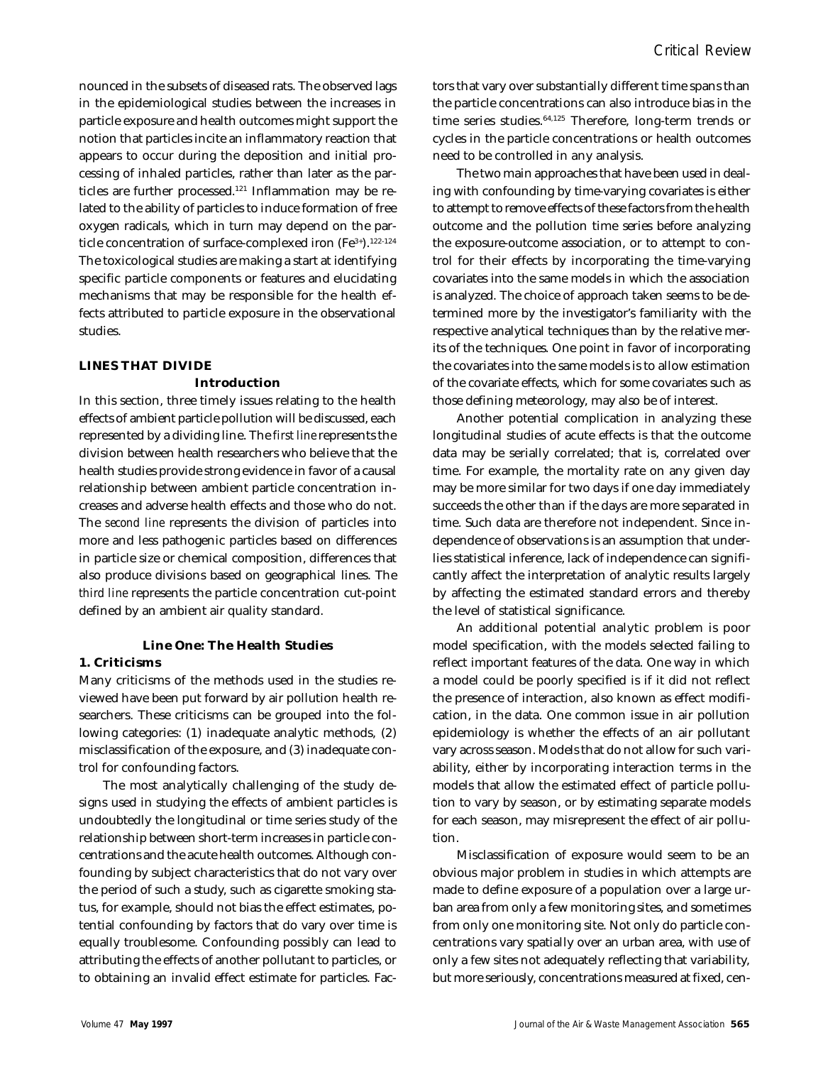nounced in the subsets of diseased rats. The observed lags in the epidemiological studies between the increases in particle exposure and health outcomes might support the notion that particles incite an inflammatory reaction that appears to occur during the deposition and initial processing of inhaled particles, rather than later as the particles are further processed.[121] Inflammation may be related to the ability of particles to induce formation of free oxygen radicals, which in turn may depend on the particle concentration of surface-complexed iron ($Fe^{3+}$).[122-124] The toxicological studies are making a start at identifying specific particle components or features and elucidating mechanisms that may be responsible for the health effects attributed to particle exposure in the observational studies.

## LINES THAT DIVIDE

### Introduction

In this section, three timely issues relating to the health effects of ambient particle pollution will be discussed, each represented by a dividing line. The *first line* represents the division between health researchers who believe that the health studies provide strong evidence in favor of a causal relationship between ambient particle concentration increases and adverse health effects and those who do not. The *second line* represents the division of particles into more and less pathogenic particles based on differences in particle size or chemical composition, differences that also produce divisions based on geographical lines. The *third line* represents the particle concentration cut-point defined by an ambient air quality standard.

### Line One: The Health Studies

#### 1. Criticisms

Many criticisms of the methods used in the studies reviewed have been put forward by air pollution health researchers. These criticisms can be grouped into the following categories: (1) inadequate analytic methods, (2) misclassification of the exposure, and (3) inadequate control for confounding factors.

The most analytically challenging of the study designs used in studying the effects of ambient particles is undoubtedly the longitudinal or time series study of the relationship between short-term increases in particle concentrations and the acute health outcomes. Although confounding by subject characteristics that do not vary over the period of such a study, such as cigarette smoking status, for example, should not bias the effect estimates, potential confounding by factors that do vary over time is equally troublesome. Confounding possibly can lead to attributing the effects of another pollutant to particles, or to obtaining an invalid effect estimate for particles. Factors that vary over substantially different time spans than the particle concentrations can also introduce bias in the time series studies.[64,125] Therefore, long-term trends or cycles in the particle concentrations or health outcomes need to be controlled in any analysis.

The two main approaches that have been used in dealing with confounding by time-varying covariates is either to attempt to remove effects of these factors from the health outcome and the pollution time series before analyzing the exposure-outcome association, or to attempt to control for their effects by incorporating the time-varying covariates into the same models in which the association is analyzed. The choice of approach taken seems to be determined more by the investigator's familiarity with the respective analytical techniques than by the relative merits of the techniques. One point in favor of incorporating the covariates into the same models is to allow estimation of the covariate effects, which for some covariates such as those defining meteorology, may also be of interest.

Another potential complication in analyzing these longitudinal studies of acute effects is that the outcome data may be serially correlated; that is, correlated over time. For example, the mortality rate on any given day may be more similar for two days if one day immediately succeeds the other than if the days are more separated in time. Such data are therefore not independent. Since independence of observations is an assumption that underlies statistical inference, lack of independence can significantly affect the interpretation of analytic results largely by affecting the estimated standard errors and thereby the level of statistical significance.

An additional potential analytic problem is poor model specification, with the models selected failing to reflect important features of the data. One way in which a model could be poorly specified is if it did not reflect the presence of interaction, also known as effect modification, in the data. One common issue in air pollution epidemiology is whether the effects of an air pollutant vary across season. Models that do not allow for such variability, either by incorporating interaction terms in the models that allow the estimated effect of particle pollution to vary by season, or by estimating separate models for each season, may misrepresent the effect of air pollution.

Misclassification of exposure would seem to be an obvious major problem in studies in which attempts are made to define exposure of a population over a large urban area from only a few monitoring sites, and sometimes from only one monitoring site. Not only do particle concentrations vary spatially over an urban area, with use of only a few sites not adequately reflecting that variability, but more seriously, concentrations measured at fixed, cen-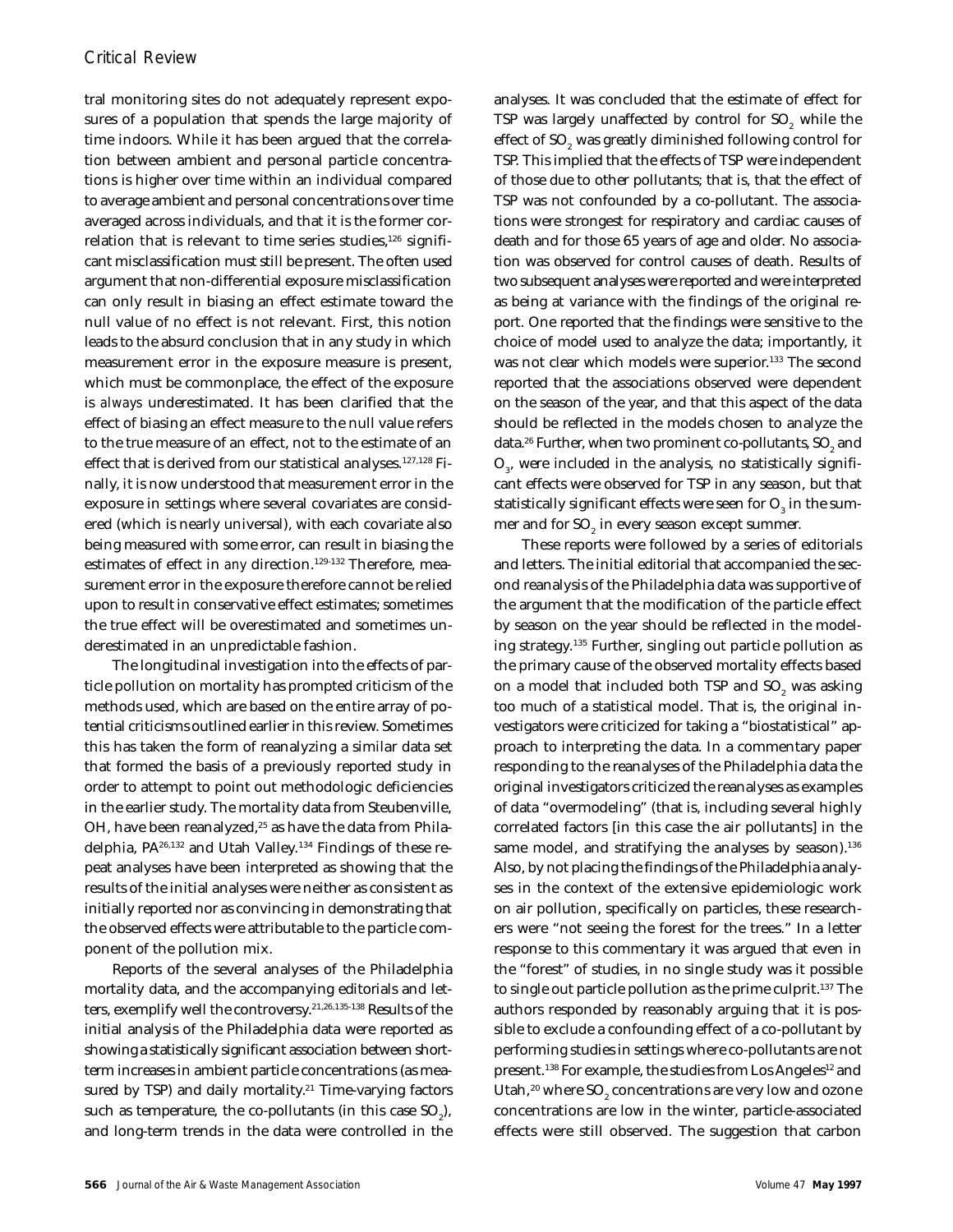tral monitoring sites do not adequately represent exposures of a population that spends the large majority of time indoors. While it has been argued that the correlation between ambient and personal particle concentrations is higher over time within an individual compared to average ambient and personal concentrations over time averaged across individuals, and that it is the former correlation that is relevant to time series studies,[126] significant misclassification must still be present. The often used argument that non-differential exposure misclassification can only result in biasing an effect estimate toward the null value of no effect is not relevant. First, this notion leads to the absurd conclusion that in any study in which measurement error in the exposure measure is present, which must be commonplace, the effect of the exposure is *always* underestimated. It has been clarified that the effect of biasing an effect measure to the null value refers to the true measure of an effect, not to the estimate of an effect that is derived from our statistical analyses.[127,128] Finally, it is now understood that measurement error in the exposure in settings where several covariates are considered (which is nearly universal), with each covariate also being measured with some error, can result in biasing the estimates of effect in *any* direction.[129-132] Therefore, measurement error in the exposure therefore cannot be relied upon to result in conservative effect estimates; sometimes the true effect will be overestimated and sometimes underestimated in an unpredictable fashion.

The longitudinal investigation into the effects of particle pollution on mortality has prompted criticism of the methods used, which are based on the entire array of potential criticisms outlined earlier in this review. Sometimes this has taken the form of reanalyzing a similar data set that formed the basis of a previously reported study in order to attempt to point out methodologic deficiencies in the earlier study. The mortality data from Steubenville, OH, have been reanalyzed,[25] as have the data from Philadelphia, PA[26,132] and Utah Valley.[134] Findings of these repeat analyses have been interpreted as showing that the results of the initial analyses were neither as consistent as initially reported nor as convincing in demonstrating that the observed effects were attributable to the particle component of the pollution mix.

Reports of the several analyses of the Philadelphia mortality data, and the accompanying editorials and letters, exemplify well the controversy.[21,26,135-138] Results of the initial analysis of the Philadelphia data were reported as showing a statistically significant association between short-term increases in ambient particle concentrations (as measured by TSP) and daily mortality.[21] Time-varying factors such as temperature, the co-pollutants (in this case $SO_2$), and long-term trends in the data were controlled in the analyses. It was concluded that the estimate of effect for TSP was largely unaffected by control for $SO_2$ while the effect of $SO_2$ was greatly diminished following control for TSP. This implied that the effects of TSP were independent of those due to other pollutants; that is, that the effect of TSP was not confounded by a co-pollutant. The associations were strongest for respiratory and cardiac causes of death and for those 65 years of age and older. No association was observed for control causes of death. Results of two subsequent analyses were reported and were interpreted as being at variance with the findings of the original report. One reported that the findings were sensitive to the choice of model used to analyze the data; importantly, it was not clear which models were superior.[133] The second reported that the associations observed were dependent on the season of the year, and that this aspect of the data should be reflected in the models chosen to analyze the data.[26] Further, when two prominent co-pollutants, $SO_2$ and $O_3$, were included in the analysis, no statistically significant effects were observed for TSP in any season, but that statistically significant effects were seen for $O_3$ in the summer and for $SO_2$ in every season except summer.

These reports were followed by a series of editorials and letters. The initial editorial that accompanied the second reanalysis of the Philadelphia data was supportive of the argument that the modification of the particle effect by season on the year should be reflected in the modeling strategy.[135] Further, singling out particle pollution as the primary cause of the observed mortality effects based on a model that included both TSP and $SO_2$ was asking too much of a statistical model. That is, the original investigators were criticized for taking a "biostatistical" approach to interpreting the data. In a commentary paper responding to the reanalyses of the Philadelphia data the original investigators criticized the reanalyses as examples of data "overmodeling" (that is, including several highly correlated factors [in this case the air pollutants] in the same model, and stratifying the analyses by season).[136] Also, by not placing the findings of the Philadelphia analyses in the context of the extensive epidemiologic work on air pollution, specifically on particles, these researchers were "not seeing the forest for the trees." In a letter response to this commentary it was argued that even in the "forest" of studies, in no single study was it possible to single out particle pollution as the prime culprit.[137] The authors responded by reasonably arguing that it is possible to exclude a confounding effect of a co-pollutant by performing studies in settings where co-pollutants are not present.[138] For example, the studies from Los Angeles[12] and Utah,[20] where $SO_2$ concentrations are very low and ozone concentrations are low in the winter, particle-associated effects were still observed. The suggestion that carbon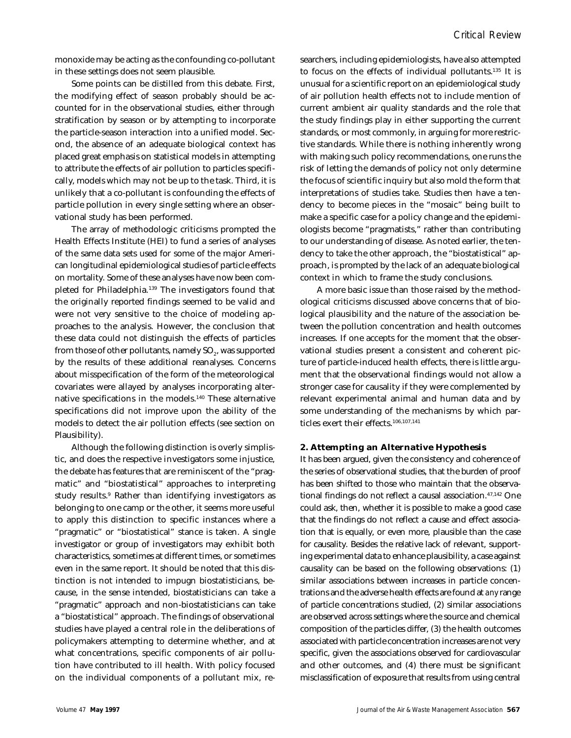monoxide may be acting as the confounding co-pollutant in these settings does not seem plausible.

Some points can be distilled from this debate. First, the modifying effect of season probably should be accounted for in the observational studies, either through stratification by season or by attempting to incorporate the particle-season interaction into a unified model. Second, the absence of an adequate biological context has placed great emphasis on statistical models in attempting to attribute the effects of air pollution to particles specifically, models which may not be up to the task. Third, it is unlikely that a co-pollutant is confounding the effects of particle pollution in every single setting where an observational study has been performed.

The array of methodologic criticisms prompted the Health Effects Institute (HEI) to fund a series of analyses of the same data sets used for some of the major American longitudinal epidemiological studies of particle effects on mortality. Some of these analyses have now been completed for Philadelphia.[139] The investigators found that the originally reported findings seemed to be valid and were not very sensitive to the choice of modeling approaches to the analysis. However, the conclusion that these data could not distinguish the effects of particles from those of other pollutants, namely $SO_2$, was supported by the results of these additional reanalyses. Concerns about misspecification of the form of the meteorological covariates were allayed by analyses incorporating alternative specifications in the models.[140] These alternative specifications did not improve upon the ability of the models to detect the air pollution effects (see section on Plausibility).

Although the following distinction is overly simplistic, and does the respective investigators some injustice, the debate has features that are reminiscent of the "pragmatic" and "biostatistical" approaches to interpreting study results.[9] Rather than identifying investigators as belonging to one camp or the other, it seems more useful to apply this distinction to specific instances where a "pragmatic" or "biostatistical" stance is taken. A single investigator or group of investigators may exhibit both characteristics, sometimes at different times, or sometimes even in the same report. It should be noted that this distinction is not intended to impugn biostatisticians, because, in the sense intended, biostatisticians can take a "pragmatic" approach and non-biostatisticians can take a "biostatistical" approach. The findings of observational studies have played a central role in the deliberations of policymakers attempting to determine whether, and at what concentrations, specific components of air pollution have contributed to ill health. With policy focused on the individual components of a pollutant mix, researchers, including epidemiologists, have also attempted to focus on the effects of individual pollutants.[135] It is unusual for a scientific report on an epidemiological study of air pollution health effects not to include mention of current ambient air quality standards and the role that the study findings play in either supporting the current standards, or most commonly, in arguing for more restrictive standards. While there is nothing inherently wrong with making such policy recommendations, one runs the risk of letting the demands of policy not only determine the focus of scientific inquiry but also mold the form that interpretations of studies take. Studies then have a tendency to become pieces in the "mosaic" being built to make a specific case for a policy change and the epidemiologists become "pragmatists," rather than contributing to our understanding of disease. As noted earlier, the tendency to take the other approach, the "biostatistical" approach, is prompted by the lack of an adequate biological context in which to frame the study conclusions.

A more basic issue than those raised by the methodological criticisms discussed above concerns that of biological plausibility and the nature of the association between the pollution concentration and health outcomes increases. If one accepts for the moment that the observational studies present a consistent and coherent picture of particle-induced health effects, there is little argument that the observational findings would not allow a stronger case for causality if they were complemented by relevant experimental animal and human data and by some understanding of the mechanisms by which particles exert their effects.[106,107,141]

### 2. Attempting an Alternative Hypothesis

It has been argued, given the consistency and coherence of the series of observational studies, that the burden of proof has been shifted to those who maintain that the observational findings do not reflect a causal association.[47,142] One could ask, then, whether it is possible to make a good case that the findings do not reflect a cause and effect association that is equally, or even more, plausible than the case for causality. Besides the relative lack of relevant, supporting experimental data to enhance plausibility, a case against causality can be based on the following observations: (1) similar associations between increases in particle concentrations and the adverse health effects are found at *any* range of particle concentrations studied, (2) similar associations are observed across settings where the source and chemical composition of the particles differ, (3) the health outcomes associated with particle concentration increases are not very specific, given the associations observed for cardiovascular and other outcomes, and (4) there must be significant misclassification of exposure that results from using central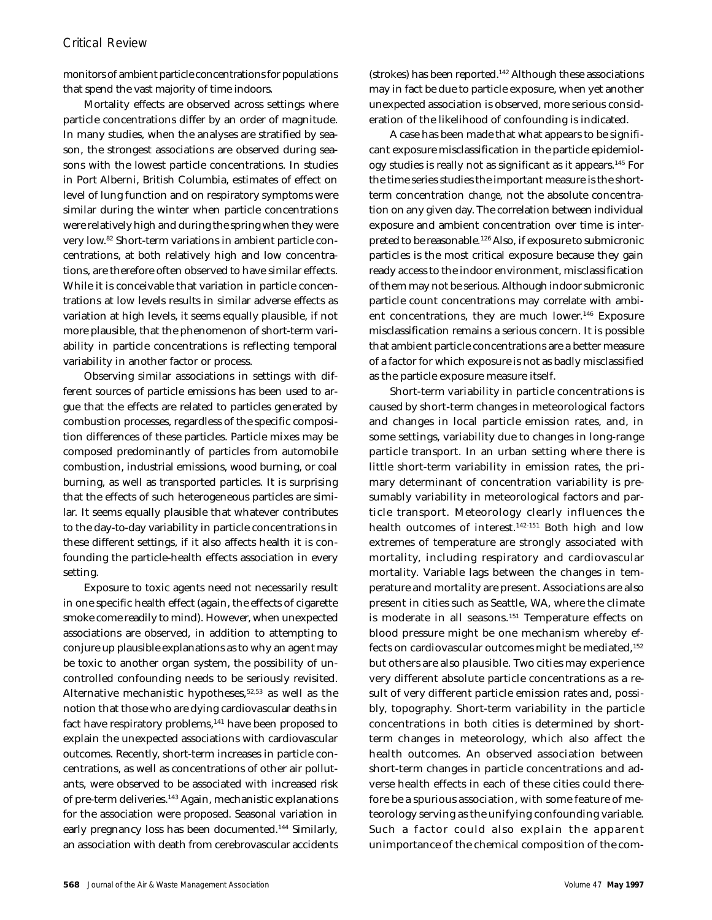monitors of ambient particle concentrations for populations that spend the vast majority of time indoors.

Mortality effects are observed across settings where particle concentrations differ by an order of magnitude. In many studies, when the analyses are stratified by season, the strongest associations are observed during seasons with the lowest particle concentrations. In studies in Port Alberni, British Columbia, estimates of effect on level of lung function and on respiratory symptoms were similar during the winter when particle concentrations were relatively high and during the spring when they were very low.[82] Short-term variations in ambient particle concentrations, at both relatively high and low concentrations, are therefore often observed to have similar effects. While it is conceivable that variation in particle concentrations at low levels results in similar adverse effects as variation at high levels, it seems equally plausible, if not more plausible, that the phenomenon of short-term variability in particle concentrations is reflecting temporal variability in another factor or process.

Observing similar associations in settings with different sources of particle emissions has been used to argue that the effects are related to particles generated by combustion processes, regardless of the specific composition differences of these particles. Particle mixes may be composed predominantly of particles from automobile combustion, industrial emissions, wood burning, or coal burning, as well as transported particles. It is surprising that the effects of such heterogeneous particles are similar. It seems equally plausible that whatever contributes to the day-to-day variability in particle concentrations in these different settings, if it also affects health it is confounding the particle-health effects association in every setting.

Exposure to toxic agents need not necessarily result in one specific health effect (again, the effects of cigarette smoke come readily to mind). However, when unexpected associations are observed, in addition to attempting to conjure up plausible explanations as to why an agent may be toxic to another organ system, the possibility of uncontrolled confounding needs to be seriously revisited. Alternative mechanistic hypotheses,[52,53] as well as the notion that those who are dying cardiovascular deaths in fact have respiratory problems,[141] have been proposed to explain the unexpected associations with cardiovascular outcomes. Recently, short-term increases in particle concentrations, as well as concentrations of other air pollutants, were observed to be associated with increased risk of pre-term deliveries.[143] Again, mechanistic explanations for the association were proposed. Seasonal variation in early pregnancy loss has been documented.[144] Similarly, an association with death from cerebrovascular accidents (strokes) has been reported.[142] Although these associations may in fact be due to particle exposure, when yet another unexpected association is observed, more serious consideration of the likelihood of confounding is indicated.

A case has been made that what appears to be significant exposure misclassification in the particle epidemiology studies is really not as significant as it appears.[145] For the time series studies the important measure is the short-term concentration *change*, not the absolute concentration on any given day. The correlation between individual exposure and ambient concentration over time is interpreted to be reasonable.[126] Also, if exposure to submicronic particles is the most critical exposure because they gain ready access to the indoor environment, misclassification of them may not be serious. Although indoor submicronic particle count concentrations may correlate with ambient concentrations, they are much lower.[146] Exposure misclassification remains a serious concern. It is possible that ambient particle concentrations are a better measure of a factor for which exposure is not as badly misclassified as the particle exposure measure itself.

Short-term variability in particle concentrations is caused by short-term changes in meteorological factors and changes in local particle emission rates, and, in some settings, variability due to changes in long-range particle transport. In an urban setting where there is little short-term variability in emission rates, the primary determinant of concentration variability is presumably variability in meteorological factors and particle transport. Meteorology clearly influences the health outcomes of interest.[142-151] Both high and low extremes of temperature are strongly associated with mortality, including respiratory and cardiovascular mortality. Variable lags between the changes in temperature and mortality are present. Associations are also present in cities such as Seattle, WA, where the climate is moderate in all seasons.[151] Temperature effects on blood pressure might be one mechanism whereby effects on cardiovascular outcomes might be mediated,[152] but others are also plausible. Two cities may experience very different absolute particle concentrations as a result of very different particle emission rates and, possibly, topography. Short-term variability in the particle concentrations in both cities is determined by short-term changes in meteorology, which also affect the health outcomes. An observed association between short-term changes in particle concentrations and adverse health effects in each of these cities could therefore be a spurious association, with some feature of meteorology serving as the unifying confounding variable. Such a factor could also explain the apparent unimportance of the chemical composition of the com-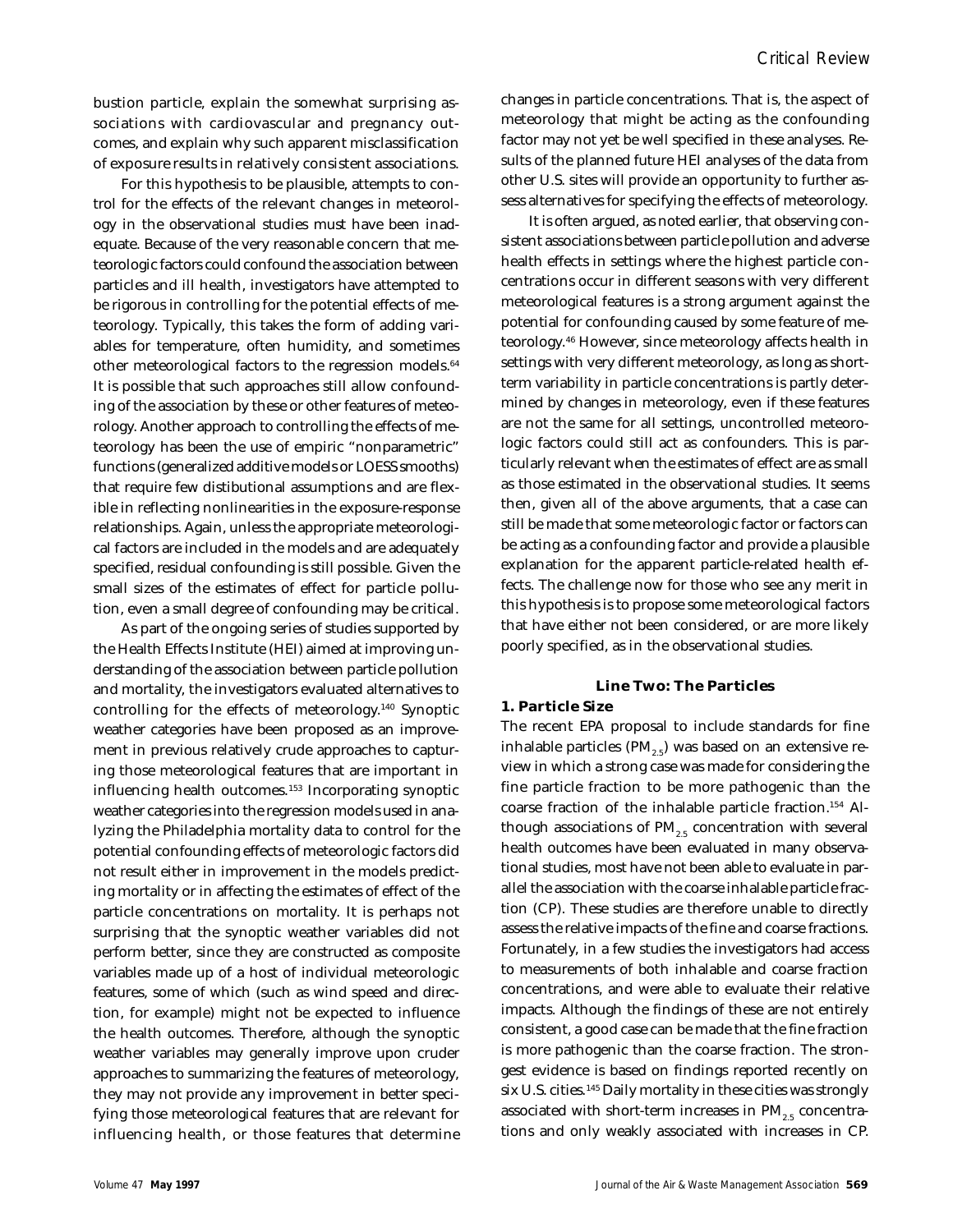bustion particle, explain the somewhat surprising associations with cardiovascular and pregnancy outcomes, and explain why such apparent misclassification of exposure results in relatively consistent associations.

For this hypothesis to be plausible, attempts to control for the effects of the relevant changes in meteorology in the observational studies must have been inadequate. Because of the very reasonable concern that meteorologic factors could confound the association between particles and ill health, investigators have attempted to be rigorous in controlling for the potential effects of meteorology. Typically, this takes the form of adding variables for temperature, often humidity, and sometimes other meteorological factors to the regression models.[64] It is possible that such approaches still allow confounding of the association by these or other features of meteorology. Another approach to controlling the effects of meteorology has been the use of empiric "nonparametric" functions (generalized additive models or LOESS smooths) that require few distibutional assumptions and are flexible in reflecting nonlinearities in the exposure-response relationships. Again, unless the appropriate meteorological factors are included in the models and are adequately specified, residual confounding is still possible. Given the small sizes of the estimates of effect for particle pollution, even a small degree of confounding may be critical.

As part of the ongoing series of studies supported by the Health Effects Institute (HEI) aimed at improving understanding of the association between particle pollution and mortality, the investigators evaluated alternatives to controlling for the effects of meteorology.[140] Synoptic weather categories have been proposed as an improvement in previous relatively crude approaches to capturing those meteorological features that are important in influencing health outcomes.[153] Incorporating synoptic weather categories into the regression models used in analyzing the Philadelphia mortality data to control for the potential confounding effects of meteorologic factors did not result either in improvement in the models predicting mortality or in affecting the estimates of effect of the particle concentrations on mortality. It is perhaps not surprising that the synoptic weather variables did not perform better, since they are constructed as composite variables made up of a host of individual meteorologic features, some of which (such as wind speed and direction, for example) might not be expected to influence the health outcomes. Therefore, although the synoptic weather variables may generally improve upon cruder approaches to summarizing the features of meteorology, they may not provide any improvement in better specifying those meteorological features that are relevant for influencing health, or those features that determine changes in particle concentrations. That is, the aspect of meteorology that might be acting as the confounding factor may not yet be well specified in these analyses. Results of the planned future HEI analyses of the data from other U.S. sites will provide an opportunity to further assess alternatives for specifying the effects of meteorology.

It is often argued, as noted earlier, that observing consistent associations between particle pollution and adverse health effects in settings where the highest particle concentrations occur in different seasons with very different meteorological features is a strong argument against the potential for confounding caused by some feature of meteorology.[46] However, since meteorology affects health in settings with very different meteorology, as long as short-term variability in particle concentrations is partly determined by changes in meteorology, even if these features are not the same for all settings, uncontrolled meteorologic factors could still act as confounders. This is particularly relevant when the estimates of effect are as small as those estimated in the observational studies. It seems then, given all of the above arguments, that a case can still be made that some meteorologic factor or factors can be acting as a confounding factor and provide a plausible explanation for the apparent particle-related health effects. The challenge now for those who see any merit in this hypothesis is to propose some meteorological factors that have either not been considered, or are more likely poorly specified, as in the observational studies.

## Line Two: The Particles

### 1. Particle Size

The recent EPA proposal to include standards for fine inhalable particles ($PM_{2.5}$) was based on an extensive review in which a strong case was made for considering the fine particle fraction to be more pathogenic than the coarse fraction of the inhalable particle fraction.[154] Although associations of $PM_{2.5}$ concentration with several health outcomes have been evaluated in many observational studies, most have not been able to evaluate in parallel the association with the coarse inhalable particle fraction (CP). These studies are therefore unable to directly assess the relative impacts of the fine and coarse fractions. Fortunately, in a few studies the investigators had access to measurements of both inhalable and coarse fraction concentrations, and were able to evaluate their relative impacts. Although the findings of these are not entirely consistent, a good case can be made that the fine fraction is more pathogenic than the coarse fraction. The strongest evidence is based on findings reported recently on six U.S. cities.[145] Daily mortality in these cities was strongly associated with short-term increases in $PM_{2.5}$ concentrations and only weakly associated with increases in CP.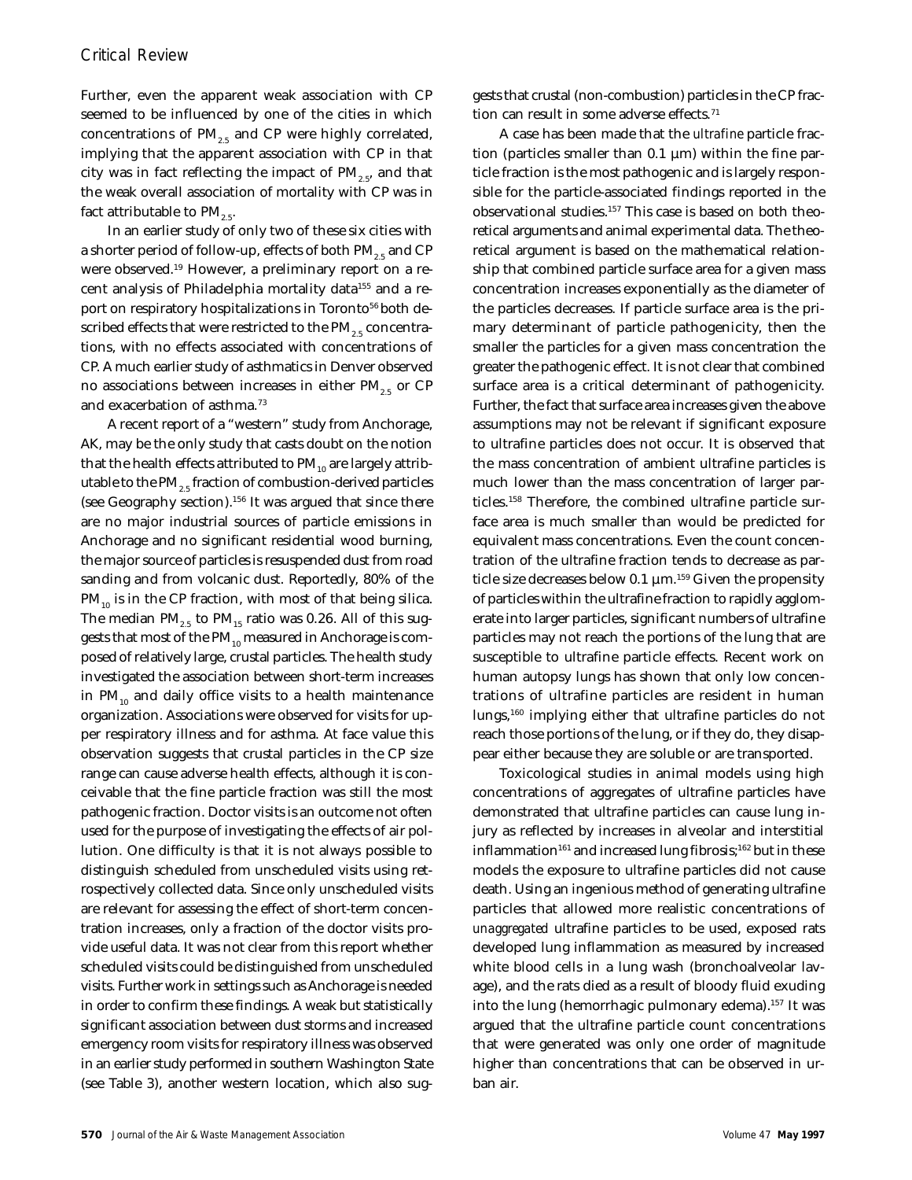Further, even the apparent weak association with CP seemed to be influenced by one of the cities in which concentrations of $PM_{2.5}$ and CP were highly correlated, implying that the apparent association with CP in that city was in fact reflecting the impact of $PM_{2.5}$, and that the weak overall association of mortality with CP was in fact attributable to $PM_{2.5}$.

In an earlier study of only two of these six cities with a shorter period of follow-up, effects of both $PM_{2.5}$ and CP were observed.[19] However, a preliminary report on a recent analysis of Philadelphia mortality data[155] and a report on respiratory hospitalizations in Toronto[56] both described effects that were restricted to the $PM_{2.5}$ concentrations, with no effects associated with concentrations of CP. A much earlier study of asthmatics in Denver observed no associations between increases in either $PM_{2.5}$ or CP and exacerbation of asthma.[73]

A recent report of a "western" study from Anchorage, AK, may be the only study that casts doubt on the notion that the health effects attributed to $PM_{10}$ are largely attributable to the $PM_{2.5}$ fraction of combustion-derived particles (see Geography section).[156] It was argued that since there are no major industrial sources of particle emissions in Anchorage and no significant residential wood burning, the major source of particles is resuspended dust from road sanding and from volcanic dust. Reportedly, 80% of the $PM_{10}$ is in the CP fraction, with most of that being silica. The median $PM_{2.5}$ to $PM_{15}$ ratio was 0.26. All of this suggests that most of the $PM_{10}$ measured in Anchorage is composed of relatively large, crustal particles. The health study investigated the association between short-term increases in $PM_{10}$ and daily office visits to a health maintenance organization. Associations were observed for visits for upper respiratory illness and for asthma. At face value this observation suggests that crustal particles in the CP size range can cause adverse health effects, although it is conceivable that the fine particle fraction was still the most pathogenic fraction. Doctor visits is an outcome not often used for the purpose of investigating the effects of air pollution. One difficulty is that it is not always possible to distinguish scheduled from unscheduled visits using retrospectively collected data. Since only unscheduled visits are relevant for assessing the effect of short-term concentration increases, only a fraction of the doctor visits provide useful data. It was not clear from this report whether scheduled visits could be distinguished from unscheduled visits. Further work in settings such as Anchorage is needed in order to confirm these findings. A weak but statistically significant association between dust storms and increased emergency room visits for respiratory illness was observed in an earlier study performed in southern Washington State (see Table 3), another western location, which also suggests that crustal (non-combustion) particles in the CP fraction can result in some adverse effects.[71]

A case has been made that the *ultrafine* particle fraction (particles smaller than 0.1 µm) within the fine particle fraction is the most pathogenic and is largely responsible for the particle-associated findings reported in the observational studies.[157] This case is based on both theoretical arguments and animal experimental data. The theoretical argument is based on the mathematical relationship that combined particle surface area for a given mass concentration increases exponentially as the diameter of the particles decreases. If particle surface area is the primary determinant of particle pathogenicity, then the smaller the particles for a given mass concentration the greater the pathogenic effect. It is not clear that combined surface area is a critical determinant of pathogenicity. Further, the fact that surface area increases given the above assumptions may not be relevant if significant exposure to ultrafine particles does not occur. It is observed that the mass concentration of ambient ultrafine particles is much lower than the mass concentration of larger particles.[158] Therefore, the combined ultrafine particle surface area is much smaller than would be predicted for equivalent mass concentrations. Even the count concentration of the ultrafine fraction tends to decrease as particle size decreases below 0.1 µm.[159] Given the propensity of particles within the ultrafine fraction to rapidly agglomerate into larger particles, significant numbers of ultrafine particles may not reach the portions of the lung that are susceptible to ultrafine particle effects. Recent work on human autopsy lungs has shown that only low concentrations of ultrafine particles are resident in human lungs,[160] implying either that ultrafine particles do not reach those portions of the lung, or if they do, they disappear either because they are soluble or are transported.

Toxicological studies in animal models using high concentrations of aggregates of ultrafine particles have demonstrated that ultrafine particles can cause lung injury as reflected by increases in alveolar and interstitial inflammation[161] and increased lung fibrosis;[162] but in these models the exposure to ultrafine particles did not cause death. Using an ingenious method of generating ultrafine particles that allowed more realistic concentrations of *unaggregated* ultrafine particles to be used, exposed rats developed lung inflammation as measured by increased white blood cells in a lung wash (bronchoalveolar lavage), and the rats died as a result of bloody fluid exuding into the lung (hemorrhagic pulmonary edema).[157] It was argued that the ultrafine particle count concentrations that were generated was only one order of magnitude higher than concentrations that can be observed in urban air.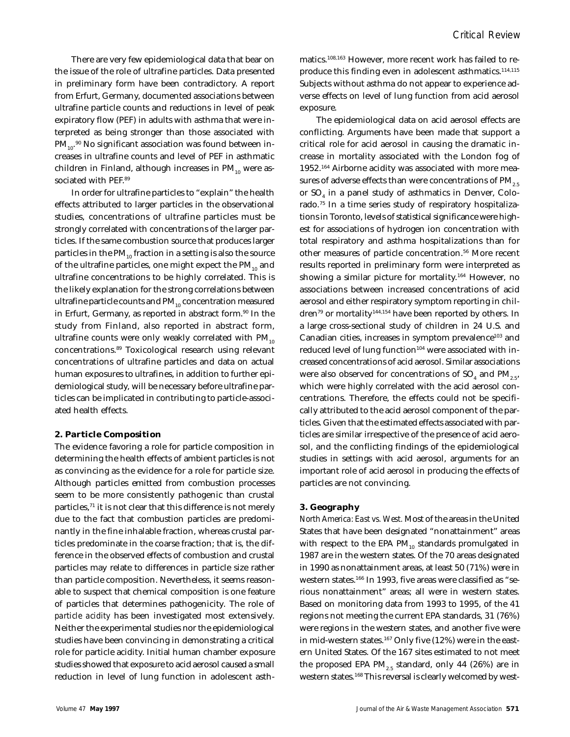There are very few epidemiological data that bear on the issue of the role of ultrafine particles. Data presented in preliminary form have been contradictory. A report from Erfurt, Germany, documented associations between ultrafine particle counts and reductions in level of peak expiratory flow (PEF) in adults with asthma that were interpreted as being stronger than those associated with $PM_{10}$.[90] No significant association was found between increases in ultrafine counts and level of PEF in asthmatic children in Finland, although increases in $PM_{10}$ were associated with PEF.[89]

In order for ultrafine particles to "explain" the health effects attributed to larger particles in the observational studies, concentrations of ultrafine particles must be strongly correlated with concentrations of the larger particles. If the same combustion source that produces larger particles in the $PM_{10}$ fraction in a setting is also the source of the ultrafine particles, one might expect the $PM_{10}$ and ultrafine concentrations to be highly correlated. This is the likely explanation for the strong correlations between ultrafine particle counts and $PM_{10}$ concentration measured in Erfurt, Germany, as reported in abstract form.[90] In the study from Finland, also reported in abstract form, ultrafine counts were only weakly correlated with $PM_{10}$ concentrations.[89] Toxicological research using relevant concentrations of ultrafine particles and data on actual human exposures to ultrafines, in addition to further epidemiological study, will be necessary before ultrafine particles can be implicated in contributing to particle-associated health effects.

### 2. Particle Composition

The evidence favoring a role for particle composition in determining the health effects of ambient particles is not as convincing as the evidence for a role for particle size. Although particles emitted from combustion processes seem to be more consistently pathogenic than crustal particles,[71] it is not clear that this difference is not merely due to the fact that combustion particles are predominantly in the fine inhalable fraction, whereas crustal particles predominate in the coarse fraction; that is, the difference in the observed effects of combustion and crustal particles may relate to differences in particle size rather than particle composition. Nevertheless, it seems reasonable to suspect that chemical composition is one feature of particles that determines pathogenicity. The role of *particle acidity* has been investigated most extensively. Neither the experimental studies nor the epidemiological studies have been convincing in demonstrating a critical role for particle acidity. Initial human chamber exposure studies showed that exposure to acid aerosol caused a small reduction in level of lung function in adolescent asthmatics.[108,163] However, more recent work has failed to reproduce this finding even in adolescent asthmatics.[114,115] Subjects without asthma do not appear to experience adverse effects on level of lung function from acid aerosol exposure.

The epidemiological data on acid aerosol effects are conflicting. Arguments have been made that support a critical role for acid aerosol in causing the dramatic increase in mortality associated with the London fog of 1952.[164] Airborne acidity was associated with more measures of adverse effects than were concentrations of $PM_{2.5}$ or $SO_4$ in a panel study of asthmatics in Denver, Colorado.[75] In a time series study of respiratory hospitalizations in Toronto, levels of statistical significance were highest for associations of hydrogen ion concentration with total respiratory and asthma hospitalizations than for other measures of particle concentration.[56] More recent results reported in preliminary form were interpreted as showing a similar picture for mortality.[164] However, no associations between increased concentrations of acid aerosol and either respiratory symptom reporting in children[79] or mortality[144,154] have been reported by others. In a large cross-sectional study of children in 24 U.S. and Canadian cities, increases in symptom prevalence[103] and reduced level of lung function[104] were associated with increased concentrations of acid aerosol. Similar associations were also observed for concentrations of $SO_4$ and $PM_{2.5}$, which were highly correlated with the acid aerosol concentrations. Therefore, the effects could not be specifically attributed to the acid aerosol component of the particles. Given that the estimated effects associated with particles are similar irrespective of the presence of acid aerosol, and the conflicting findings of the epidemiological studies in settings with acid aerosol, arguments for an important role of acid aerosol in producing the effects of particles are not convincing.

### 3. Geography

*North America: East vs. West.* Most of the areas in the United States that have been designated "nonattainment" areas with respect to the EPA $PM_{10}$ standards promulgated in 1987 are in the western states. Of the 70 areas designated in 1990 as nonattainment areas, at least 50 (71%) were in western states.[166] In 1993, five areas were classified as "serious nonattainment" areas; all were in western states. Based on monitoring data from 1993 to 1995, of the 41 regions not meeting the current EPA standards, 31 (76%) were regions in the western states, and another five were in mid-western states.[167] Only five (12%) were in the eastern United States. Of the 167 sites estimated to not meet the proposed EPA $PM_{2.5}$ standard, only 44 (26%) are in western states.[168] This reversal is clearly welcomed by west-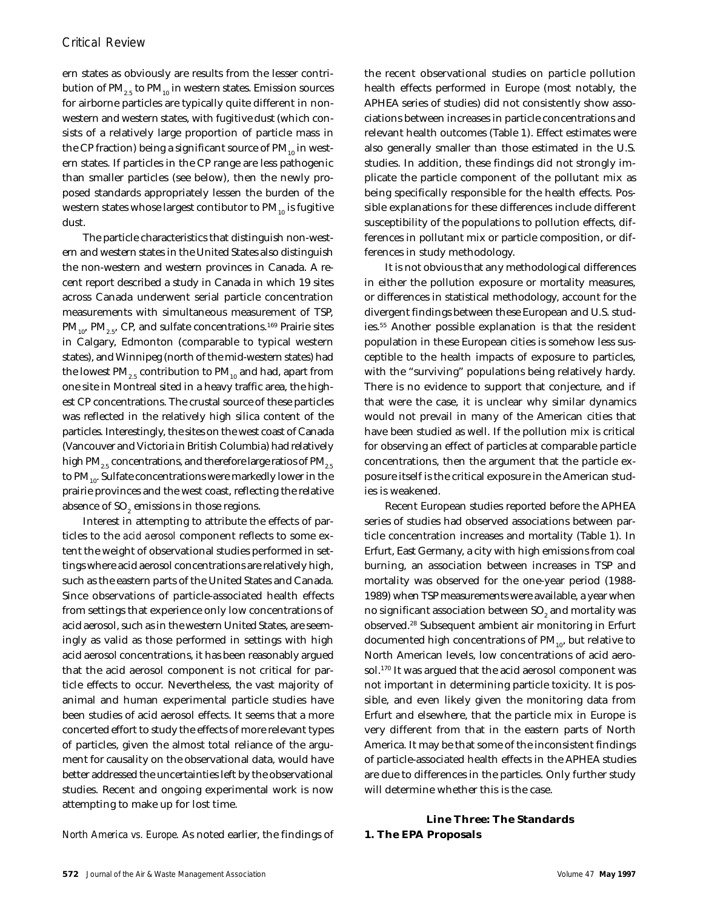ern states as obviously are results from the lesser contribution of $PM_{2.5}$ to $PM_{10}$ in western states. Emission sources for airborne particles are typically quite different in non-western and western states, with fugitive dust (which consists of a relatively large proportion of particle mass in the CP fraction) being a significant source of $PM_{10}$ in western states. If particles in the CP range are less pathogenic than smaller particles (see below), then the newly proposed standards appropriately lessen the burden of the western states whose largest contibutor to $PM_{10}$ is fugitive dust.

The particle characteristics that distinguish non-western and western states in the United States also distinguish the non-western and western provinces in Canada. A recent report described a study in Canada in which 19 sites across Canada underwent serial particle concentration measurements with simultaneous measurement of TSP, $PM_{10}$, $PM_{2.5}$, CP, and sulfate concentrations.[169] Prairie sites in Calgary, Edmonton (comparable to typical western states), and Winnipeg (north of the mid-western states) had the lowest $PM_{2.5}$ contribution to $PM_{10}$ and had, apart from one site in Montreal sited in a heavy traffic area, the highest CP concentrations. The crustal source of these particles was reflected in the relatively high silica content of the particles. Interestingly, the sites on the west coast of Canada (Vancouver and Victoria in British Columbia) had relatively high $PM_{2.5}$ concentrations, and therefore large ratios of $PM_{2.5}$ to $PM_{10}$. Sulfate concentrations were markedly lower in the prairie provinces and the west coast, reflecting the relative absence of $SO_2$ emissions in those regions.

Interest in attempting to attribute the effects of particles to the *acid aerosol* component reflects to some extent the weight of observational studies performed in settings where acid aerosol concentrations are relatively high, such as the eastern parts of the United States and Canada. Since observations of particle-associated health effects from settings that experience only low concentrations of acid aerosol, such as in the western United States, are seemingly as valid as those performed in settings with high acid aerosol concentrations, it has been reasonably argued that the acid aerosol component is not critical for particle effects to occur. Nevertheless, the vast majority of animal and human experimental particle studies have been studies of acid aerosol effects. It seems that a more concerted effort to study the effects of more relevant types of particles, given the almost total reliance of the argument for causality on the observational data, would have better addressed the uncertainties left by the observational studies. Recent and ongoing experimental work is now attempting to make up for lost time.

*North America vs. Europe.* As noted earlier, the findings of the recent observational studies on particle pollution health effects performed in Europe (most notably, the APHEA series of studies) did not consistently show associations between increases in particle concentrations and relevant health outcomes (Table 1). Effect estimates were also generally smaller than those estimated in the U.S. studies. In addition, these findings did not strongly implicate the particle component of the pollutant mix as being specifically responsible for the health effects. Possible explanations for these differences include different susceptibility of the populations to pollution effects, differences in pollutant mix or particle composition, or differences in study methodology.

It is not obvious that any methodological differences in either the pollution exposure or mortality measures, or differences in statistical methodology, account for the divergent findings between these European and U.S. studies.[55] Another possible explanation is that the resident population in these European cities is somehow less susceptible to the health impacts of exposure to particles, with the "surviving" populations being relatively hardy. There is no evidence to support that conjecture, and if that were the case, it is unclear why similar dynamics would not prevail in many of the American cities that have been studied as well. If the pollution mix is critical for observing an effect of particles at comparable particle concentrations, then the argument that the particle exposure itself is the critical exposure in the American studies is weakened.

Recent European studies reported before the APHEA series of studies had observed associations between particle concentration increases and mortality (Table 1). In Erfurt, East Germany, a city with high emissions from coal burning, an association between increases in TSP and mortality was observed for the one-year period (1988-1989) when TSP measurements were available, a year when no significant association between $SO_2$ and mortality was observed.[28] Subsequent ambient air monitoring in Erfurt documented high concentrations of $PM_{10}$, but relative to North American levels, low concentrations of acid aerosol.[170] It was argued that the acid aerosol component was not important in determining particle toxicity. It is possible, and even likely given the monitoring data from Erfurt and elsewhere, that the particle mix in Europe is very different from that in the eastern parts of North America. It may be that some of the inconsistent findings of particle-associated health effects in the APHEA studies are due to differences in the particles. Only further study will determine whether this is the case.

## Line Three: The Standards

### 1. The EPA Proposals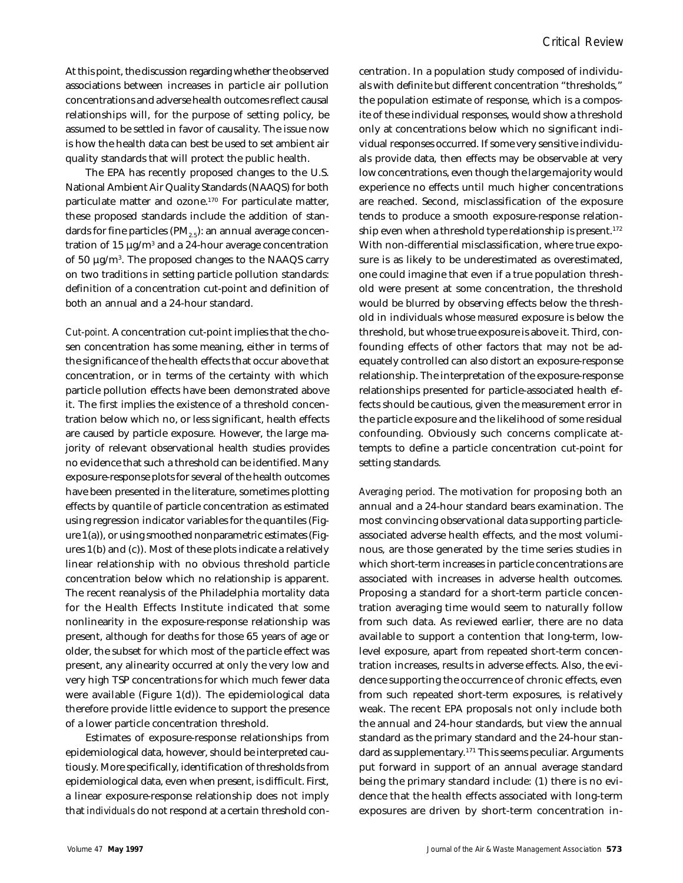At this point, the discussion regarding whether the observed associations between increases in particle air pollution concentrations and adverse health outcomes reflect causal relationships will, for the purpose of setting policy, be assumed to be settled in favor of causality. The issue now is how the health data can best be used to set ambient air quality standards that will protect the public health.

The EPA has recently proposed changes to the U.S. National Ambient Air Quality Standards (NAAQS) for both particulate matter and ozone.[170] For particulate matter, these proposed standards include the addition of standards for fine particles ($PM_{2.5}$): an annual average concentration of 15 µg/m$^3$ and a 24-hour average concentration of 50 µg/m$^3$. The proposed changes to the NAAQS carry on two traditions in setting particle pollution standards: definition of a concentration cut-point and definition of both an annual and a 24-hour standard.

*Cut-point.* A concentration cut-point implies that the chosen concentration has some meaning, either in terms of the significance of the health effects that occur above that concentration, or in terms of the certainty with which particle pollution effects have been demonstrated above it. The first implies the existence of a threshold concentration below which no, or less significant, health effects are caused by particle exposure. However, the large majority of relevant observational health studies provides no evidence that such a threshold can be identified. Many exposure-response plots for several of the health outcomes have been presented in the literature, sometimes plotting effects by quantile of particle concentration as estimated using regression indicator variables for the quantiles (Figure 1(a)), or using smoothed nonparametric estimates (Figures 1(b) and (c)). Most of these plots indicate a relatively linear relationship with no obvious threshold particle concentration below which no relationship is apparent. The recent reanalysis of the Philadelphia mortality data for the Health Effects Institute indicated that some nonlinearity in the exposure-response relationship was present, although for deaths for those 65 years of age or older, the subset for which most of the particle effect was present, any alinearity occurred at only the very low and very high TSP concentrations for which much fewer data were available (Figure 1(d)). The epidemiological data therefore provide little evidence to support the presence of a lower particle concentration threshold.

Estimates of exposure-response relationships from epidemiological data, however, should be interpreted cautiously. More specifically, identification of thresholds from epidemiological data, even when present, is difficult. First, a linear exposure-response relationship does not imply that *individuals* do not respond at a certain threshold concentration. In a population study composed of individuals with definite but different concentration "thresholds," the population estimate of response, which is a composite of these individual responses, would show a threshold only at concentrations below which no significant individual responses occurred. If some very sensitive individuals provide data, then effects may be observable at very low concentrations, even though the large majority would experience no effects until much higher concentrations are reached. Second, misclassification of the exposure tends to produce a smooth exposure-response relationship even when a threshold type relationship is present.[172] With non-differential misclassification, where true exposure is as likely to be underestimated as overestimated, one could imagine that even if a true population threshold were present at some concentration, the threshold would be blurred by observing effects below the threshold in individuals whose *measured* exposure is below the threshold, but whose true exposure is above it. Third, confounding effects of other factors that may not be adequately controlled can also distort an exposure-response relationship. The interpretation of the exposure-response relationships presented for particle-associated health effects should be cautious, given the measurement error in the particle exposure and the likelihood of some residual confounding. Obviously such concerns complicate attempts to define a particle concentration cut-point for setting standards.

*Averaging period.* The motivation for proposing both an annual and a 24-hour standard bears examination. The most convincing observational data supporting particle-associated adverse health effects, and the most voluminous, are those generated by the time series studies in which short-term increases in particle concentrations are associated with increases in adverse health outcomes. Proposing a standard for a short-term particle concentration averaging time would seem to naturally follow from such data. As reviewed earlier, there are no data available to support a contention that long-term, low-level exposure, apart from repeated short-term concentration increases, results in adverse effects. Also, the evidence supporting the occurrence of chronic effects, even from such repeated short-term exposures, is relatively weak. The recent EPA proposals not only include both the annual and 24-hour standards, but view the annual standard as the primary standard and the 24-hour standard as supplementary.[171] This seems peculiar. Arguments put forward in support of an annual average standard being the primary standard include: (1) there is no evidence that the health effects associated with long-term exposures are driven by short-term concentration in-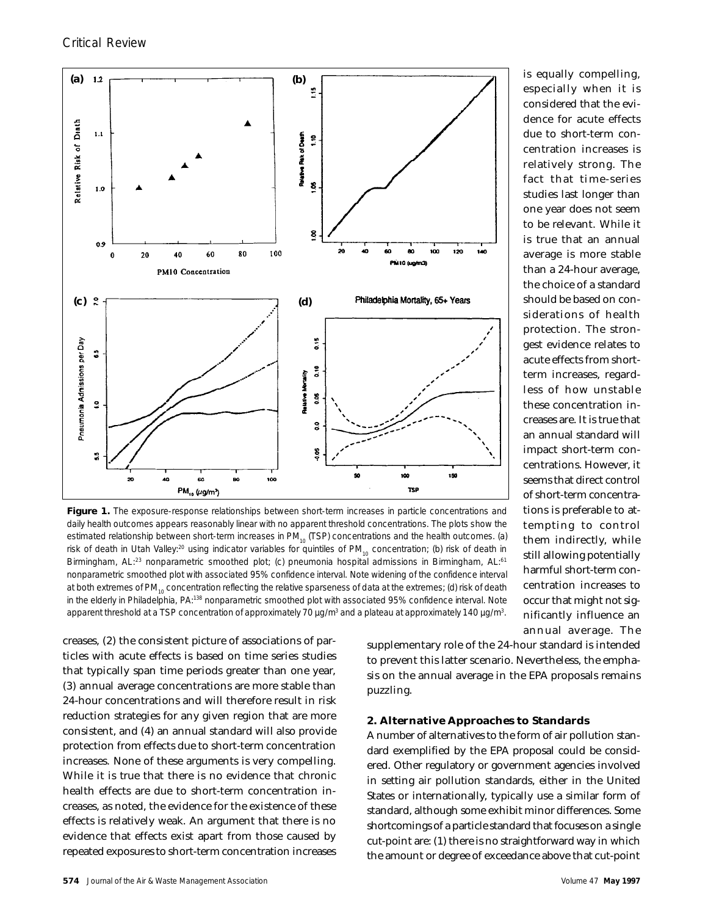is equally compelling, especially when it is considered that the evidence for acute effects due to short-term concentration increases is relatively strong. The fact that time-series studies last longer than one year does not seem to be relevant. While it is true that an annual average is more stable than a 24-hour average, the choice of a standard should be based on considerations of health protection. The strongest evidence relates to acute effects from short-term increases, regardless of how unstable these concentration increases are. It is true that an annual standard will impact short-term concentrations. However, it seems that direct control of short-term concentrations is preferable to attempting to control them indirectly, while still allowing potentially harmful short-term concentration increases to occur that might not significantly influence an annual average. The supplementary role of the 24-hour standard is intended to prevent this latter scenario. Nevertheless, the emphasis on the annual average in the EPA proposals remains puzzling.

**Figure 1.** The exposure-response relationships between short-term increases in particle concentrations and daily health outcomes appears reasonably linear with no apparent threshold concentrations. The plots show the estimated relationship between short-term increases in $PM_{10}$ (TSP) concentrations and the health outcomes. (a) risk of death in Utah Valley:[20] using indicator variables for quintiles of $PM_{10}$ concentration; (b) risk of death in Birmingham, AL:[23] nonparametric smoothed plot; (c) pneumonia hospital admissions in Birmingham, AL:[61] nonparametric smoothed plot with associated 95% confidence interval. Note widening of the confidence interval at both extremes of $PM_{10}$ concentration reflecting the relative sparseness of data at the extremes; (d) risk of death in the elderly in Philadelphia, PA:[138] nonparametric smoothed plot with associated 95% confidence interval. Note apparent threshold at a TSP concentration of approximately 70 µg/m³ and a plateau at approximately 140 µg/m³.

creases, (2) the consistent picture of associations of particles with acute effects is based on time series studies that typically span time periods greater than one year, (3) annual average concentrations are more stable than 24-hour concentrations and will therefore result in risk reduction strategies for any given region that are more consistent, and (4) an annual standard will also provide protection from effects due to short-term concentration increases. None of these arguments is very compelling. While it is true that there is no evidence that chronic health effects are due to short-term concentration increases, as noted, the evidence for the existence of these effects is relatively weak. An argument that there is no evidence that effects exist apart from those caused by repeated exposures to short-term concentration increases

### 2. Alternative Approaches to Standards

A number of alternatives to the form of air pollution standard exemplified by the EPA proposal could be considered. Other regulatory or government agencies involved in setting air pollution standards, either in the United States or internationally, typically use a similar form of standard, although some exhibit minor differences. Some shortcomings of a particle standard that focuses on a single cut-point are: (1) there is no straightforward way in which the amount or degree of exceedance above that cut-point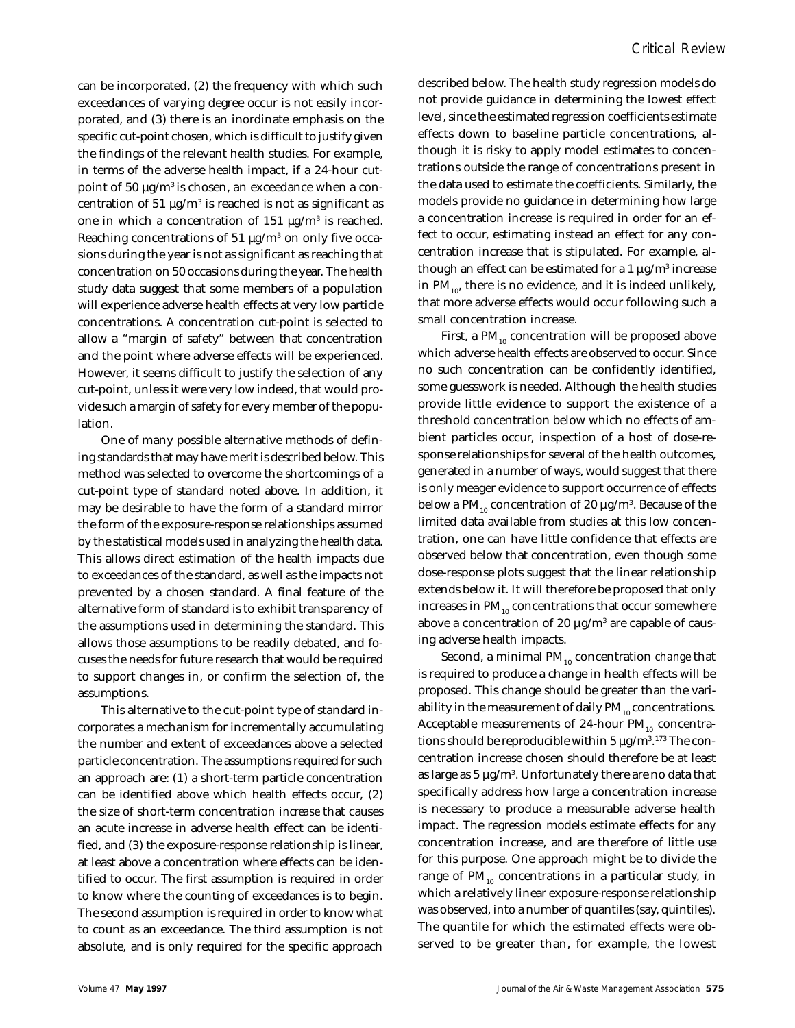can be incorporated, (2) the frequency with which such exceedances of varying degree occur is not easily incorporated, and (3) there is an inordinate emphasis on the specific cut-point chosen, which is difficult to justify given the findings of the relevant health studies. For example, in terms of the adverse health impact, if a 24-hour cut-point of 50 µg/m$^3$ is chosen, an exceedance when a concentration of 51 µg/m$^3$ is reached is not as significant as one in which a concentration of 151 µg/m$^3$ is reached. Reaching concentrations of 51 µg/m$^3$ on only five occasions during the year is not as significant as reaching that concentration on 50 occasions during the year. The health study data suggest that some members of a population will experience adverse health effects at very low particle concentrations. A concentration cut-point is selected to allow a "margin of safety" between that concentration and the point where adverse effects will be experienced. However, it seems difficult to justify the selection of any cut-point, unless it were very low indeed, that would provide such a margin of safety for every member of the population.

One of many possible alternative methods of defining standards that may have merit is described below. This method was selected to overcome the shortcomings of a cut-point type of standard noted above. In addition, it may be desirable to have the form of a standard mirror the form of the exposure-response relationships assumed by the statistical models used in analyzing the health data. This allows direct estimation of the health impacts due to exceedances of the standard, as well as the impacts not prevented by a chosen standard. A final feature of the alternative form of standard is to exhibit transparency of the assumptions used in determining the standard. This allows those assumptions to be readily debated, and focuses the needs for future research that would be required to support changes in, or confirm the selection of, the assumptions.

This alternative to the cut-point type of standard incorporates a mechanism for incrementally accumulating the number and extent of exceedances above a selected particle concentration. The assumptions required for such an approach are: (1) a short-term particle concentration can be identified above which health effects occur, (2) the size of short-term concentration *increase* that causes an acute increase in adverse health effect can be identified, and (3) the exposure-response relationship is linear, at least above a concentration where effects can be identified to occur. The first assumption is required in order to know where the counting of exceedances is to begin. The second assumption is required in order to know what to count as an exceedance. The third assumption is not absolute, and is only required for the specific approach described below. The health study regression models do not provide guidance in determining the lowest effect level, since the estimated regression coefficients estimate effects down to baseline particle concentrations, although it is risky to apply model estimates to concentrations outside the range of concentrations present in the data used to estimate the coefficients. Similarly, the models provide no guidance in determining how large a concentration increase is required in order for an effect to occur, estimating instead an effect for any concentration increase that is stipulated. For example, although an effect can be estimated for a 1 µg/m$^3$ increase in $PM_{10}$, there is no evidence, and it is indeed unlikely, that more adverse effects would occur following such a small concentration increase.

First, a $PM_{10}$ concentration will be proposed above which adverse health effects are observed to occur. Since no such concentration can be confidently identified, some guesswork is needed. Although the health studies provide little evidence to support the existence of a threshold concentration below which no effects of ambient particles occur, inspection of a host of dose-response relationships for several of the health outcomes, generated in a number of ways, would suggest that there is only meager evidence to support occurrence of effects below a $PM_{10}$ concentration of 20 µg/m$^3$. Because of the limited data available from studies at this low concentration, one can have little confidence that effects are observed below that concentration, even though some dose-response plots suggest that the linear relationship extends below it. It will therefore be proposed that only increases in $PM_{10}$ concentrations that occur somewhere above a concentration of 20 µg/m$^3$ are capable of causing adverse health impacts.

Second, a minimal $PM_{10}$ concentration *change* that is required to produce a change in health effects will be proposed. This change should be greater than the variability in the measurement of daily $PM_{10}$ concentrations. Acceptable measurements of 24-hour $PM_{10}$ concentrations should be reproducible within 5 µg/m$^3$.[173] The concentration increase chosen should therefore be at least as large as 5 µg/m$^3$. Unfortunately there are no data that specifically address how large a concentration increase is necessary to produce a measurable adverse health impact. The regression models estimate effects for *any* concentration increase, and are therefore of little use for this purpose. One approach might be to divide the range of $PM_{10}$ concentrations in a particular study, in which a relatively linear exposure-response relationship was observed, into a number of quantiles (say, quintiles). The quantile for which the estimated effects were observed to be greater than, for example, the lowest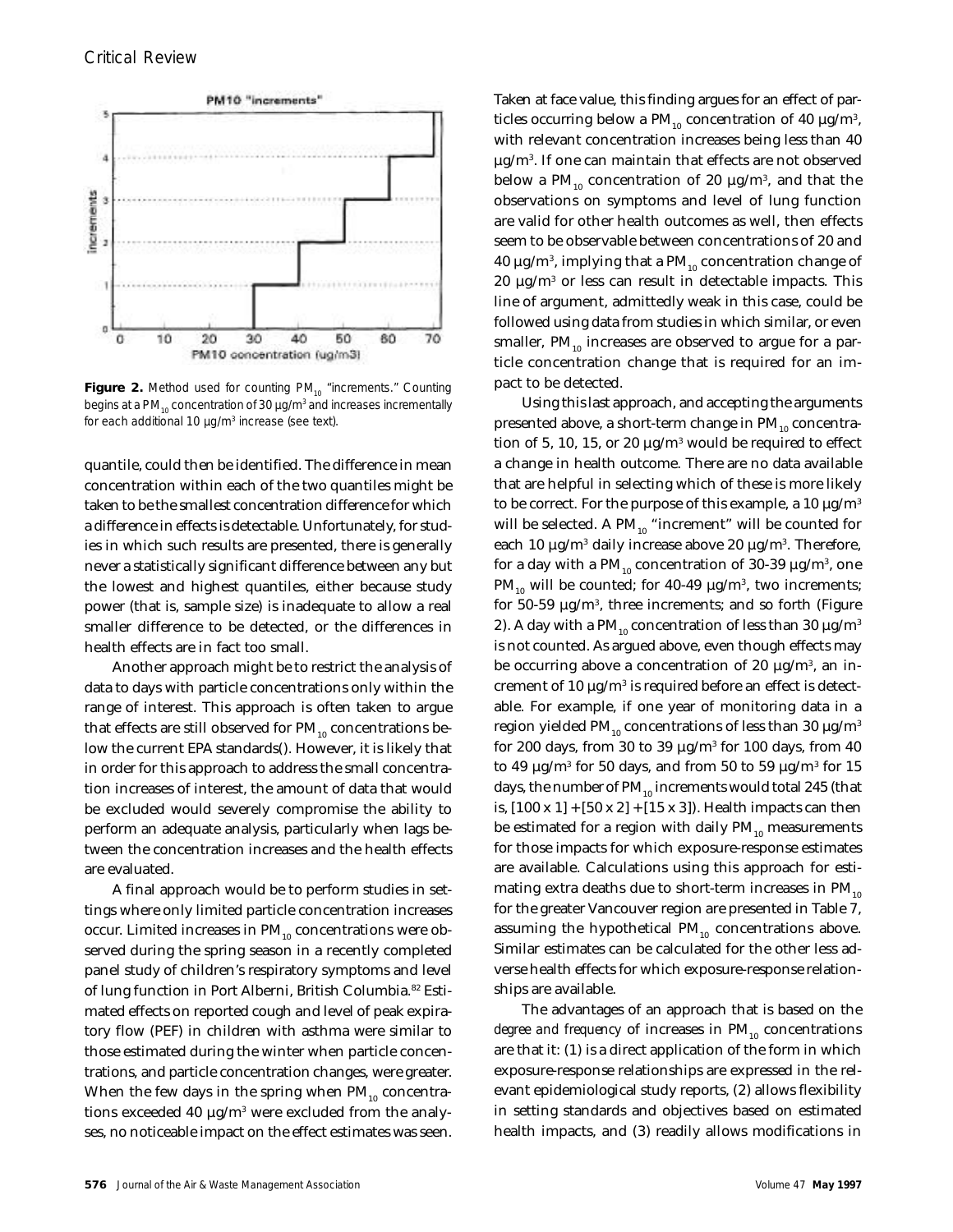Figure 2. Method used for counting $PM_{10}$ "increments." Counting begins at a $PM_{10}$ concentration of 30 µg/m$^3$ and increases incrementally for each additional 10 µg/m$^3$ increase (see text).

quantile, could then be identified. The difference in mean concentration within each of the two quantiles might be taken to be the smallest concentration difference for which a difference in effects is detectable. Unfortunately, for studies in which such results are presented, there is generally never a statistically significant difference between any but the lowest and highest quantiles, either because study power (that is, sample size) is inadequate to allow a real smaller difference to be detected, or the differences in health effects are in fact too small.

Another approach might be to restrict the analysis of data to days with particle concentrations only within the range of interest. This approach is often taken to argue that effects are still observed for $PM_{10}$ concentrations below the current EPA standards(). However, it is likely that in order for this approach to address the small concentration increases of interest, the amount of data that would be excluded would severely compromise the ability to perform an adequate analysis, particularly when lags between the concentration increases and the health effects are evaluated.

A final approach would be to perform studies in settings where only limited particle concentration increases occur. Limited increases in $PM_{10}$ concentrations were observed during the spring season in a recently completed panel study of children's respiratory symptoms and level of lung function in Port Alberni, British Columbia.[82] Estimated effects on reported cough and level of peak expiratory flow (PEF) in children with asthma were similar to those estimated during the winter when particle concentrations, and particle concentration changes, were greater. When the few days in the spring when $PM_{10}$ concentrations exceeded 40 µg/m$^3$ were excluded from the analyses, no noticeable impact on the effect estimates was seen. Taken at face value, this finding argues for an effect of particles occurring below a $PM_{10}$ concentration of 40 µg/m$^3$, with relevant concentration increases being less than 40 µg/m$^3$. If one can maintain that effects are not observed below a $PM_{10}$ concentration of 20 µg/m$^3$, and that the observations on symptoms and level of lung function are valid for other health outcomes as well, then effects seem to be observable between concentrations of 20 and 40 µg/m$^3$, implying that a $PM_{10}$ concentration change of 20 µg/m$^3$ or less can result in detectable impacts. This line of argument, admittedly weak in this case, could be followed using data from studies in which similar, or even smaller, $PM_{10}$ increases are observed to argue for a particle concentration change that is required for an impact to be detected.

Using this last approach, and accepting the arguments presented above, a short-term change in $PM_{10}$ concentration of 5, 10, 15, or 20 µg/m$^3$ would be required to effect a change in health outcome. There are no data available that are helpful in selecting which of these is more likely to be correct. For the purpose of this example, a 10 µg/m$^3$ will be selected. A $PM_{10}$ "increment" will be counted for each 10 µg/m$^3$ daily increase above 20 µg/m$^3$. Therefore, for a day with a $PM_{10}$ concentration of 30-39 µg/m$^3$, one $PM_{10}$ will be counted; for 40-49 µg/m$^3$, two increments; for 50-59 µg/m$^3$, three increments; and so forth (Figure 2). A day with a $PM_{10}$ concentration of less than 30 µg/m$^3$ is not counted. As argued above, even though effects may be occurring above a concentration of 20 µg/m$^3$, an increment of 10 µg/m$^3$ is required before an effect is detectable. For example, if one year of monitoring data in a region yielded $PM_{10}$ concentrations of less than 30 µg/m$^3$ for 200 days, from 30 to 39 µg/m$^3$ for 100 days, from 40 to 49 µg/m$^3$ for 50 days, and from 50 to 59 µg/m$^3$ for 15 days, the number of $PM_{10}$ increments would total 245 (that is, [100 x 1] + [50 x 2] + [15 x 3]). Health impacts can then be estimated for a region with daily $PM_{10}$ measurements for those impacts for which exposure-response estimates are available. Calculations using this approach for estimating extra deaths due to short-term increases in $PM_{10}$ for the greater Vancouver region are presented in Table 7, assuming the hypothetical $PM_{10}$ concentrations above. Similar estimates can be calculated for the other less adverse health effects for which exposure-response relationships are available.

The advantages of an approach that is based on the *degree and frequency* of increases in $PM_{10}$ concentrations are that it: (1) is a direct application of the form in which exposure-response relationships are expressed in the relevant epidemiological study reports, (2) allows flexibility in setting standards and objectives based on estimated health impacts, and (3) readily allows modifications in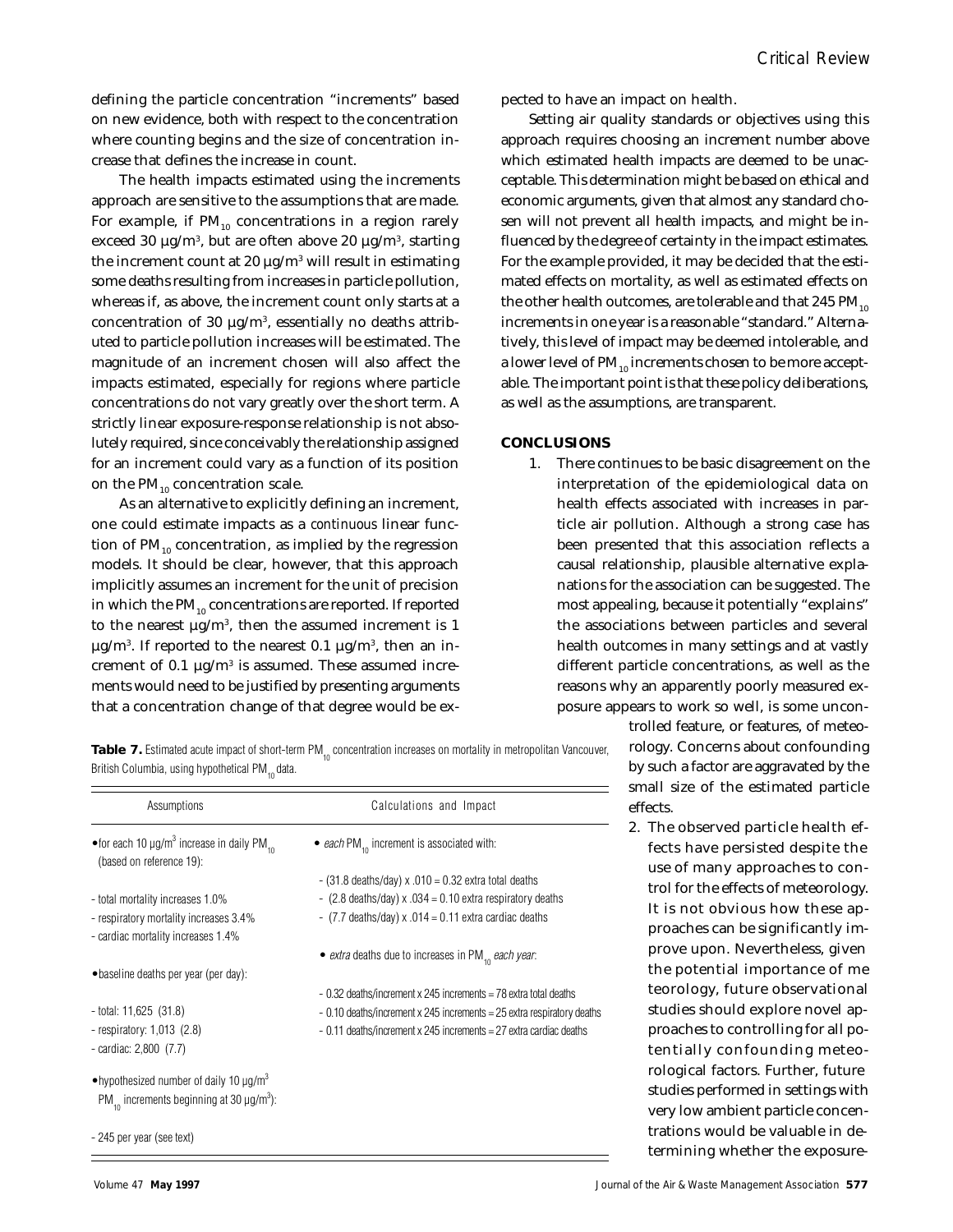defining the particle concentration "increments" based on new evidence, both with respect to the concentration where counting begins and the size of concentration increase that defines the increase in count.

The health impacts estimated using the increments approach are sensitive to the assumptions that are made. For example, if $PM_{10}$ concentrations in a region rarely exceed 30 µg/m$^3$, but are often above 20 µg/m$^3$, starting the increment count at 20 µg/m$^3$ will result in estimating some deaths resulting from increases in particle pollution, whereas if, as above, the increment count only starts at a concentration of 30 µg/m$^3$, essentially no deaths attributed to particle pollution increases will be estimated. The magnitude of an increment chosen will also affect the impacts estimated, especially for regions where particle concentrations do not vary greatly over the short term. A strictly linear exposure-response relationship is not absolutely required, since conceivably the relationship assigned for an increment could vary as a function of its position on the $PM_{10}$ concentration scale.

As an alternative to explicitly defining an increment, one could estimate impacts as a *continuous* linear function of $PM_{10}$ concentration, as implied by the regression models. It should be clear, however, that this approach implicitly assumes an increment for the unit of precision in which the $PM_{10}$ concentrations are reported. If reported to the nearest µg/m$^3$, then the assumed increment is 1 µg/m$^3$. If reported to the nearest 0.1 µg/m$^3$, then an increment of 0.1 µg/m$^3$ is assumed. These assumed increments would need to be justified by presenting arguments that a concentration change of that degree would be expected to have an impact on health.

Setting air quality standards or objectives using this approach requires choosing an increment number above which estimated health impacts are deemed to be unacceptable. This determination might be based on ethical and economic arguments, given that almost any standard chosen will not prevent all health impacts, and might be influenced by the degree of certainty in the impact estimates. For the example provided, it may be decided that the estimated effects on mortality, as well as estimated effects on the other health outcomes, are tolerable and that 245 $PM_{10}$ increments in one year is a reasonable "standard." Alternatively, this level of impact may be deemed intolerable, and a lower level of $PM_{10}$ increments chosen to be more acceptable. The important point is that these policy deliberations, as well as the assumptions, are transparent.

**Table 7.** Estimated acute impact of short-term $PM_{10}$ concentration increases on mortality in metropolitan Vancouver, British Columbia, using hypothetical $PM_{10}$ data.

| Assumptions | Calculations and Impact |
|---|---|
| • for each 10 µg/m$^3$ increase in daily $PM_{10}$ (based on reference 19): | • *each* $PM_{10}$ increment is associated with: |
| - total mortality increases 1.0% | - (31.8 deaths/day) x .010 = 0.32 extra total deaths |
| - respiratory mortality increases 3.4% | - (2.8 deaths/day) x .034 = 0.10 extra respiratory deaths |
| - cardiac mortality increases 1.4% | - (7.7 deaths/day) x .014 = 0.11 extra cardiac deaths |
| • baseline deaths per year (per day): | • *extra* deaths due to increases in $PM_{10}$ *each year*: |
| - total: 11,625 (31.8) | - 0.32 deaths/increment x 245 increments = 78 extra total deaths |
| - respiratory: 1,013 (2.8) | - 0.10 deaths/increment x 245 increments = 25 extra respiratory deaths |
| - cardiac: 2,800 (7.7) | - 0.11 deaths/increment x 245 increments = 27 extra cardiac deaths |
| • hypothesized number of daily 10 µg/m$^3$ $PM_{10}$ increments beginning at 30 µg/m$^3$): | |
| - 245 per year (see text) | |

## CONCLUSIONS

1. There continues to be basic disagreement on the interpretation of the epidemiological data on health effects associated with increases in particle air pollution. Although a strong case has been presented that this association reflects a causal relationship, plausible alternative explanations for the association can be suggested. The most appealing, because it potentially "explains" the associations between particles and several health outcomes in many settings and at vastly different particle concentrations, as well as the reasons why an apparently poorly measured exposure appears to work so well, is some uncontrolled feature, or features, of meteorology. Concerns about confounding by such a factor are aggravated by the small size of the estimated particle effects.
2. The observed particle health effects have persisted despite the use of many approaches to control for the effects of meteorology. It is not obvious how these approaches can be significantly improve upon. Nevertheless, given the potential importance of meteorology, future observational studies should explore novel approaches to controlling for all potentially confounding meteorological factors. Further, future studies performed in settings with very low ambient particle concentrations would be valuable in determining whether the exposure-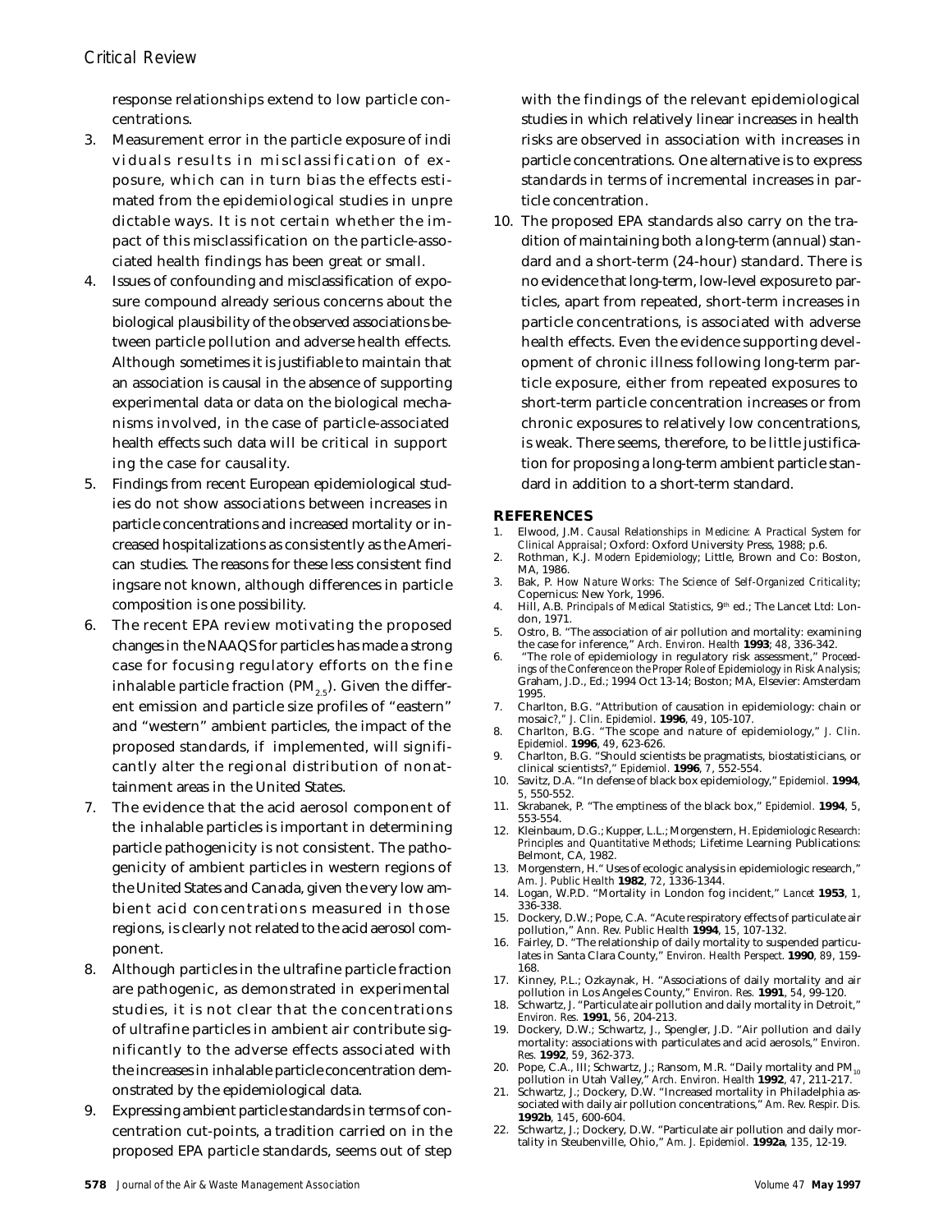response relationships extend to low particle concentrations.

3. Measurement error in the particle exposure of individuals results in misclassification of exposure, which can in turn bias the effects estimated from the epidemiological studies in unpredictable ways. It is not certain whether the impact of this misclassification on the particle-associated health findings has been great or small.
4. Issues of confounding and misclassification of exposure compound already serious concerns about the biological plausibility of the observed associations between particle pollution and adverse health effects. Although sometimes it is justifiable to maintain that an association is causal in the absence of supporting experimental data or data on the biological mechanisms involved, in the case of particle-associated health effects such data will be critical in supporting the case for causality.
5. Findings from recent European epidemiological studies do not show associations between increases in particle concentrations and increased mortality or increased hospitalizations as consistently as the American studies. The reasons for these less consistent findings are not known, although differences in particle composition is one possibility.
6. The recent EPA review motivating the proposed changes in the NAAQS for particles has made a strong case for focusing regulatory efforts on the fine inhalable particle fraction ($PM_{2.5}$). Given the different emission and particle size profiles of "eastern" and "western" ambient particles, the impact of the proposed standards, if implemented, will significantly alter the regional distribution of nonattainment areas in the United States.
7. The evidence that the acid aerosol component of the inhalable particles is important in determining particle pathogenicity is not consistent. The pathogenicity of ambient particles in western regions of the United States and Canada, given the very low ambient acid concentrations measured in those regions, is clearly not related to the acid aerosol component.
8. Although particles in the ultrafine particle fraction are pathogenic, as demonstrated in experimental studies, it is not clear that the concentrations of ultrafine particles in ambient air contribute significantly to the adverse effects associated with the increases in inhalable particle concentration demonstrated by the epidemiological data.
9. Expressing ambient particle standards in terms of concentration cut-points, a tradition carried on in the proposed EPA particle standards, seems out of step with the findings of the relevant epidemiological studies in which relatively linear increases in health risks are observed in association with increases in particle concentrations. One alternative is to express standards in terms of incremental increases in particle concentration.
10. The proposed EPA standards also carry on the tradition of maintaining both a long-term (annual) standard and a short-term (24-hour) standard. There is no evidence that long-term, low-level exposure to particles, apart from repeated, short-term increases in particle concentrations, is associated with adverse health effects. Even the evidence supporting development of chronic illness following long-term particle exposure, either from repeated exposures to short-term particle concentration increases or from chronic exposures to relatively low concentrations, is weak. There seems, therefore, to be little justification for proposing a long-term ambient particle standard in addition to a short-term standard.

## REFERENCES

1. Elwood, J.M. *Causal Relationships in Medicine: A Practical System for Clinical Appraisal*; Oxford: Oxford University Press, 1988; p.6.
2. Rothman, K.J. *Modern Epidemiology*; Little, Brown and Co: Boston, MA, 1986.
3. Bak, P. *How Nature Works: The Science of Self-Organized Criticality*; Copernicus: New York, 1996.
4. Hill, A.B. *Principals of Medical Statistics*, 9th ed.; The Lancet Ltd: London, 1971.
5. Ostro, B. "The association of air pollution and mortality: examining the case for inference," *Arch. Environ. Health* **1993**; *48*, 336-342.
6. "The role of epidemiology in regulatory risk assessment," *Proceedings of the Conference on the Proper Role of Epidemiology in Risk Analysis*; Graham, J.D., Ed.; 1994 Oct 13-14; Boston; MA, Elsevier: Amsterdam 1995.
7. Charlton, B.G. "Attribution of causation in epidemiology: chain or mosaic?," *J. Clin. Epidemiol.* **1996**, *49*, 105-107.
8. Charlton, B.G. "The scope and nature of epidemiology," *J. Clin. Epidemiol.* **1996**, *49*, 623-626.
9. Charlton, B.G. "Should scientists be pragmatists, biostatisticians, or clinical scientists?," *Epidemiol.* **1996**, *7*, 552-554.
10. Savitz, D.A. "In defense of black box epidemiology," *Epidemiol.* **1994**, *5*, 550-552.
11. Skrabanek, P. "The emptiness of the black box," *Epidemiol.* **1994**, *5*, 553-554.
12. Kleinbaum, D.G.; Kupper, L.L.; Morgenstern, H. *Epidemiologic Research: Principles and Quantitative Methods*; Lifetime Learning Publications: Belmont, CA, 1982.
13. Morgenstern, H." Uses of ecologic analysis in epidemiologic research," *Am. J. Public Health* **1982**, *72*, 1336-1344.
14. Logan, W.P.D. "Mortality in London fog incident," *Lancet* **1953**, *1*, 336-338.
15. Dockery, D.W.; Pope, C.A. "Acute respiratory effects of particulate air pollution," *Ann. Rev. Public Health* **1994**, *15*, 107-132.
16. Fairley, D. "The relationship of daily mortality to suspended particulates in Santa Clara County," *Environ. Health Perspect.* **1990**, *89*, 159-168.
17. Kinney, P.L.; Ozkaynak, H. "Associations of daily mortality and air pollution in Los Angeles County," *Environ. Res.* **1991**, *54*, 99-120.
18. Schwartz, J. "Particulate air pollution and daily mortality in Detroit," *Environ. Res.* **1991**, *56*, 204-213.
19. Dockery, D.W.; Schwartz, J., Spengler, J.D. "Air pollution and daily mortality: associations with particulates and acid aerosols," *Environ. Res.* **1992**, *59*, 362-373.
20. Pope, C.A., III; Schwartz, J.; Ransom, M.R. "Daily mortality and $PM_{10}$ pollution in Utah Valley," *Arch. Environ. Health* **1992**, *47*, 211-217.
21. Schwartz, J.; Dockery, D.W. "Increased mortality in Philadelphia associated with daily air pollution concentrations," *Am. Rev. Respir. Dis.* **1992b**, *145*, 600-604.
22. Schwartz, J.; Dockery, D.W. "Particulate air pollution and daily mortality in Steubenville, Ohio," *Am. J. Epidemiol.* **1992a**, *135*, 12-19.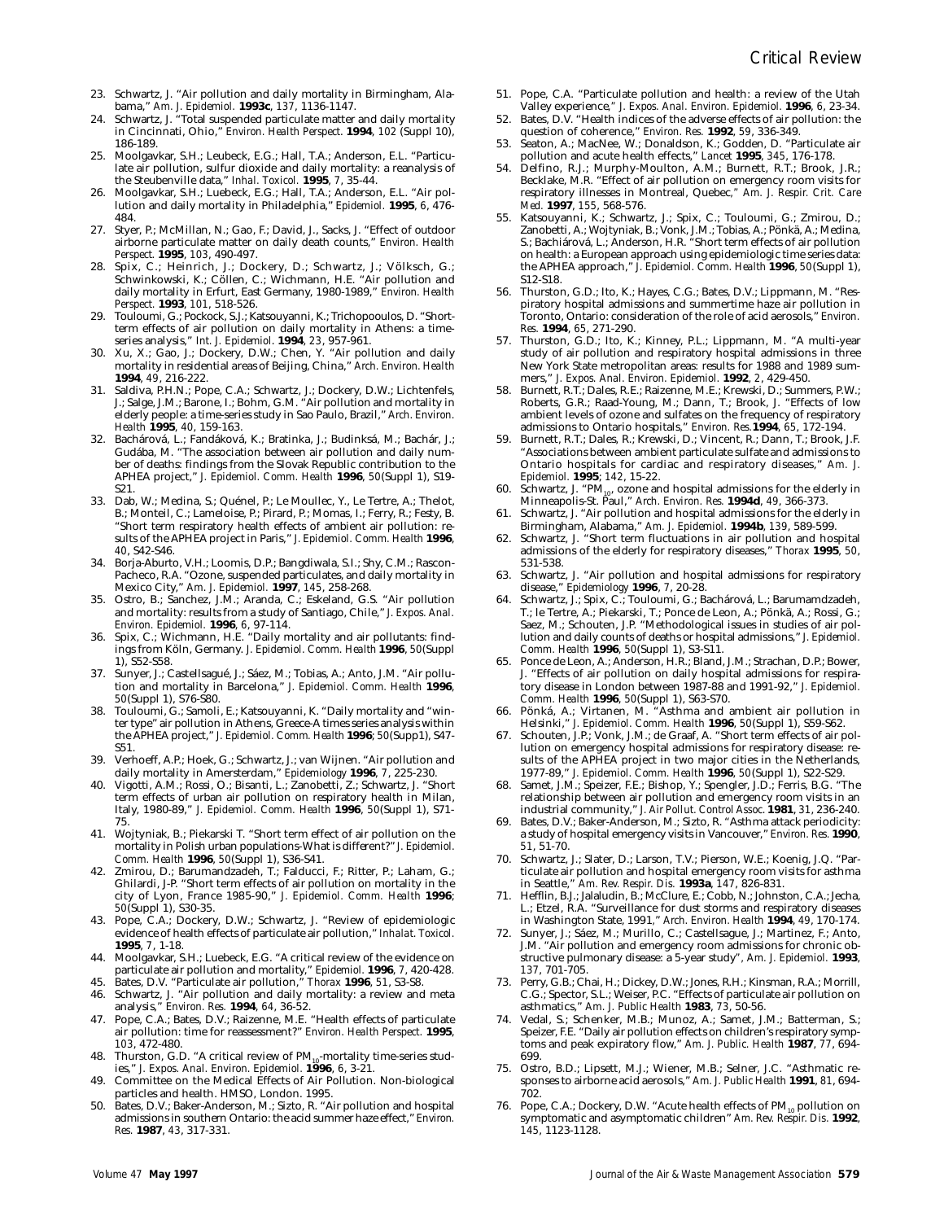23. Schwartz, J. "Air pollution and daily mortality in Birmingham, Alabama," *Am. J. Epidemiol.* **1993c**, *137*, 1136-1147.
24. Schwartz, J. "Total suspended particulate matter and daily mortality in Cincinnati, Ohio," *Environ. Health Perspect.* **1994**, *102* (Suppl 10), 186-189.
25. Moolgavkar, S.H.; Leubeck, E.G.; Hall, T.A.; Anderson, E.L. "Particulate air pollution, sulfur dioxide and daily mortality: a reanalysis of the Steubenville data," *Inhal. Toxicol.* **1995**, *7*, 35-44.
26. Moolgavkar, S.H.; Luebeck, E.G.; Hall, T.A.; Anderson, E.L. "Air pollution and daily mortality in Philadelphia," *Epidemiol.* **1995**, *6*, 476-484.
27. Styer, P.; McMillan, N.; Gao, F.; David, J., Sacks, J. "Effect of outdoor airborne particulate matter on daily death counts," *Environ. Health Perspect.* **1995**, *103*, 490-497.
28. Spix, C.; Heinrich, J.; Dockery, D.; Schwartz, J.; Völksch, G.; Schwinkowski, K.; Cöllen, C.; Wichmann, H.E. "Air pollution and daily mortality in Erfurt, East Germany, 1980-1989," *Environ. Health Perspect.* **1993**, *101*, 518-526.
29. Touloumi, G.; Pockock, S.J.; Katsouyanni, K.; Trichopooulos, D. "Short-term effects of air pollution on daily mortality in Athens: a time-series analysis," *Int. J. Epidemiol.* **1994**, *23*, 957-961.
30. Xu, X.; Gao, J.; Dockery, D.W.; Chen, Y. "Air pollution and daily mortality in residential areas of Beijing, China," *Arch. Environ. Health* **1994**, *49*, 216-222.
31. Saldiva, P.H.N.; Pope, C.A.; Schwartz, J.; Dockery, D.W.; Lichtenfels, J.; Salge, J.M.; Barone, I.; Bohm, G.M. "Air pollution and mortality in elderly people: a time-series study in Sao Paulo, Brazil," *Arch. Environ. Health* **1995**, *40*, 159-163.
32. Bachárová, L.; Fandáková, K.; Bratinka, J.; Budinksá, M.; Bachár, J.; Gudába, M. "The association between air pollution and daily number of deaths: findings from the Slovak Republic contribution to the APHEA project," *J. Epidemiol. Comm. Health* **1996**, *50* (Suppl 1), S19-S21.
33. Dab, W.; Medina, S.; Quénel, P.; Le Moullec, Y., Le Tertre, A.; Thelot, B.; Monteil, C.; Lameloise, P.; Pirard, P.; Momas, I.; Ferry, R.; Festy, B. "Short term respiratory health effects of ambient air pollution: results of the APHEA project in Paris," *J. Epidemiol. Comm. Health* **1996**, *40*, S42-S46.
34. Borja-Aburto, V.H.; Loomis, D.P.; Bangdiwala, S.I.; Shy, C.M.; Rascon-Pacheco, R.A. "Ozone, suspended particulates, and daily mortality in Mexico City," *Am. J. Epidemiol.* **1997**, *145*, 258-268.
35. Ostro, B.; Sanchez, J.M.; Aranda, C.; Eskeland, G.S. "Air pollution and mortality: results from a study of Santiago, Chile," *J. Expos. Anal. Environ. Epidemiol.* **1996**, *6*, 97-114.
36. Spix, C.; Wichmann, H.E. "Daily mortality and air pollutants: findings from Köln, Germany. *J. Epidemiol. Comm. Health* **1996**, *50* (Suppl 1), S52-S58.
37. Sunyer, J.; Castellsagué, J.; Sáez, M.; Tobias, A.; Anto, J.M. "Air pollution and mortality in Barcelona," *J. Epidemiol. Comm. Health* **1996**, *50* (Suppl 1), S76-S80.
38. Touloumi, G.; Samoli, E.; Katsouyanni, K. "Daily mortality and "winter type" air pollution in Athens, Greece-A times series analysis within the APHEA project," *J. Epidemiol. Comm. Health* **1996**; *50* (Supp1), S47-S51.
39. Verhoeff, A.P.; Hoek, G.; Schwartz, J.; van Wijnen. "Air pollution and daily mortality in Amersterdam," *Epidemiology* **1996**, *7*, 225-230.
40. Vigotti, A.M.; Rossi, O.; Bisanti, L.; Zanobetti, Z.; Schwartz, J. "Short term effects of urban air pollution on respiratory health in Milan, Italy, 1980-89," *J. Epidemiol. Comm. Health* **1996**, *50* (Suppl 1), S71-75.
41. Wojtyniak, B.; Piekarski T. "Short term effect of air pollution on the mortality in Polish urban populations-What is different?" *J. Epidemiol. Comm. Health* **1996**, *50* (Suppl 1), S36-S41.
42. Zmirou, D.; Barumandzadeh, T.; Falducci, F.; Ritter, P.; Laham, G.; Ghilardi, J-P. "Short term effects of air pollution on mortality in the city of Lyon, France 1985-90," *J. Epidemiol. Comm. Health* **1996**; *50* (Suppl 1), S30-35.
43. Pope, C.A.; Dockery, D.W.; Schwartz, J. "Review of epidemiologic evidence of health effects of particulate air pollution," *Inhalat. Toxicol.* **1995**, *7*, 1-18.
44. Moolgavkar, S.H.; Luebeck, E.G. "A critical review of the evidence on particulate air pollution and mortality," *Epidemiol.* **1996**, *7*, 420-428.
45. Bates, D.V. "Particulate air pollution," *Thorax* **1996**, *51*, S3-S8.
46. Schwartz, J. "Air pollution and daily mortality: a review and meta analysis," *Environ. Res.* **1994**, *64*, 36-52.
47. Pope, C.A.; Bates, D.V.; Raizenne, M.E. "Health effects of particulate air pollution: time for reassessment?" *Environ. Health Perspect.* **1995**, *103*, 472-480.
48. Thurston, G.D. "A critical review of $PM_{10}$-mortality time-series studies," *J. Expos. Anal. Environ. Epidemiol.* **1996**, *6*, 3-21.
49. Committee on the Medical Effects of Air Pollution. Non-biological particles and health. HMSO, London. 1995.
50. Bates, D.V.; Baker-Anderson, M.; Sizto, R. "Air pollution and hospital admissions in southern Ontario: the acid summer haze effect," *Environ. Res.* **1987**, *43*, 317-331.
51. Pope, C.A. "Particulate pollution and health: a review of the Utah Valley experience," *J. Expos. Anal. Environ. Epidemiol.* **1996**, *6*, 23-34.
52. Bates, D.V. "Health indices of the adverse effects of air pollution: the question of coherence," *Environ. Res.* **1992**, *59*, 336-349.
53. Seaton, A.; MacNee, W.; Donaldson, K.; Godden, D. "Particulate air pollution and acute health effects," *Lancet* **1995**, *345*, 176-178.
54. Delfino, R.J.; Murphy-Moulton, A.M.; Burnett, R.T.; Brook, J.R.; Becklake, M.R. "Effect of air pollution on emergency room visits for respiratory illnesses in Montreal, Quebec," *Am. J. Respir. Crit. Care Med.* **1997**, *155*, 568-576.
55. Katsouyanni, K.; Schwartz, J.; Spix, C.; Touloumi, G.; Zmirou, D.; Zanobetti, A.; Wojtyniak, B.; Vonk, J.M.; Tobias, A.; Pönkä, A.; Medina, S.; Bachiárová, L.; Anderson, H.R. "Short term effects of air pollution on health: a European approach using epidemiologic time series data: the APHEA approach," *J. Epidemiol. Comm. Health* **1996**, *50* (Suppl 1), S12-S18.
56. Thurston, G.D.; Ito, K.; Hayes, C.G.; Bates, D.V.; Lippmann, M. "Respiratory hospital admissions and summertime haze air pollution in Toronto, Ontario: consideration of the role of acid aerosols," *Environ. Res.* **1994**, *65*, 271-290.
57. Thurston, G.D.; Ito, K.; Kinney, P.L.; Lippmann, M. "A multi-year study of air pollution and respiratory hospital admissions in three New York State metropolitan areas: results for 1988 and 1989 summers," *J. Expos. Anal. Environ. Epidemiol.* **1992**, *2*, 429-450.
58. Burnett, R.T.; Dales, R.E.; Raizenne, M.E.; Krewski, D.; Summers, P.W.; Roberts, G.R.; Raad-Young, M.; Dann, T.; Brook, J. "Effects of low ambient levels of ozone and sulfates on the frequency of respiratory admissions to Ontario hospitals," *Environ. Res.* **1994**, *65*, 172-194.
59. Burnett, R.T.; Dales, R.; Krewski, D.; Vincent, R.; Dann, T.; Brook, J.F. "Associations between ambient particulate sulfate and admissions to Ontario hospitals for cardiac and respiratory diseases," *Am. J. Epidemiol.* **1995**; *142*, 15-22.
60. Schwartz, J. "$PM_{10}$, ozone and hospital admissions for the elderly in Minneapolis-St. Paul," *Arch. Environ. Res.* **1994d**, *49*, 366-373.
61. Schwartz, J. "Air pollution and hospital admissions for the elderly in Birmingham, Alabama," *Am. J. Epidemiol.* **1994b**, *139*, 589-599.
62. Schwartz, J. "Short term fluctuations in air pollution and hospital admissions of the elderly for respiratory diseases," *Thorax* **1995**, *50*, 531-538.
63. Schwartz, J. "Air pollution and hospital admissions for respiratory disease," *Epidemiology* **1996**, *7*, 20-28.
64. Schwartz, J.; Spix, C.; Touloumi, G.; Bachárová, L.; Barumamdzadeh, T.; le Tertre, A.; Piekarski, T.; Ponce de Leon, A.; Pönkä, A.; Rossi, G.; Saez, M.; Schouten, J.P. "Methodological issues in studies of air pollution and daily counts of deaths or hospital admissions," *J. Epidemiol. Comm. Health* **1996**, *50* (Suppl 1), S3-S11.
65. Ponce de Leon, A.; Anderson, H.R.; Bland, J.M.; Strachan, D.P.; Bower, J. "Effects of air pollution on daily hospital admissions for respiratory disease in London between 1987-88 and 1991-92," *J. Epidemiol. Comm. Health* **1996**, *50* (Suppl 1), S63-S70.
66. Pönká, A.; Virtanen, M. "Asthma and ambient air pollution in Helsinki," *J. Epidemiol. Comm. Health* **1996**, *50* (Suppl 1), S59-S62.
67. Schouten, J.P.; Vonk, J.M.; de Graaf, A. "Short term effects of air pollution on emergency hospital admissions for respiratory disease: results of the APHEA project in two major cities in the Netherlands, 1977-89," *J. Epidemiol. Comm. Health* **1996**, *50* (Suppl 1), S22-S29.
68. Samet, J.M.; Speizer, F.E.; Bishop, Y.; Spengler, J.D.; Ferris, B.G. "The relationship between air pollution and emergency room visits in an industrial community," *J. Air Pollut. Control Assoc.* **1981**, *31*, 236-240.
69. Bates, D.V.; Baker-Anderson, M.; Sizto, R. "Asthma attack periodicity: a study of hospital emergency visits in Vancouver," *Environ. Res.* **1990**, *51*, 51-70.
70. Schwartz, J.; Slater, D.; Larson, T.V.; Pierson, W.E.; Koenig, J.Q. "Particulate air pollution and hospital emergency room visits for asthma in Seattle," *Am. Rev. Respir. Dis.* **1993a**, *147*, 826-831.
71. Hefflin, B.J.; Jalaludin, B.; McClure, E.; Cobb, N.; Johnston, C.A.; Jecha, L.; Etzel, R.A. "Surveillance for dust storms and respiratory diseases in Washington State, 1991," *Arch. Environ. Health* **1994**, *49*, 170-174.
72. Sunyer, J.; Sáez, M.; Murillo, C.; Castellsague, J.; Martinez, F.; Anto, J.M. "Air pollution and emergency room admissions for chronic obstructive pulmonary disease: a 5-year study", *Am. J. Epidemiol.* **1993**, *137*, 701-705.
73. Perry, G.B.; Chai, H.; Dickey, D.W.; Jones, R.H.; Kinsman, R.A.; Morrill, C.G.; Spector, S.L.; Weiser, P.C. "Effects of particulate air pollution on asthmatics," *Am. J. Public Health* **1983**, *73*, 50-56.
74. Vedal, S.; Schenker, M.B.; Munoz, A.; Samet, J.M.; Batterman, S.; Speizer, F.E. "Daily air pollution effects on children's respiratory symptoms and peak expiratory flow," *Am. J. Public. Health* **1987**, *77*, 694-699.
75. Ostro, B.D.; Lipsett, M.J.; Wiener, M.B.; Selner, J.C. "Asthmatic responses to airborne acid aerosols," *Am. J. Public Health* **1991**, *81*, 694-702.
76. Pope, C.A.; Dockery, D.W. "Acute health effects of $PM_{10}$ pollution on symptomatic and asymptomatic children" *Am. Rev. Respir. Dis.* **1992**, *145*, 1123-1128.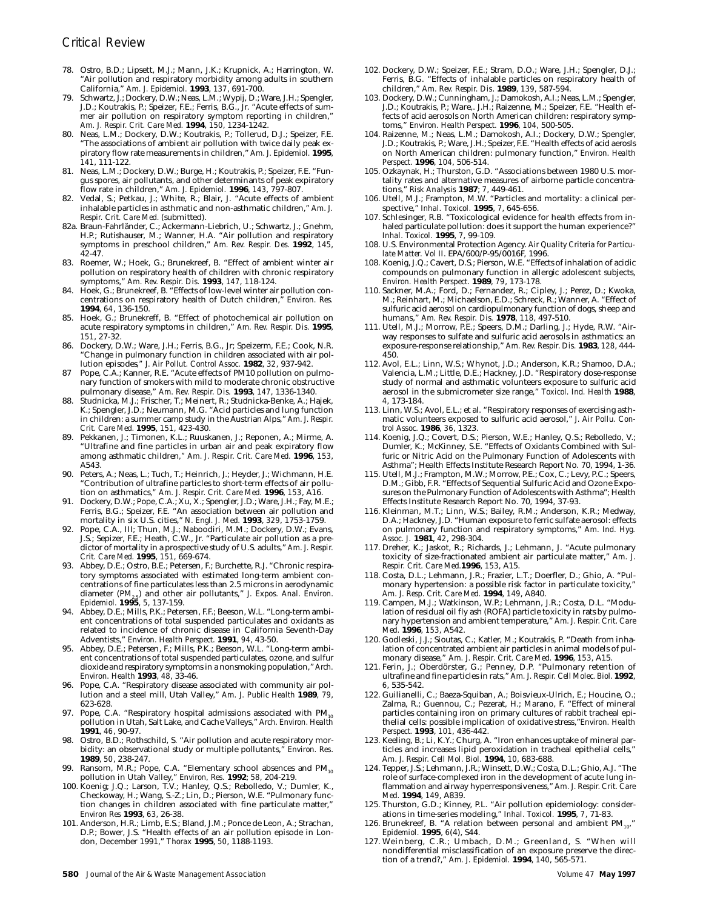78. Ostro, B.D.; Lipsett, M.J.; Mann, J.K.; Krupnick, A.; Harrington, W. "Air pollution and respiratory morbidity among adults in southern California," *Am. J. Epidemiol.* **1993**, *137*, 691-700.
79. Schwartz, J.; Dockery, D.W.; Neas, L.M.; Wypij, D.; Ware, J.H.; Spengler, J.D.; Koutrakis, P.; Speizer, F.E.; Ferris, B.G., Jr. "Acute effects of summer air pollution on respiratory symptom reporting in children," *Am. J. Respir. Crit. Care Med.* **1994**, *150*, 1234-1242.
80. Neas, L.M.; Dockery, D.W.; Koutrakis, P.; Tollerud, D.J.; Speizer, F.E. "The associations of ambient air pollution with twice daily peak expiratory flow rate measurements in children," *Am. J. Epidemiol.* **1995**, *141*, 111-122.
81. Neas, L.M.; Dockery, D.W.; Burge, H.; Koutrakis, P.; Speizer, F.E. "Fungus spores, air pollutants, and other determinants of peak expiratory flow rate in children," *Am. J. Epidemiol.* **1996**, *143*, 797-807.
82. Vedal, S.; Petkau, J.; White, R.; Blair, J. "Acute effects of ambient inhalable particles in asthmatic and non-asthmatic children," *Am. J. Respir. Crit. Care Med.* (submitted).

82a. Braun-Fahrländer, C.; Ackermann-Liebrich, U.; Schwartz, J.; Gnehm, H.P.; Rutishauser, M.; Wanner, H.A. "Air pollution and respiratory symptoms in preschool children," *Am. Rev. Respir. Des.* **1992**, *145*, 42-47.

83. Roemer, W.; Hoek, G.; Brunekreef, B. "Effect of ambient winter air pollution on respiratory health of children with chronic respiratory symptoms," *Am. Rev. Respir. Dis.* **1993**, *147*, 118-124.
84. Hoek, G.; Brunekreef, B. "Effects of low-level winter air pollution concentrations on respiratory health of Dutch children," *Environ. Res.* **1994**, *64*, 136-150.
85. Hoek, G.; Brunekreff, B. "Effect of photochemical air pollution on acute respiratory symptoms in children," *Am. Rev. Respir. Dis.* **1995**, *151*, 27-32.
86. Dockery, D.W.; Ware, J.H.; Ferris, B.G., Jr; Speizerm, F.E.; Cook, N.R. "Change in pulmonary function in children associated with air pollution episodes," *J. Air Pollut. Control Assoc.* **1982**, *32*, 937-942.
87. Pope, C.A.; Kanner, R.E. "Acute effects of PM10 pollution on pulmonary function of smokers with mild to moderate chronic obstructive pulmonary disease," *Am. Rev. Respir. Dis.* **1993**, *147*, 1336-1340.
88. Studnicka, M.J.; Frischer, T.; Meinert, R.; Studnicka-Benke, A.; Hajek, K.; Spengler, J.D.; Neumann, M.G. "Acid particles and lung function in children: a summer camp study in the Austrian Alps," *Am. J. Respir. Crit. Care Med.* **1995**, *151*, 423-430.
89. Pekkanen, J.; Timonen, K.L.; Ruuskanen, J.; Reponen, A.; Mirme, A. "Ultrafine and fine particles in urban air and peak expiratory flow among asthmatic children," *Am. J. Respir. Crit. Care Med.* **1996**, *153*, A543.
90. Peters, A.; Neas, L.; Tuch, T.; Heinrich, J.; Heyder, J.; Wichmann, H.E. "Contribution of ultrafine particles to short-term effects of air pollution on asthmatics," *Am. J. Respir. Crit. Care Med.* **1996**, *153*, A16.
91. Dockery, D.W.; Pope, C.A.; Xu, X.; Spengler, J.D.; Ware, J.H.; Fay, M.E.; Ferris, B.G.; Speizer, F.E. "An association between air pollution and mortality in six U.S. cities," *N. Engl. J. Med.* **1993**, *329*, 1753-1759.
92. Pope, C.A., III; Thun, M.J.; Naboodiri, M.M.; Dockery, D.W.; Evans, J.S.; Sepizer, F.E.; Heath, C.W., Jr. "Particulate air pollution as a predictor of mortality in a prospective study of U.S. adults," *Am. J. Respir. Crit. Care Med.* **1995**, *151*, 669-674.
93. Abbey, D.E.; Ostro, B.E.; Petersen, F.; Burchette, R.J. "Chronic respiratory symptoms associated with estimated long-term ambient concentrations of fine particulates less than 2.5 microns in aerodynamic diameter ($PM_{2.5}$) and other air pollutants," *J. Expos. Anal. Environ. Epidemiol.* **1995**, *5*, 137-159.
94. Abbey, D.E.; Mills, P.K.; Petersen, F.F.; Beeson, W.L. "Long-term ambient concentrations of total suspended particulates and oxidants as related to incidence of chronic disease in California Seventh-Day Adventists," *Environ. Health Perspect.* **1991**, *94*, 43-50.
95. Abbey, D.E.; Petersen, F.; Mills, P.K.; Beeson, W.L. "Long-term ambient concentrations of total suspended particulates, ozone, and sulfur dioxide and respiratory symptoms in a nonsmoking population," *Arch. Environ. Health* **1993**, *48*, 33-46.
96. Pope, C.A. "Respiratory disease associated with community air pollution and a steel mill, Utah Valley," *Am. J. Public Health* **1989**, *79*, 623-628.
97. Pope, C.A. "Respiratory hospital admissions associated with $PM_{10}$ pollution in Utah, Salt Lake, and Cache Valleys," *Arch. Environ. Health* **1991**, *46*, 90-97.
98. Ostro, B.D.; Rothschild, S. "Air pollution and acute respiratory morbidity: an observational study or multiple pollutants," *Environ. Res.* **1989**, *50*, 238-247.
99. Ransom, M.R.; Pope, C.A. "Elementary school absences and $PM_{10}$ pollution in Utah Valley," *Environ. Res.* **1992**; *58*, 204-219.
100. Koenig, J.Q.; Larson, T.V.; Hanley, Q.S.; Rebolledo, V.; Dumler, K., Checkoway, H.; Wang, S.-Z.; Lin, D.; Pierson, W.E. "Pulmonary function changes in children associated with fine particulate matter," *Environ Res* **1993**, *63*, 26-38.
101. Anderson, H.R.; Limb, E.S.; Bland, J.M.; Ponce de Leon, A.; Strachan, D.P.; Bower, J.S. "Health effects of an air pollution episode in London, December 1991," *Thorax* **1995**, *50*, 1188-1193.
102. Dockery, D.W.; Speizer, F.E.; Stram, D.O.; Ware, J.H.; Spengler, D.J.; Ferris, B.G. "Effects of inhalable particles on respiratory health of children," *Am. Rev. Respir. Dis.* **1989**, *139*, 587-594.
103. Dockery, D.W.; Cunningham, J.; Damokosh, A.I.; Neas, L.M.; Spengler, J.D.; Koutrakis, P.; Ware,. J.H.; Raizenne, M.; Speizer, F.E. "Health effects of acid aerosols on North American children: respiratory symptoms," *Environ. Health Perspect.* **1996**, *104*, 500-505.
104. Raizenne, M.; Neas, L.M.; Damokosh, A.I.; Dockery, D.W.; Spengler, J.D.; Koutrakis, P.; Ware, J.H.; Speizer, F.E. "Health effects of acid aerosls on North American children: pulmonary function," *Environ. Health Perspect.* **1996**, *104*, 506-514.
105. Ozkaynak, H.; Thurston, G.D. "Associations between 1980 U.S. mortality rates and alternative measures of airborne particle concentrations," *Risk Analysis* **1987**; *7*, 449-461.
106. Utell, M.J.; Frampton, M.W. "Particles and mortality: a clinical perspective," *Inhal. Toxicol.* **1995**, *7*, 645-656.
107. Schlesinger, R.B. "Toxicological evidence for health effects from inhaled particulate pollution: does it support the human experience?" *Inhal. Toxicol.* **1995**, *7*, 99-109.
108. U.S. Environmental Protection Agency. *Air Quality Criteria for Particulate Matter. Vol II.* EPA/600/P-95/0016F, 1996.
108. Koenig, J.Q.; Cavert, D.S.; Pierson, W.E. "Effects of inhalation of acidic compounds on pulmonary function in allergic adolescent subjects, *Environ. Health Perspect.* **1989**, *79*, 173-178.
110. Sackner, M.A.; Ford, D.; Fernandez, R.; Cipley, J.; Perez, D.; Kwoka, M.; Reinhart, M.; Michaelson, E.D.; Schreck, R.; Wanner, A. "Effect of sulfuric acid aerosol on cardiopulmonary function of dogs, sheep and humans," *Am. Rev. Respir. Dis.* **1978**, *118*, 497-510.
111. Utell, M.J.; Morrow, P.E.; Speers, D.M.; Darling, J.; Hyde, R.W. "Airway responses to sulfate and sulfuric acid aerosols in asthmatics: an exposure-response relationship," *Am. Rev. Respir. Dis.* **1983**, *128*, 444-450.
112. Avol, E.L.; Linn, W.S.; Whynot, J.D.; Anderson, K.R.; Shamoo, D.A.; Valencia, L.M.; Little, D.E.; Hackney, J.D. "Respiratory dose-response study of normal and asthmatic volunteers exposure to sulfuric acid aerosol in the submicrometer size range," *Toxicol. Ind. Health* **1988**, *4*, 173-184.
113. Linn, W.S.; Avol, E.L.; et al. "Respiratory responses of exercising asthmatic volunteers exposed to sulfuric acid aerosol," *J. Air Pollu. Control Assoc.* **1986**, *36*, 1323.
114. Koenig, J.Q.; Covert, D.S.; Pierson, W.E.; Hanley, Q.S.; Rebolledo, V.; Dumler, K.; McKinney, S.E. "Effects of Oxidants Combined with Sulfuric or Nitric Acid on the Pulmonary Function of Adolescents with Asthma"; Health Effects Institute Research Report No. 70, 1994, 1-36.
115. Utell, M.J.; Frampton, M.W.; Morrow, P.E.; Cox, C.; Levy, P.C.; Speers, D.M.; Gibb, F.R. "Effects of Sequential Sulfuric Acid and Ozone Exposures on the Pulmonary Function of Adolescents with Asthma"; Health Effects Institute Research Report No. 70, 1994, 37-93.
116. Kleinman, M.T.; Linn, W.S.; Bailey, R.M.; Anderson, K.R.; Medway, D.A.; Hackney, J.D. "Human exposure to ferric sulfate aerosol: effects on pulmonary function and respiratory symptoms," *Am. Ind. Hyg. Assoc. J.* **1981**, *42*, 298-304.
117. Dreher, K.; Jaskot, R.; Richards, J.; Lehmann, J. "Acute pulmonary toxicity of size-fractionated ambient air particulate matter," *Am. J. Respir. Crit. Care Med.* **1996**, *153*, A15.
118. Costa, D.L.; Lehmann, J.R.; Frazier, L.T.; Doerfler, D.; Ghio, A. "Pulmonary hypertension: a possible risk factor in particulate toxicity," *Am. J. Resp. Crit. Care Med.* **1994**, *149*, A840.
119. Campen, M.J.; Watkinson, W.P.; Lehmann, J.R.; Costa, D.L. "Modulation of residual oil fly ash (ROFA) particle toxicity in rats by pulmonary hypertension and ambient temperature," *Am. J. Respir. Crit. Care Med.* **1996**, *153*, A542.
120. Godleski, J.J.; Sioutas, C.; Katler, M.; Koutrakis, P. "Death from inhalation of concentrated ambient air particles in animal models of pulmonary disease," *Am. J. Respir. Crit. Care Med.* **1996**, *153*, A15.
121. Ferin, J.; Oberdörster, G.; Penney, D.P. "Pulmonary retention of ultrafine and fine particles in rats," *Am. J. Respir. Cell Molec. Biol.* **1992**, *6*, 535-542.
122. Guilianelli, C.; Baeza-Squiban, A.; Boisvieux-Ulrich, E.; Houcine, O.; Zalma, R.; Guennou, C.; Pezerat, H.; Marano, F. "Effect of mineral particles containing iron on primary cultures of rabbit tracheal epithelial cells: possible implication of oxidative stress,"*Environ. Health Perspect.* **1993**, *101*, 436-442.
123. Keeling, B.; Li, K.Y.; Churg, A. "Iron enhances uptake of mineral particles and increases lipid peroxidation in tracheal epithelial cells," *Am. J. Respir. Cell Mol. Biol.* **1994**, *10*, 683-688.
124. Tepper, J.S.; Lehmann, J.R.; Winsett, D.W.; Costa, D.L.; Ghio, A.J. "The role of surface-complexed iron in the development of acute lung inflammation and airway hyperresponsiveness," *Am. J. Respir. Crit. Care Med.* **1994**, *149*, A839.
125. Thurston, G.D.; Kinney, P.L. "Air pollution epidemiology: considerations in time-series modeling," *Inhal. Toxicol.* **1995**, *7*, 71-83.
126. Brunekreef, B. "A relation between personal and ambient $PM_{10}$," *Epidemiol.* **1995**, *6*(4), S44.
127. Weinberg, C.R.; Umbach, D.M.; Greenland, S. "When will nondifferential misclassification of an exposure preserve the direction of a trend?," *Am. J. Epidemiol.* **1994**, *140*, 565-571.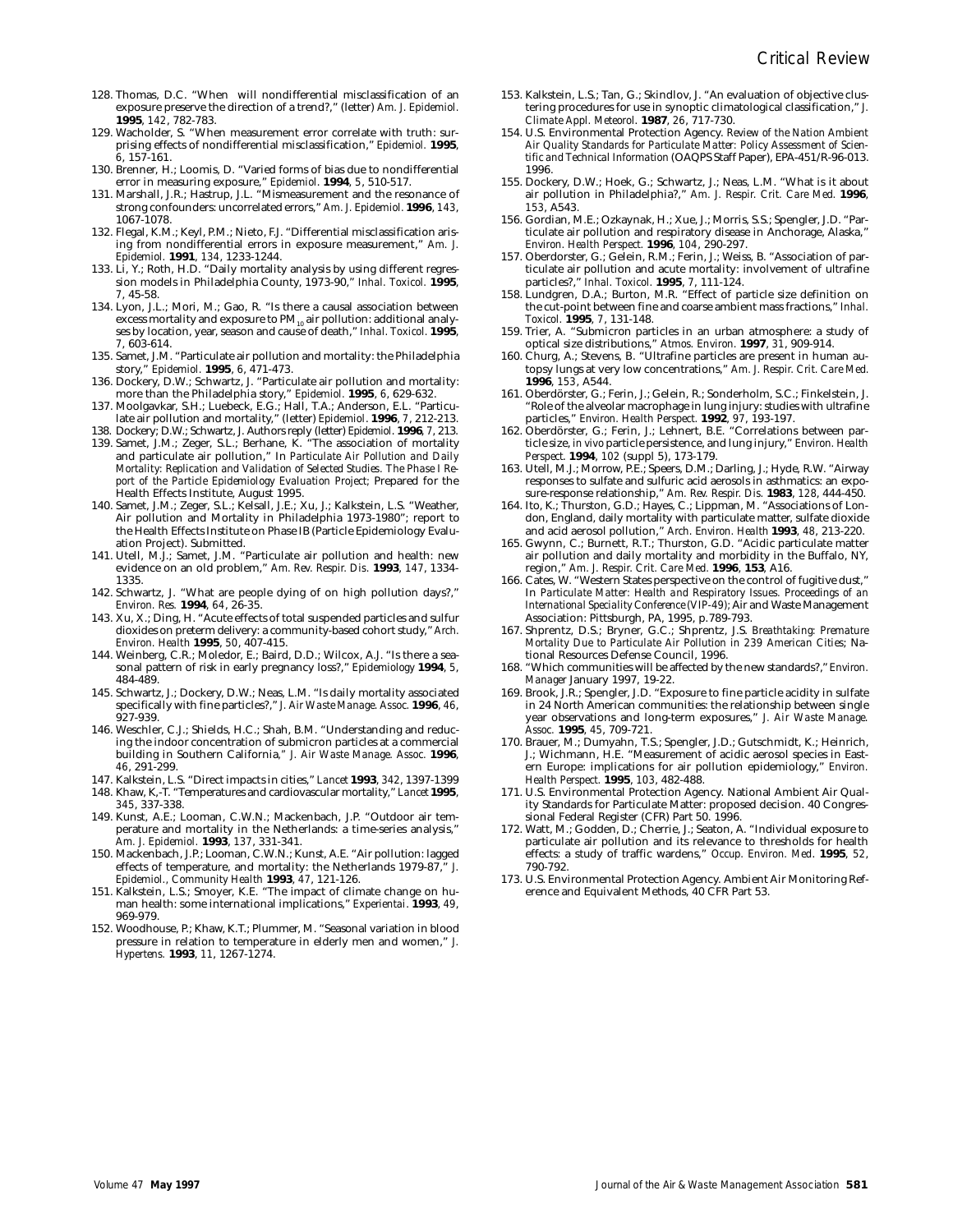128. Thomas, D.C. "When will nondifferential misclassification of an exposure preserve the direction of a trend?," (letter) *Am. J. Epidemiol.* **1995**, *142*, 782-783.
129. Wacholder, S. "When measurement error correlate with truth: surprising effects of nondifferential misclassification," *Epidemiol.* **1995**, *6*, 157-161.
130. Brenner, H.; Loomis, D. "Varied forms of bias due to nondifferential error in measuring exposure," *Epidemiol.* **1994**, *5*, 510-517.
131. Marshall, J.R.; Hastrup, J.L. "Mismeasurement and the resonance of strong confounders: uncorrelated errors," *Am. J. Epidemiol.* **1996**, *143*, 1067-1078.
132. Flegal, K.M.; Keyl, P.M.; Nieto, F.J. "Differential misclassification arising from nondifferential errors in exposure measurement," *Am. J. Epidemiol.* **1991**, *134*, 1233-1244.
133. Li, Y.; Roth, H.D. "Daily mortality analysis by using different regression models in Philadelphia County, 1973-90," *Inhal. Toxicol.* **1995**, *7*, 45-58.
134. Lyon, J.L.; Mori, M.; Gao, R. "Is there a causal association between excess mortality and exposure to $PM_{10}$ air pollution: additional analyses by location, year, season and cause of death," *Inhal. Toxicol.* **1995**, *7*, 603-614.
135. Samet, J.M. "Particulate air pollution and mortality: the Philadelphia story," *Epidemiol.* **1995**, *6*, 471-473.
136. Dockery, D.W.; Schwartz, J. "Particulate air pollution and mortality: more than the Philadelphia story," *Epidemiol.* **1995**, *6*, 629-632.
137. Moolgavkar, S.H.; Luebeck, E.G.; Hall, T.A.; Anderson, E.L. "Particulate air pollution and mortality," (letter) *Epidemiol.* **1996**, *7*, 212-213.
138. Dockery; D.W.; Schwartz, J. Authors reply (letter) *Epidemiol.* **1996**, *7*, 213.
139. Samet, J.M.; Zeger, S.L.; Berhane, K. "The association of mortality and particulate air pollution," In *Particulate Air Pollution and Daily Mortality: Replication and Validation of Selected Studies. The Phase I Report of the Particle Epidemiology Evaluation Project*; Prepared for the Health Effects Institute, August 1995.
140. Samet, J.M.; Zeger, S.L.; Kelsall, J.E.; Xu, J.; Kalkstein, L.S. "Weather, Air pollution and Mortality in Philadelphia 1973-1980"; report to the Health Effects Institute on Phase IB (Particle Epidemiology Evaluation Project). Submitted.
141. Utell, M.J.; Samet, J.M. "Particulate air pollution and health: new evidence on an old problem," *Am. Rev. Respir. Dis.* **1993**, *147*, 1334-1335.
142. Schwartz, J. "What are people dying of on high pollution days?," *Environ. Res.* **1994**, *64*, 26-35.
143. Xu, X.; Ding, H. "Acute effects of total suspended particles and sulfur dioxides on preterm delivery: a community-based cohort study," *Arch. Environ. Health* **1995**, *50*, 407-415.
144. Weinberg, C.R.; Moledor, E.; Baird, D.D.; Wilcox, A.J. "Is there a seasonal pattern of risk in early pregnancy loss?," *Epidemiology* **1994**, *5*, 484-489.
145. Schwartz, J.; Dockery, D.W.; Neas, L.M. "Is daily mortality associated specifically with fine particles?," *J. Air Waste Manage. Assoc.* **1996**, *46*, 927-939.
146. Weschler, C.J.; Shields, H.C.; Shah, B.M. "Understanding and reducing the indoor concentration of submicron particles at a commercial building in Southern California," *J. Air Waste Manage. Assoc.* **1996**, *46*, 291-299.
147. Kalkstein, L.S. "Direct impacts in cities," *Lancet* **1993**, *342*, 1397-1399
148. Khaw, K,-T. "Temperatures and cardiovascular mortality," *Lancet* **1995**, *345*, 337-338.
149. Kunst, A.E.; Looman, C.W.N.; Mackenbach, J.P. "Outdoor air temperature and mortality in the Netherlands: a time-series analysis," *Am. J. Epidemiol.* **1993**, *137*, 331-341.
150. Mackenbach, J.P.; Looman, C.W.N.; Kunst, A.E. "Air pollution: lagged effects of temperature, and mortality: the Netherlands 1979-87," *J. Epidemiol., Community Health* **1993**, *47*, 121-126.
151. Kalkstein, L.S.; Smoyer, K.E. "The impact of climate change on human health: some international implications," *Experientai.* **1993**, *49*, 969-979.
152. Woodhouse, P.; Khaw, K.T.; Plummer, M. "Seasonal variation in blood pressure in relation to temperature in elderly men and women," *J. Hypertens.* **1993**, *11*, 1267-1274.
153. Kalkstein, L.S.; Tan, G.; Skindlov, J. "An evaluation of objective clustering procedures for use in synoptic climatological classification," *J. Climate Appl. Meteorol.* **1987**, *26*, 717-730.
154. U.S. Environmental Protection Agency. *Review of the Nation Ambient Air Quality Standards for Particulate Matter: Policy Assessment of Scientific and Technical Information* (OAQPS Staff Paper), EPA-451/R-96-013. 1996.
155. Dockery, D.W.; Hoek, G.; Schwartz, J; Neas, L.M. "What is it about air pollution in Philadelphia?," *Am. J. Respir. Crit. Care Med.* **1996**, *153*, A543.
156. Gordian, M.E.; Ozkaynak, H.; Xue, J.; Morris, S.S.; Spengler, J.D. "Particulate air pollution and respiratory disease in Anchorage, Alaska," *Environ. Health Perspect.* **1996**, *104*, 290-297.
157. Oberdorster, G.; Gelein, R.M.; Ferin, J.; Weiss, B. "Association of particulate air pollution and acute mortality: involvement of ultrafine particles?," *Inhal. Toxicol.* **1995**, *7*, 111-124.
158. Lundgren, D.A.; Burton, M.R. "Effect of particle size definition on the cut-point between fine and coarse ambient mass fractions," *Inhal. Toxicol.* **1995**, *7*, 131-148.
159. Trier, A. "Submicron particles in an urban atmosphere: a study of optical size distributions," *Atmos. Environ.* **1997**, *31*, 909-914.
160. Churg, A.; Stevens, B. "Ultrafine particles are present in human autopsy lungs at very low concentrations," *Am. J. Respir. Crit. Care Med.* **1996**, *153*, A544.
161. Oberdörster, G.; Ferin, J.; Gelein, R.; Sonderholm, S.C.; Finkelstein, J. "Role of the alveolar macrophage in lung injury: studies with ultrafine particles," *Environ. Health Perspect.* **1992**, *97*, 193-197.
162. Oberdörster, G.; Ferin, J.; Lehnert, B.E. "Correlations between particle size, *in vivo* particle persistence, and lung injury," *Environ. Health Perspect.* **1994**, *102* (suppl 5), 173-179.
163. Utell, M.J.; Morrow, P.E.; Speers, D.M.; Darling, J.; Hyde, R.W. "Airway responses to sulfate and sulfuric acid aerosols in asthmatics: an exposure-response relationship," *Am. Rev. Respir. Dis.* **1983**, *128*, 444-450.
164. Ito, K.; Thurston, G.D.; Hayes, C.; Lippman, M. "Associations of London, England, daily mortality with particulate matter, sulfate dioxide and acid aerosol pollution," *Arch. Environ. Health* **1993**, *48*, 213-220.
165. Gwynn, C.; Burnett, R.T.; Thurston, G.D. "Acidic particulate matter air pollution and daily mortality and morbidity in the Buffalo, NY, region," *Am. J. Respir. Crit. Care Med.* **1996**, **153**, A16.
166. Cates, W. "Western States perspective on the control of fugitive dust," In *Particulate Matter: Health and Respiratory Issues. Proceedings of an International Speciality Conference (VIP-49)*; Air and Waste Management Association: Pittsburgh, PA, 1995, p.789-793.
167. Shprentz, D.S.; Bryner, G.C.; Shprentz, J.S. *Breathtaking: Premature Mortality Due to Particulate Air Pollution in 239 American Cities*; National Resources Defense Council, 1996.
168. "Which communities will be affected by the new standards?," *Environ. Manager* January 1997, 19-22.
169. Brook, J.R.; Spengler, J.D. "Exposure to fine particle acidity in sulfate in 24 North American communities: the relationship between single year observations and long-term exposures," *J. Air Waste Manage. Assoc.* **1995**, *45*, 709-721.
170. Brauer, M.; Dumyahn, T.S.; Spengler, J.D.; Gutschmidt, K.; Heinrich, J.; Wichmann, H.E. "Measurement of acidic aerosol species in Eastern Europe: implications for air pollution epidemiology," *Environ. Health Perspect.* **1995**, *103*, 482-488.
171. U.S. Environmental Protection Agency. National Ambient Air Quality Standards for Particulate Matter: proposed decision. 40 Congressional Federal Register (CFR) Part 50. 1996.
172. Watt, M.; Godden, D.; Cherrie, J.; Seaton, A. "Individual exposure to particulate air pollution and its relevance to thresholds for health effects: a study of traffic wardens," *Occup. Environ. Med.* **1995**, *52*, 790-792.
173. U.S. Environmental Protection Agency. Ambient Air Monitoring Reference and Equivalent Methods, 40 CFR Part 53.